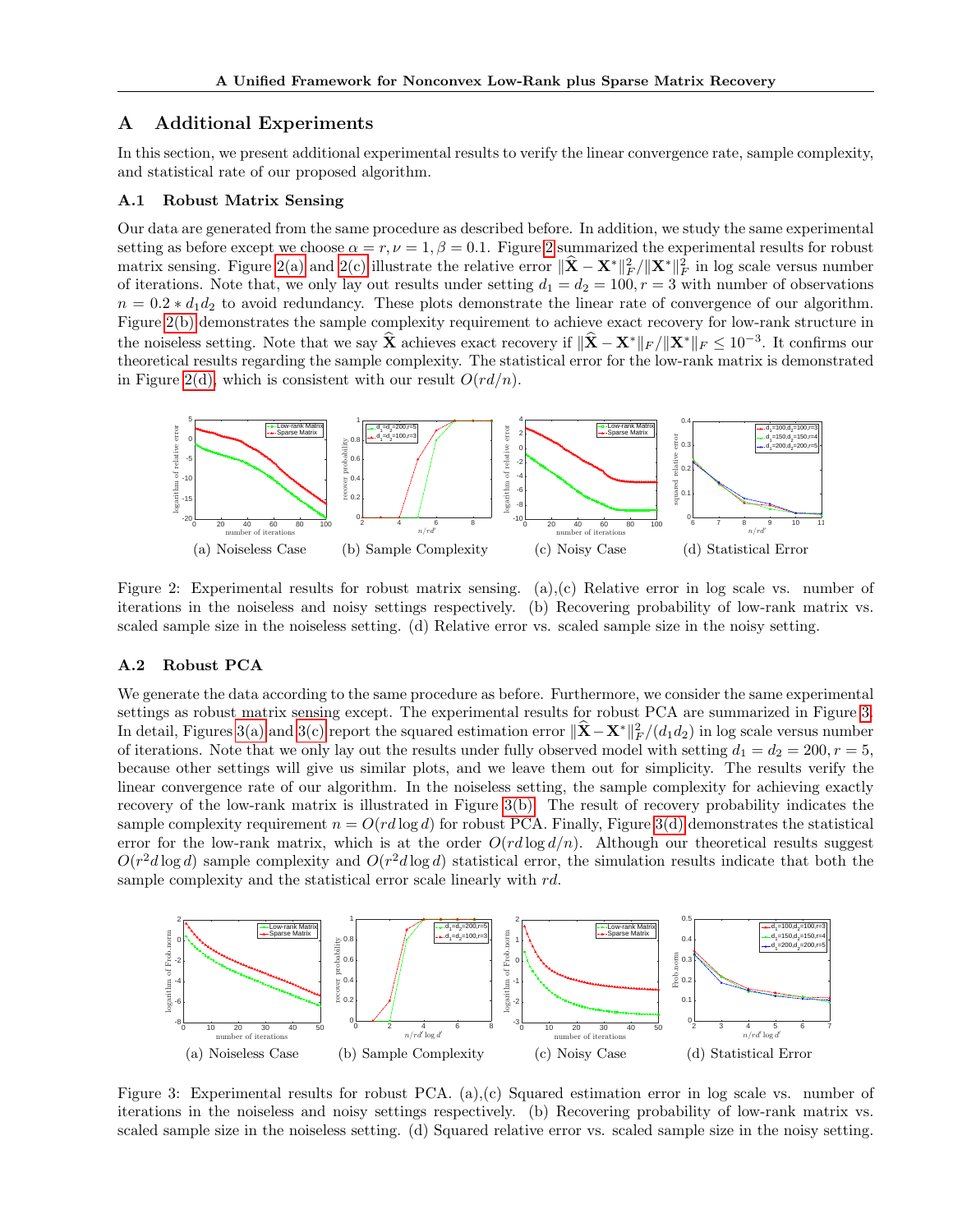# A Additional Experiments

In this section, we present additional experimental results to verify the linear convergence rate, sample complexity, and statistical rate of our proposed algorithm.

## A.1 Robust Matrix Sensing

Our data are generated from the same procedure as described before. In addition, we study the same experimental setting as before except we choose $\alpha = r, \nu = 1, \beta = 0.1$. Figure 2 summarized the experimental results for robust matrix sensing. Figure 2(a) and 2(c) illustrate the relative error $\|\widehat{\mathbf{X}} - \mathbf{X}^*\|_F^2 / \|\mathbf{X}^*\|_F^2$ in log scale versus number of iterations. Note that, we only lay out results under setting $d_1 = d_2 = 100, r = 3$ with number of observations $n = 0.2 * d_1 d_2$ to avoid redundancy. These plots demonstrate the linear rate of convergence of our algorithm. Figure 2(b) demonstrates the sample complexity requirement to achieve exact recovery for low-rank structure in the noiseless setting. Note that we say $\widehat{\mathbf{X}}$ achieves exact recovery if $\|\widehat{\mathbf{X}} - \mathbf{X}^*\|_F / \|\mathbf{X}^*\|_F \leq 10^{-3}$. It confirms our theoretical results regarding the sample complexity. The statistical error for the low-rank matrix is demonstrated in Figure 2(d), which is consistent with our result $O(rd/n)$.

(a) Noiseless Case (b) Sample Complexity (c) Noisy Case (d) Statistical Error

Figure 2: Experimental results for robust matrix sensing. (a),(c) Relative error in log scale vs. number of iterations in the noiseless and noisy settings respectively. (b) Recovering probability of low-rank matrix vs. scaled sample size in the noiseless setting. (d) Relative error vs. scaled sample size in the noisy setting.

## A.2 Robust PCA

We generate the data according to the same procedure as before. Furthermore, we consider the same experimental settings as robust matrix sensing except. The experimental results for robust PCA are summarized in Figure 3. In detail, Figures 3(a) and 3(c) report the squared estimation error $\|\widehat{\mathbf{X}} - \mathbf{X}^*\|_F^2 / (d_1 d_2)$ in log scale versus number of iterations. Note that we only lay out the results under fully observed model with setting $d_1 = d_2 = 200, r = 5$, because other settings will give us similar plots, and we leave them out for simplicity. The results verify the linear convergence rate of our algorithm. In the noiseless setting, the sample complexity for achieving exactly recovery of the low-rank matrix is illustrated in Figure 3(b). The result of recovery probability indicates the sample complexity requirement $n = O(rd \log d)$ for robust PCA. Finally, Figure 3(d) demonstrates the statistical error for the low-rank matrix, which is at the order $O(rd \log d/n)$. Although our theoretical results suggest $O(r^2 d \log d)$ sample complexity and $O(r^2 d \log d)$ statistical error, the simulation results indicate that both the sample complexity and the statistical error scale linearly with $rd$.

(a) Noiseless Case (b) Sample Complexity (c) Noisy Case (d) Statistical Error

Figure 3: Experimental results for robust PCA. (a),(c) Squared estimation error in log scale vs. number of iterations in the noiseless and noisy settings respectively. (b) Recovering probability of low-rank matrix vs. scaled sample size in the noiseless setting. (d) Squared relative error vs. scaled sample size in the noisy setting.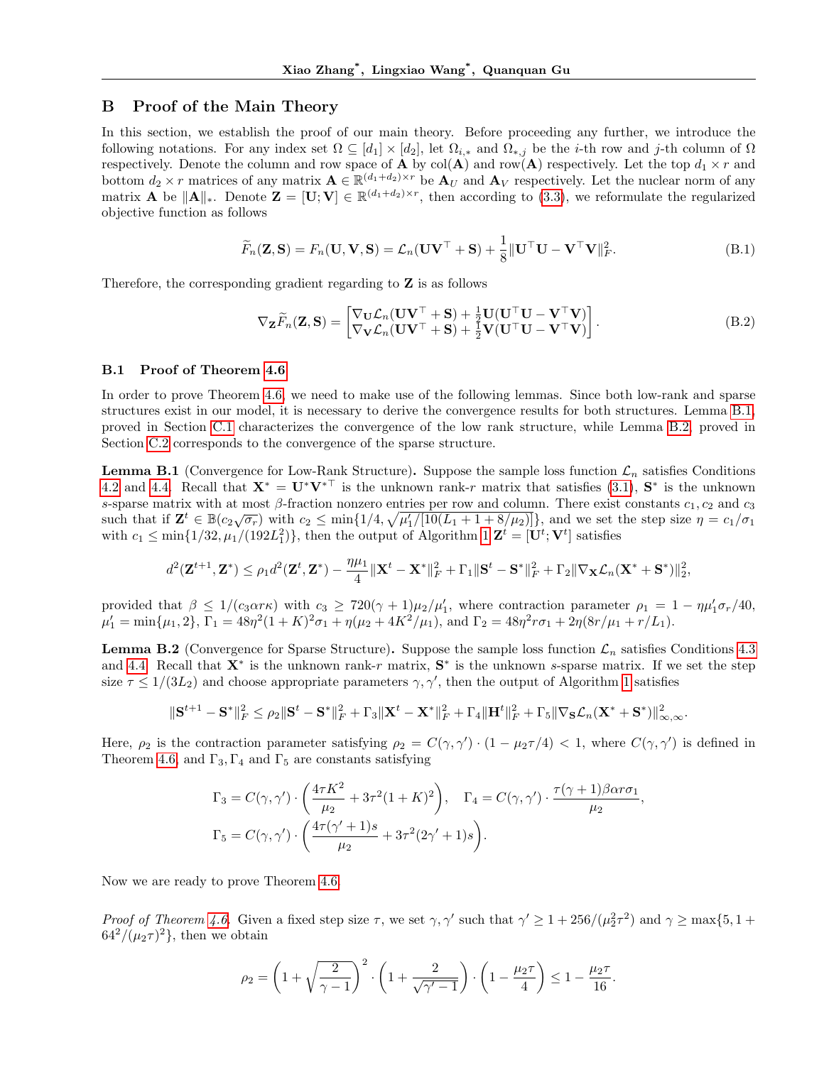## B Proof of the Main Theory

In this section, we establish the proof of our main theory. Before proceeding any further, we introduce the following notations. For any index set $\Omega \subseteq [d_1] \times [d_2]$, let $\Omega_{i,*}$ and $\Omega_{*,j}$ be the $i$-th row and $j$-th column of $\Omega$ respectively. Denote the column and row space of $\mathbf{A}$ by $\text{col}(\mathbf{A})$ and $\text{row}(\mathbf{A})$ respectively. Let the top $d_1 \times r$ and bottom $d_2 \times r$ matrices of any matrix $\mathbf{A} \in \mathbb{R}^{(d_1+d_2)\times r}$ be $\mathbf{A}_U$ and $\mathbf{A}_V$ respectively. Let the nuclear norm of any matrix $\mathbf{A}$ be $\|\mathbf{A}\|_*$. Denote $\mathbf{Z} = [\mathbf{U}; \mathbf{V}] \in \mathbb{R}^{(d_1+d_2)\times r}$, then according to (3.3), we reformulate the regularized objective function as follows

$$\widetilde{F}_n(\mathbf{Z}, \mathbf{S}) = F_n(\mathbf{U}, \mathbf{V}, \mathbf{S}) = \mathcal{L}_n(\mathbf{U}\mathbf{V}^\top + \mathbf{S}) + \frac{1}{8}\|\mathbf{U}^\top\mathbf{U} - \mathbf{V}^\top\mathbf{V}\|_F^2. \tag{B.1}$$

Therefore, the corresponding gradient regarding to $\mathbf{Z}$ is as follows

$$\nabla_{\mathbf{Z}}\widetilde{F}_n(\mathbf{Z}, \mathbf{S}) = \begin{bmatrix} \nabla_{\mathbf{U}}\mathcal{L}_n(\mathbf{U}\mathbf{V}^\top + \mathbf{S}) + \frac{1}{2}\mathbf{U}(\mathbf{U}^\top\mathbf{U} - \mathbf{V}^\top\mathbf{V}) \\ \nabla_{\mathbf{V}}\mathcal{L}_n(\mathbf{U}\mathbf{V}^\top + \mathbf{S}) + \frac{1}{2}\mathbf{V}(\mathbf{U}^\top\mathbf{U} - \mathbf{V}^\top\mathbf{V}) \end{bmatrix}. \tag{B.2}$$

### B.1 Proof of Theorem 4.6

In order to prove Theorem 4.6, we need to make use of the following lemmas. Since both low-rank and sparse structures exist in our model, it is necessary to derive the convergence results for both structures. Lemma B.1, proved in Section C.1 characterizes the convergence of the low rank structure, while Lemma B.2, proved in Section C.2 corresponds to the convergence of the sparse structure.

**Lemma B.1** (Convergence for Low-Rank Structure). Suppose the sample loss function $\mathcal{L}_n$ satisfies Conditions 4.2 and 4.4. Recall that $\mathbf{X}^* = \mathbf{U}^*\mathbf{V}^{*\top}$ is the unknown rank-$r$ matrix that satisfies (3.1), $\mathbf{S}^*$ is the unknown $s$-sparse matrix with at most $\beta$-fraction nonzero entries per row and column. There exist constants $c_1, c_2$ and $c_3$ such that if $\mathbf{Z}^t \in \mathbb{B}(c_2\sqrt{\sigma_r})$ with $c_2 \le \min\{1/4, \sqrt{\mu_1'/[10(L_1+1+8/\mu_2)]}\}$, and we set the step size $\eta = c_1/\sigma_1$ with $c_1 \le \min\{1/32, \mu_1/(192L_1^2)\}$, then the output of Algorithm 1 $\mathbf{Z}^t = [\mathbf{U}^t; \mathbf{V}^t]$ satisfies

$$d^2(\mathbf{Z}^{t+1}, \mathbf{Z}^*) \le \rho_1 d^2(\mathbf{Z}^t, \mathbf{Z}^*) - \frac{\eta\mu_1}{4}\|\mathbf{X}^t - \mathbf{X}^*\|_F^2 + \Gamma_1\|\mathbf{S}^t - \mathbf{S}^*\|_F^2 + \Gamma_2\|\nabla_{\mathbf{X}}\mathcal{L}_n(\mathbf{X}^* + \mathbf{S}^*)\|_2^2,$$

provided that $\beta \le 1/(c_3\alpha r\kappa)$ with $c_3 \ge 720(\gamma+1)\mu_2/\mu_1'$, where contraction parameter $\rho_1 = 1 - \eta\mu_1'\sigma_r/40$, $\mu_1' = \min\{\mu_1, 2\}$, $\Gamma_1 = 48\eta^2(1+K)^2\sigma_1 + \eta(\mu_2 + 4K^2/\mu_1)$, and $\Gamma_2 = 48\eta^2 r\sigma_1 + 2\eta(8r/\mu_1 + r/L_1)$.

**Lemma B.2** (Convergence for Sparse Structure). Suppose the sample loss function $\mathcal{L}_n$ satisfies Conditions 4.3 and 4.4. Recall that $\mathbf{X}^*$ is the unknown rank-$r$ matrix, $\mathbf{S}^*$ is the unknown $s$-sparse matrix. If we set the step size $\tau \le 1/(3L_2)$ and choose appropriate parameters $\gamma, \gamma'$, then the output of Algorithm 1 satisfies

$$\|\mathbf{S}^{t+1} - \mathbf{S}^*\|_F^2 \le \rho_2\|\mathbf{S}^t - \mathbf{S}^*\|_F^2 + \Gamma_3\|\mathbf{X}^t - \mathbf{X}^*\|_F^2 + \Gamma_4\|\mathbf{H}^t\|_F^2 + \Gamma_5\|\nabla_{\mathbf{S}}\mathcal{L}_n(\mathbf{X}^* + \mathbf{S}^*)\|_{\infty,\infty}^2.$$

Here, $\rho_2$ is the contraction parameter satisfying $\rho_2 = C(\gamma, \gamma') \cdot (1 - \mu_2\tau/4) < 1$, where $C(\gamma, \gamma')$ is defined in Theorem 4.6, and $\Gamma_3, \Gamma_4$ and $\Gamma_5$ are constants satisfying

$$\Gamma_3 = C(\gamma, \gamma') \cdot \left(\frac{4\tau K^2}{\mu_2} + 3\tau^2(1+K)^2\right), \quad \Gamma_4 = C(\gamma, \gamma') \cdot \frac{\tau(\gamma+1)\beta\alpha r\sigma_1}{\mu_2},$$
$$\Gamma_5 = C(\gamma, \gamma') \cdot \left(\frac{4\tau(\gamma'+1)s}{\mu_2} + 3\tau^2(2\gamma'+1)s\right).$$

Now we are ready to prove Theorem 4.6.

*Proof of Theorem 4.6.* Given a fixed step size $\tau$, we set $\gamma, \gamma'$ such that $\gamma' \ge 1 + 256/(\mu_2^2\tau^2)$ and $\gamma \ge \max\{5, 1 + 64^2/(\mu_2\tau)^2\}$, then we obtain

$$\rho_2 = \left(1 + \sqrt{\frac{2}{\gamma - 1}}\right)^2 \cdot \left(1 + \frac{2}{\sqrt{\gamma' - 1}}\right) \cdot \left(1 - \frac{\mu_2\tau}{4}\right) \le 1 - \frac{\mu_2\tau}{16}.$$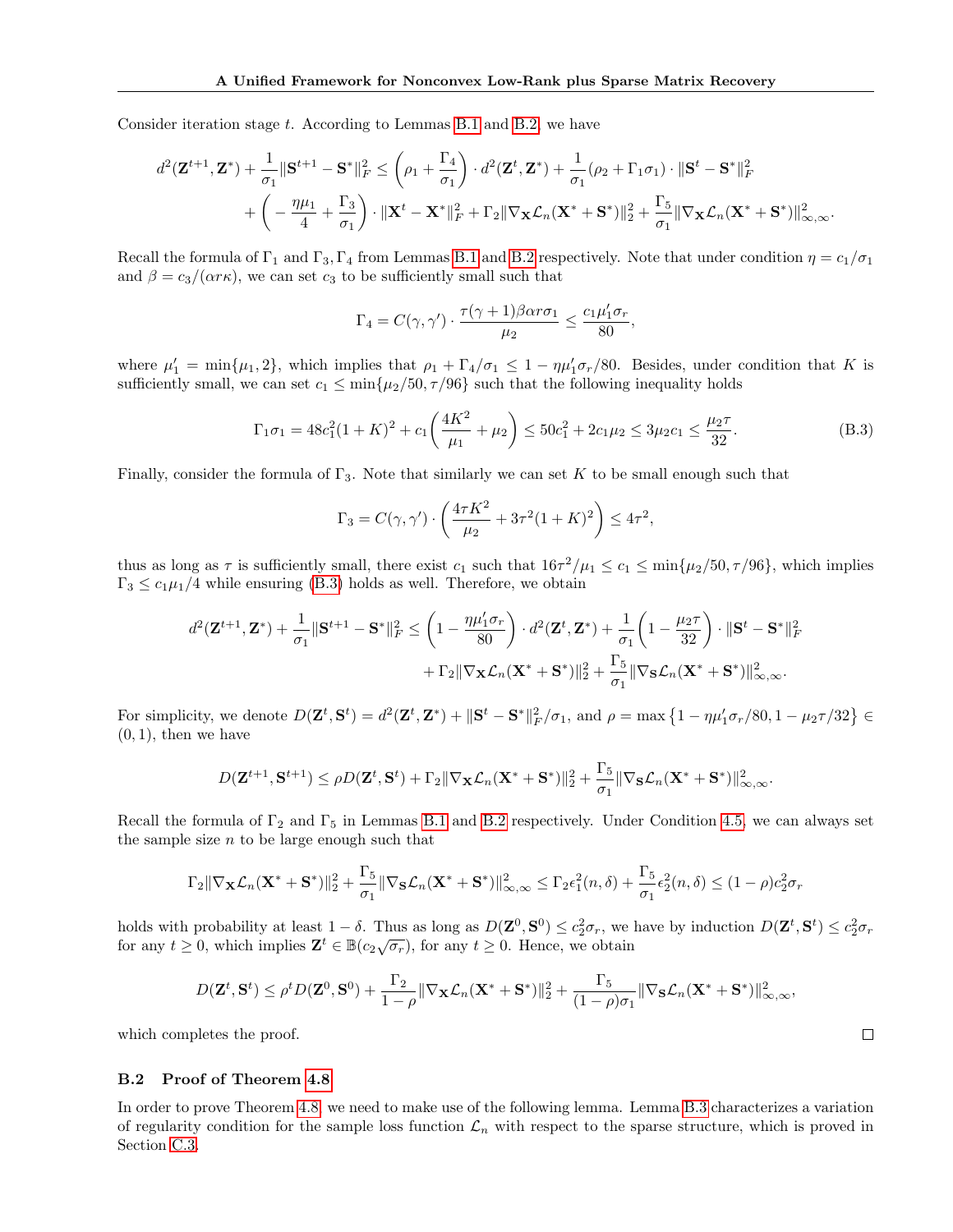Consider iteration stage $t$. According to Lemmas B.1 and B.2, we have

$$
\begin{aligned}
d^2(\mathbf{Z}^{t+1}, \mathbf{Z}^*) + \frac{1}{\sigma_1}\|\mathbf{S}^{t+1} - \mathbf{S}^*\|_F^2 &\leq \left(\rho_1 + \frac{\Gamma_4}{\sigma_1}\right) \cdot d^2(\mathbf{Z}^t, \mathbf{Z}^*) + \frac{1}{\sigma_1}(\rho_2 + \Gamma_1\sigma_1) \cdot \|\mathbf{S}^t - \mathbf{S}^*\|_F^2 \\
&\quad + \left(-\frac{\eta\mu_1}{4} + \frac{\Gamma_3}{\sigma_1}\right) \cdot \|\mathbf{X}^t - \mathbf{X}^*\|_F^2 + \Gamma_2\|\nabla_{\mathbf{X}}\mathcal{L}_n(\mathbf{X}^* + \mathbf{S}^*)\|_2^2 + \frac{\Gamma_5}{\sigma_1}\|\nabla_{\mathbf{X}}\mathcal{L}_n(\mathbf{X}^* + \mathbf{S}^*)\|_{\infty,\infty}^2.
\end{aligned}
$$

Recall the formula of $\Gamma_1$ and $\Gamma_3, \Gamma_4$ from Lemmas B.1 and B.2 respectively. Note that under condition $\eta = c_1/\sigma_1$ and $\beta = c_3/(\alpha r\kappa)$, we can set $c_3$ to be sufficiently small such that

$$
\Gamma_4 = C(\gamma, \gamma') \cdot \frac{\tau(\gamma+1)\beta\alpha r\sigma_1}{\mu_2} \leq \frac{c_1\mu_1'\sigma_r}{80},
$$

where $\mu_1' = \min\{\mu_1, 2\}$, which implies that $\rho_1 + \Gamma_4/\sigma_1 \leq 1 - \eta\mu_1'\sigma_r/80$. Besides, under condition that $K$ is sufficiently small, we can set $c_1 \leq \min\{\mu_2/50, \tau/96\}$ such that the following inequality holds

$$
\Gamma_1\sigma_1 = 48c_1^2(1+K)^2 + c_1\left(\frac{4K^2}{\mu_1} + \mu_2\right) \leq 50c_1^2 + 2c_1\mu_2 \leq 3\mu_2 c_1 \leq \frac{\mu_2\tau}{32}. \tag{B.3}
$$

Finally, consider the formula of $\Gamma_3$. Note that similarly we can set $K$ to be small enough such that

$$
\Gamma_3 = C(\gamma, \gamma') \cdot \left(\frac{4\tau K^2}{\mu_2} + 3\tau^2(1+K)^2\right) \leq 4\tau^2,
$$

thus as long as $\tau$ is sufficiently small, there exist $c_1$ such that $16\tau^2/\mu_1 \leq c_1 \leq \min\{\mu_2/50, \tau/96\}$, which implies $\Gamma_3 \leq c_1\mu_1/4$ while ensuring (B.3) holds as well. Therefore, we obtain

$$
\begin{aligned}
d^2(\mathbf{Z}^{t+1}, \mathbf{Z}^*) + \frac{1}{\sigma_1}\|\mathbf{S}^{t+1} - \mathbf{S}^*\|_F^2 &\leq \left(1 - \frac{\eta\mu_1'\sigma_r}{80}\right) \cdot d^2(\mathbf{Z}^t, \mathbf{Z}^*) + \frac{1}{\sigma_1}\left(1 - \frac{\mu_2\tau}{32}\right) \cdot \|\mathbf{S}^t - \mathbf{S}^*\|_F^2 \\
&\quad + \Gamma_2\|\nabla_{\mathbf{X}}\mathcal{L}_n(\mathbf{X}^* + \mathbf{S}^*)\|_2^2 + \frac{\Gamma_5}{\sigma_1}\|\nabla_{\mathbf{S}}\mathcal{L}_n(\mathbf{X}^* + \mathbf{S}^*)\|_{\infty,\infty}^2.
\end{aligned}
$$

For simplicity, we denote $D(\mathbf{Z}^t, \mathbf{S}^t) = d^2(\mathbf{Z}^t, \mathbf{Z}^*) + \|\mathbf{S}^t - \mathbf{S}^*\|_F^2/\sigma_1$, and $\rho = \max\{1 - \eta\mu_1'\sigma_r/80, 1 - \mu_2\tau/32\} \in (0, 1)$, then we have

$$
D(\mathbf{Z}^{t+1}, \mathbf{S}^{t+1}) \leq \rho D(\mathbf{Z}^t, \mathbf{S}^t) + \Gamma_2\|\nabla_{\mathbf{X}}\mathcal{L}_n(\mathbf{X}^* + \mathbf{S}^*)\|_2^2 + \frac{\Gamma_5}{\sigma_1}\|\nabla_{\mathbf{S}}\mathcal{L}_n(\mathbf{X}^* + \mathbf{S}^*)\|_{\infty,\infty}^2.
$$

Recall the formula of $\Gamma_2$ and $\Gamma_5$ in Lemmas B.1 and B.2 respectively. Under Condition 4.5, we can always set the sample size $n$ to be large enough such that

$$
\Gamma_2\|\nabla_{\mathbf{X}}\mathcal{L}_n(\mathbf{X}^* + \mathbf{S}^*)\|_2^2 + \frac{\Gamma_5}{\sigma_1}\|\nabla_{\mathbf{S}}\mathcal{L}_n(\mathbf{X}^* + \mathbf{S}^*)\|_{\infty,\infty}^2 \leq \Gamma_2\epsilon_1^2(n, \delta) + \frac{\Gamma_5}{\sigma_1}\epsilon_2^2(n, \delta) \leq (1-\rho)c_2^2\sigma_r
$$

holds with probability at least $1 - \delta$. Thus as long as $D(\mathbf{Z}^0, \mathbf{S}^0) \leq c_2^2\sigma_r$, we have by induction $D(\mathbf{Z}^t, \mathbf{S}^t) \leq c_2^2\sigma_r$ for any $t \geq 0$, which implies $\mathbf{Z}^t \in \mathbb{B}(c_2\sqrt{\sigma_r})$, for any $t \geq 0$. Hence, we obtain

$$
D(\mathbf{Z}^t, \mathbf{S}^t) \leq \rho^t D(\mathbf{Z}^0, \mathbf{S}^0) + \frac{\Gamma_2}{1-\rho}\|\nabla_{\mathbf{X}}\mathcal{L}_n(\mathbf{X}^* + \mathbf{S}^*)\|_2^2 + \frac{\Gamma_5}{(1-\rho)\sigma_1}\|\nabla_{\mathbf{S}}\mathcal{L}_n(\mathbf{X}^* + \mathbf{S}^*)\|_{\infty,\infty}^2,
$$

which completes the proof. □

### B.2 Proof of Theorem 4.8

In order to prove Theorem 4.8, we need to make use of the following lemma. Lemma B.3 characterizes a variation of regularity condition for the sample loss function $\mathcal{L}_n$ with respect to the sparse structure, which is proved in Section C.3.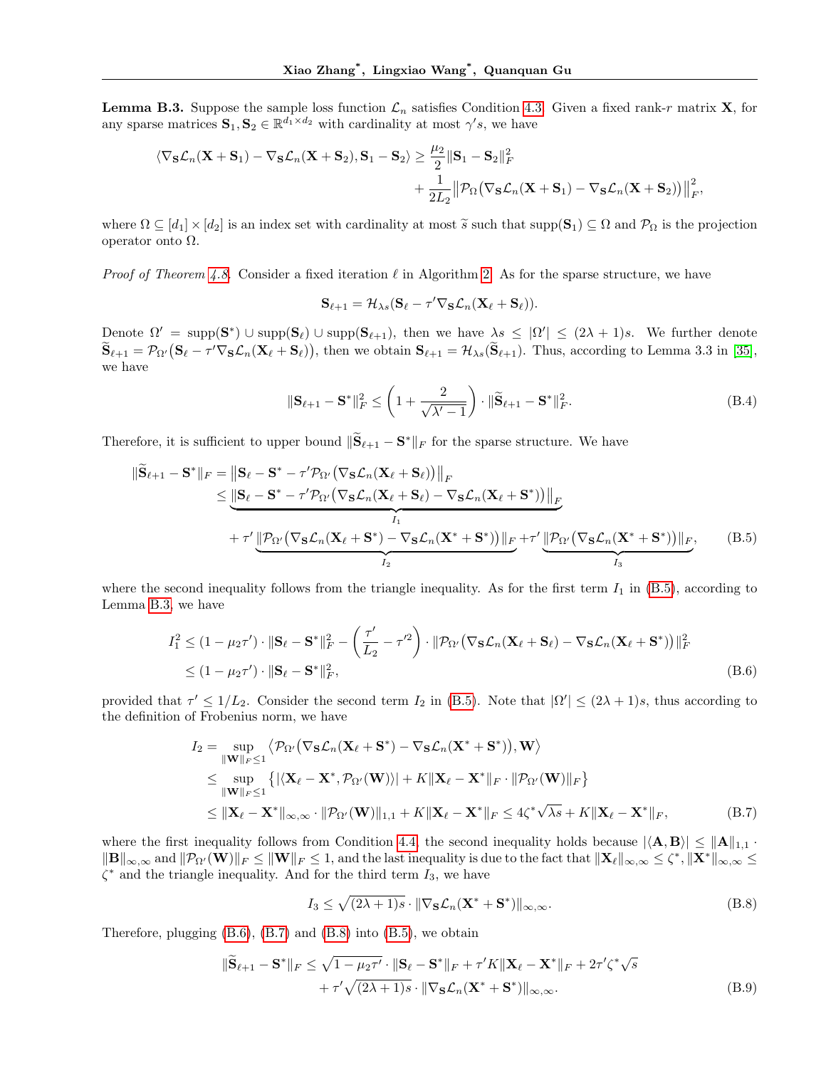**Lemma B.3.** Suppose the sample loss function $\mathcal{L}_n$ satisfies Condition 4.3. Given a fixed rank-$r$ matrix $\mathbf{X}$, for any sparse matrices $\mathbf{S}_1, \mathbf{S}_2 \in \mathbb{R}^{d_1 \times d_2}$ with cardinality at most $\gamma' s$, we have

$$
\begin{aligned}
\langle \nabla_{\mathbf{S}} \mathcal{L}_n(\mathbf{X}+\mathbf{S}_1) - \nabla_{\mathbf{S}} \mathcal{L}_n(\mathbf{X}+\mathbf{S}_2), \mathbf{S}_1 - \mathbf{S}_2 \rangle \geq \frac{\mu_2}{2} \|\mathbf{S}_1 - \mathbf{S}_2\|_F^2 \\
+ \frac{1}{2L_2} \big\| \mathcal{P}_\Omega \big( \nabla_{\mathbf{S}} \mathcal{L}_n(\mathbf{X}+\mathbf{S}_1) - \nabla_{\mathbf{S}} \mathcal{L}_n(\mathbf{X}+\mathbf{S}_2) \big) \big\|_F^2,
\end{aligned}
$$

where $\Omega \subseteq [d_1] \times [d_2]$ is an index set with cardinality at most $\widetilde{s}$ such that $\mathrm{supp}(\mathbf{S}_1) \subseteq \Omega$ and $\mathcal{P}_\Omega$ is the projection operator onto $\Omega$.

*Proof of Theorem 4.8.* Consider a fixed iteration $\ell$ in Algorithm 2. As for the sparse structure, we have

$$
\mathbf{S}_{\ell+1} = \mathcal{H}_{\lambda s}(\mathbf{S}_\ell - \tau' \nabla_{\mathbf{S}} \mathcal{L}_n(\mathbf{X}_\ell + \mathbf{S}_\ell)).
$$

Denote $\Omega' = \mathrm{supp}(\mathbf{S}^*) \cup \mathrm{supp}(\mathbf{S}_\ell) \cup \mathrm{supp}(\mathbf{S}_{\ell+1})$, then we have $\lambda s \leq |\Omega'| \leq (2\lambda+1)s$. We further denote $\widetilde{\mathbf{S}}_{\ell+1} = \mathcal{P}_{\Omega'}\big(\mathbf{S}_\ell - \tau' \nabla_{\mathbf{S}} \mathcal{L}_n(\mathbf{X}_\ell + \mathbf{S}_\ell)\big)$, then we obtain $\mathbf{S}_{\ell+1} = \mathcal{H}_{\lambda s}(\widetilde{\mathbf{S}}_{\ell+1})$. Thus, according to Lemma 3.3 in [35], we have

$$
\|\mathbf{S}_{\ell+1} - \mathbf{S}^*\|_F^2 \leq \left(1 + \frac{2}{\sqrt{\lambda'-1}}\right) \cdot \|\widetilde{\mathbf{S}}_{\ell+1} - \mathbf{S}^*\|_F^2. \tag{B.4}
$$

Therefore, it is sufficient to upper bound $\|\widetilde{\mathbf{S}}_{\ell+1} - \mathbf{S}^*\|_F$ for the sparse structure. We have

$$
\begin{aligned}
\|\widetilde{\mathbf{S}}_{\ell+1} - \mathbf{S}^*\|_F &= \big\| \mathbf{S}_\ell - \mathbf{S}^* - \tau' \mathcal{P}_{\Omega'}\big(\nabla_{\mathbf{S}} \mathcal{L}_n(\mathbf{X}_\ell + \mathbf{S}_\ell)\big) \big\|_F \\
&\leq \underbrace{\big\| \mathbf{S}_\ell - \mathbf{S}^* - \tau' \mathcal{P}_{\Omega'}\big(\nabla_{\mathbf{S}} \mathcal{L}_n(\mathbf{X}_\ell + \mathbf{S}_\ell) - \nabla_{\mathbf{S}} \mathcal{L}_n(\mathbf{X}_\ell + \mathbf{S}^*)\big) \big\|_F}_{I_1} \\
&\quad + \tau' \underbrace{\big\| \mathcal{P}_{\Omega'}\big(\nabla_{\mathbf{S}} \mathcal{L}_n(\mathbf{X}_\ell + \mathbf{S}^*) - \nabla_{\mathbf{S}} \mathcal{L}_n(\mathbf{X}^* + \mathbf{S}^*)\big) \big\|_F}_{I_2} + \tau' \underbrace{\big\| \mathcal{P}_{\Omega'}\big(\nabla_{\mathbf{S}} \mathcal{L}_n(\mathbf{X}^* + \mathbf{S}^*)\big) \big\|_F}_{I_3},
\end{aligned} \tag{B.5}
$$

where the second inequality follows from the triangle inequality. As for the first term $I_1$ in (B.5), according to Lemma B.3, we have

$$
\begin{aligned}
I_1^2 &\leq (1 - \mu_2 \tau') \cdot \|\mathbf{S}_\ell - \mathbf{S}^*\|_F^2 - \left(\frac{\tau'}{L_2} - \tau'^2\right) \cdot \|\mathcal{P}_{\Omega'}\big(\nabla_{\mathbf{S}} \mathcal{L}_n(\mathbf{X}_\ell + \mathbf{S}_\ell) - \nabla_{\mathbf{S}} \mathcal{L}_n(\mathbf{X}_\ell + \mathbf{S}^*)\big)\|_F^2 \\
&\leq (1 - \mu_2 \tau') \cdot \|\mathbf{S}_\ell - \mathbf{S}^*\|_F^2,
\end{aligned} \tag{B.6}
$$

provided that $\tau' \leq 1/L_2$. Consider the second term $I_2$ in (B.5). Note that $|\Omega'| \leq (2\lambda+1)s$, thus according to the definition of Frobenius norm, we have

$$
\begin{aligned}
I_2 &= \sup_{\|\mathbf{W}\|_F \leq 1} \big\langle \mathcal{P}_{\Omega'}\big(\nabla_{\mathbf{S}} \mathcal{L}_n(\mathbf{X}_\ell + \mathbf{S}^*) - \nabla_{\mathbf{S}} \mathcal{L}_n(\mathbf{X}^* + \mathbf{S}^*)\big), \mathbf{W} \big\rangle \\
&\leq \sup_{\|\mathbf{W}\|_F \leq 1} \big\{ |\langle \mathbf{X}_\ell - \mathbf{X}^*, \mathcal{P}_{\Omega'}(\mathbf{W}) \rangle| + K \|\mathbf{X}_\ell - \mathbf{X}^*\|_F \cdot \|\mathcal{P}_{\Omega'}(\mathbf{W})\|_F \big\} \\
&\leq \|\mathbf{X}_\ell - \mathbf{X}^*\|_{\infty,\infty} \cdot \|\mathcal{P}_{\Omega'}(\mathbf{W})\|_{1,1} + K \|\mathbf{X}_\ell - \mathbf{X}^*\|_F \leq 4\zeta^* \sqrt{\lambda s} + K \|\mathbf{X}_\ell - \mathbf{X}^*\|_F,
\end{aligned} \tag{B.7}
$$

where the first inequality follows from Condition 4.4, the second inequality holds because $|\langle \mathbf{A}, \mathbf{B} \rangle| \leq \|\mathbf{A}\|_{1,1} \cdot \|\mathbf{B}\|_{\infty,\infty}$ and $\|\mathcal{P}_{\Omega'}(\mathbf{W})\|_F \leq \|\mathbf{W}\|_F \leq 1$, and the last inequality is due to the fact that $\|\mathbf{X}_\ell\|_{\infty,\infty} \leq \zeta^*$, $\|\mathbf{X}^*\|_{\infty,\infty} \leq \zeta^*$ and the triangle inequality. And for the third term $I_3$, we have

$$
I_3 \leq \sqrt{(2\lambda+1)s} \cdot \|\nabla_{\mathbf{S}} \mathcal{L}_n(\mathbf{X}^* + \mathbf{S}^*)\|_{\infty,\infty}. \tag{B.8}
$$

Therefore, plugging (B.6), (B.7) and (B.8) into (B.5), we obtain

$$
\begin{aligned}
\|\widetilde{\mathbf{S}}_{\ell+1} - \mathbf{S}^*\|_F &\leq \sqrt{1 - \mu_2 \tau'} \cdot \|\mathbf{S}_\ell - \mathbf{S}^*\|_F + \tau' K \|\mathbf{X}_\ell - \mathbf{X}^*\|_F + 2\tau' \zeta^* \sqrt{s} \\
&\quad + \tau' \sqrt{(2\lambda+1)s} \cdot \|\nabla_{\mathbf{S}} \mathcal{L}_n(\mathbf{X}^* + \mathbf{S}^*)\|_{\infty,\infty}.
\end{aligned} \tag{B.9}
$$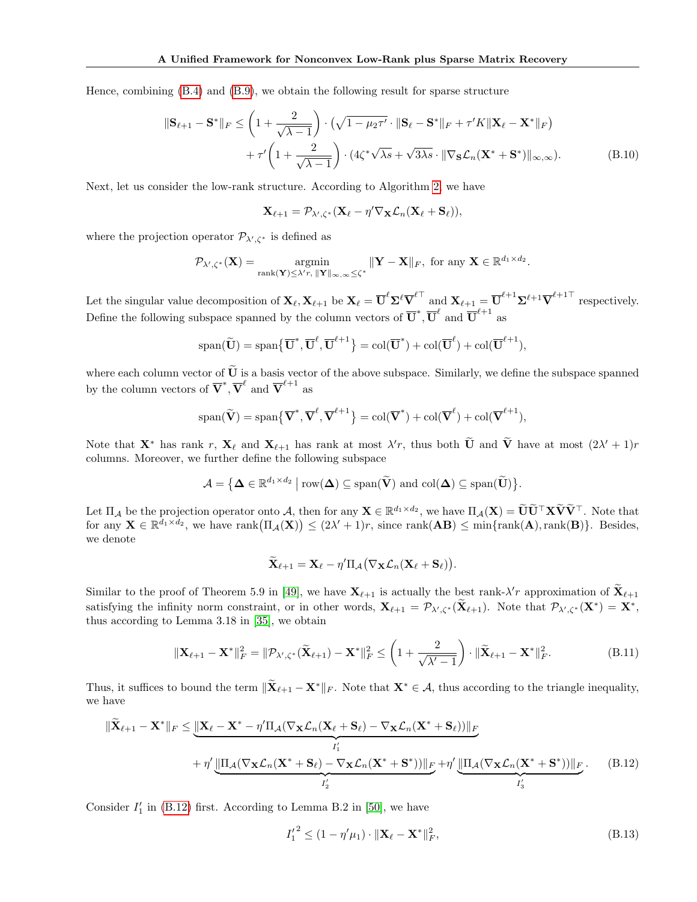Hence, combining (B.4) and (B.9), we obtain the following result for sparse structure

$$\|\mathbf{S}_{\ell+1} - \mathbf{S}^*\|_F \leq \left(1 + \frac{2}{\sqrt{\lambda - 1}}\right) \cdot \left(\sqrt{1 - \mu_2 \tau'} \cdot \|\mathbf{S}_\ell - \mathbf{S}^*\|_F + \tau' K \|\mathbf{X}_\ell - \mathbf{X}^*\|_F\right) + \tau' \left(1 + \frac{2}{\sqrt{\lambda - 1}}\right) \cdot \left(4\zeta^* \sqrt{\lambda s} + \sqrt{3\lambda s} \cdot \|\nabla_{\mathbf{S}} \mathcal{L}_n(\mathbf{X}^* + \mathbf{S}^*)\|_{\infty,\infty}\right). \tag{B.10}$$

Next, let us consider the low-rank structure. According to Algorithm 2, we have

$$\mathbf{X}_{\ell+1} = \mathcal{P}_{\lambda', \zeta^*}(\mathbf{X}_\ell - \eta' \nabla_{\mathbf{X}} \mathcal{L}_n(\mathbf{X}_\ell + \mathbf{S}_\ell)),$$

where the projection operator $\mathcal{P}_{\lambda', \zeta^*}$ is defined as

$$\mathcal{P}_{\lambda', \zeta^*}(\mathbf{X}) = \underset{\text{rank}(\mathbf{Y}) \leq \lambda' r, \, \|\mathbf{Y}\|_{\infty,\infty} \leq \zeta^*}{\text{argmin}} \|\mathbf{Y} - \mathbf{X}\|_F, \text{ for any } \mathbf{X} \in \mathbb{R}^{d_1 \times d_2}.$$

Let the singular value decomposition of $\mathbf{X}_\ell, \mathbf{X}_{\ell+1}$ be $\mathbf{X}_\ell = \overline{\mathbf{U}}^\ell \mathbf{\Sigma}^\ell \overline{\mathbf{V}}^{\ell\top}$ and $\mathbf{X}_{\ell+1} = \overline{\mathbf{U}}^{\ell+1} \mathbf{\Sigma}^{\ell+1} \overline{\mathbf{V}}^{\ell+1\top}$ respectively. Define the following subspace spanned by the column vectors of $\overline{\mathbf{U}}^*, \overline{\mathbf{U}}^\ell$ and $\overline{\mathbf{U}}^{\ell+1}$ as

$$\text{span}(\widetilde{\mathbf{U}}) = \text{span}\{\overline{\mathbf{U}}^*, \overline{\mathbf{U}}^\ell, \overline{\mathbf{U}}^{\ell+1}\} = \text{col}(\overline{\mathbf{U}}^*) + \text{col}(\overline{\mathbf{U}}^\ell) + \text{col}(\overline{\mathbf{U}}^{\ell+1}),$$

where each column vector of $\widetilde{\mathbf{U}}$ is a basis vector of the above subspace. Similarly, we define the subspace spanned by the column vectors of $\overline{\mathbf{V}}^*, \overline{\mathbf{V}}^\ell$ and $\overline{\mathbf{V}}^{\ell+1}$ as

$$\text{span}(\widetilde{\mathbf{V}}) = \text{span}\{\overline{\mathbf{V}}^*, \overline{\mathbf{V}}^\ell, \overline{\mathbf{V}}^{\ell+1}\} = \text{col}(\overline{\mathbf{V}}^*) + \text{col}(\overline{\mathbf{V}}^\ell) + \text{col}(\overline{\mathbf{V}}^{\ell+1}),$$

Note that $\mathbf{X}^*$ has rank $r$, $\mathbf{X}_\ell$ and $\mathbf{X}_{\ell+1}$ has rank at most $\lambda' r$, thus both $\widetilde{\mathbf{U}}$ and $\widetilde{\mathbf{V}}$ have at most $(2\lambda' + 1)r$ columns. Moreover, we further define the following subspace

$$\mathcal{A} = \{\mathbf{\Delta} \in \mathbb{R}^{d_1 \times d_2} \mid \text{row}(\mathbf{\Delta}) \subseteq \text{span}(\widetilde{\mathbf{V}}) \text{ and } \text{col}(\mathbf{\Delta}) \subseteq \text{span}(\widetilde{\mathbf{U}})\}.$$

Let $\Pi_{\mathcal{A}}$ be the projection operator onto $\mathcal{A}$, then for any $\mathbf{X} \in \mathbb{R}^{d_1 \times d_2}$, we have $\Pi_{\mathcal{A}}(\mathbf{X}) = \widetilde{\mathbf{U}}\widetilde{\mathbf{U}}^\top \mathbf{X} \widetilde{\mathbf{V}}\widetilde{\mathbf{V}}^\top$. Note that for any $\mathbf{X} \in \mathbb{R}^{d_1 \times d_2}$, we have $\text{rank}(\Pi_{\mathcal{A}}(\mathbf{X})) \leq (2\lambda' + 1)r$, since $\text{rank}(\mathbf{AB}) \leq \min\{\text{rank}(\mathbf{A}), \text{rank}(\mathbf{B})\}$. Besides, we denote

$$\widetilde{\mathbf{X}}_{\ell+1} = \mathbf{X}_\ell - \eta' \Pi_{\mathcal{A}}(\nabla_{\mathbf{X}} \mathcal{L}_n(\mathbf{X}_\ell + \mathbf{S}_\ell)).$$

Similar to the proof of Theorem 5.9 in [49], we have $\mathbf{X}_{\ell+1}$ is actually the best rank-$\lambda' r$ approximation of $\widetilde{\mathbf{X}}_{\ell+1}$ satisfying the infinity norm constraint, or in other words, $\mathbf{X}_{\ell+1} = \mathcal{P}_{\lambda', \zeta^*}(\widetilde{\mathbf{X}}_{\ell+1})$. Note that $\mathcal{P}_{\lambda', \zeta^*}(\mathbf{X}^*) = \mathbf{X}^*$, thus according to Lemma 3.18 in [35], we obtain

$$\|\mathbf{X}_{\ell+1} - \mathbf{X}^*\|_F^2 = \|\mathcal{P}_{\lambda', \zeta^*}(\widetilde{\mathbf{X}}_{\ell+1}) - \mathbf{X}^*\|_F^2 \leq \left(1 + \frac{2}{\sqrt{\lambda' - 1}}\right) \cdot \|\widetilde{\mathbf{X}}_{\ell+1} - \mathbf{X}^*\|_F^2. \tag{B.11}$$

Thus, it suffices to bound the term $\|\widetilde{\mathbf{X}}_{\ell+1} - \mathbf{X}^*\|_F$. Note that $\mathbf{X}^* \in \mathcal{A}$, thus according to the triangle inequality, we have

$$\|\widetilde{\mathbf{X}}_{\ell+1} - \mathbf{X}^*\|_F \leq \underbrace{\|\mathbf{X}_\ell - \mathbf{X}^* - \eta' \Pi_{\mathcal{A}}(\nabla_{\mathbf{X}} \mathcal{L}_n(\mathbf{X}_\ell + \mathbf{S}_\ell) - \nabla_{\mathbf{X}} \mathcal{L}_n(\mathbf{X}^* + \mathbf{S}_\ell))\|_F}_{I_1'} + \eta' \underbrace{\|\Pi_{\mathcal{A}}(\nabla_{\mathbf{X}} \mathcal{L}_n(\mathbf{X}^* + \mathbf{S}_\ell) - \nabla_{\mathbf{X}} \mathcal{L}_n(\mathbf{X}^* + \mathbf{S}^*))\|_F}_{I_2'} + \eta' \underbrace{\|\Pi_{\mathcal{A}}(\nabla_{\mathbf{X}} \mathcal{L}_n(\mathbf{X}^* + \mathbf{S}^*))\|_F}_{I_3'}. \tag{B.12}$$

Consider $I_1'$ in (B.12) first. According to Lemma B.2 in [50], we have

$$I_1'^2 \leq (1 - \eta' \mu_1) \cdot \|\mathbf{X}_\ell - \mathbf{X}^*\|_F^2, \tag{B.13}$$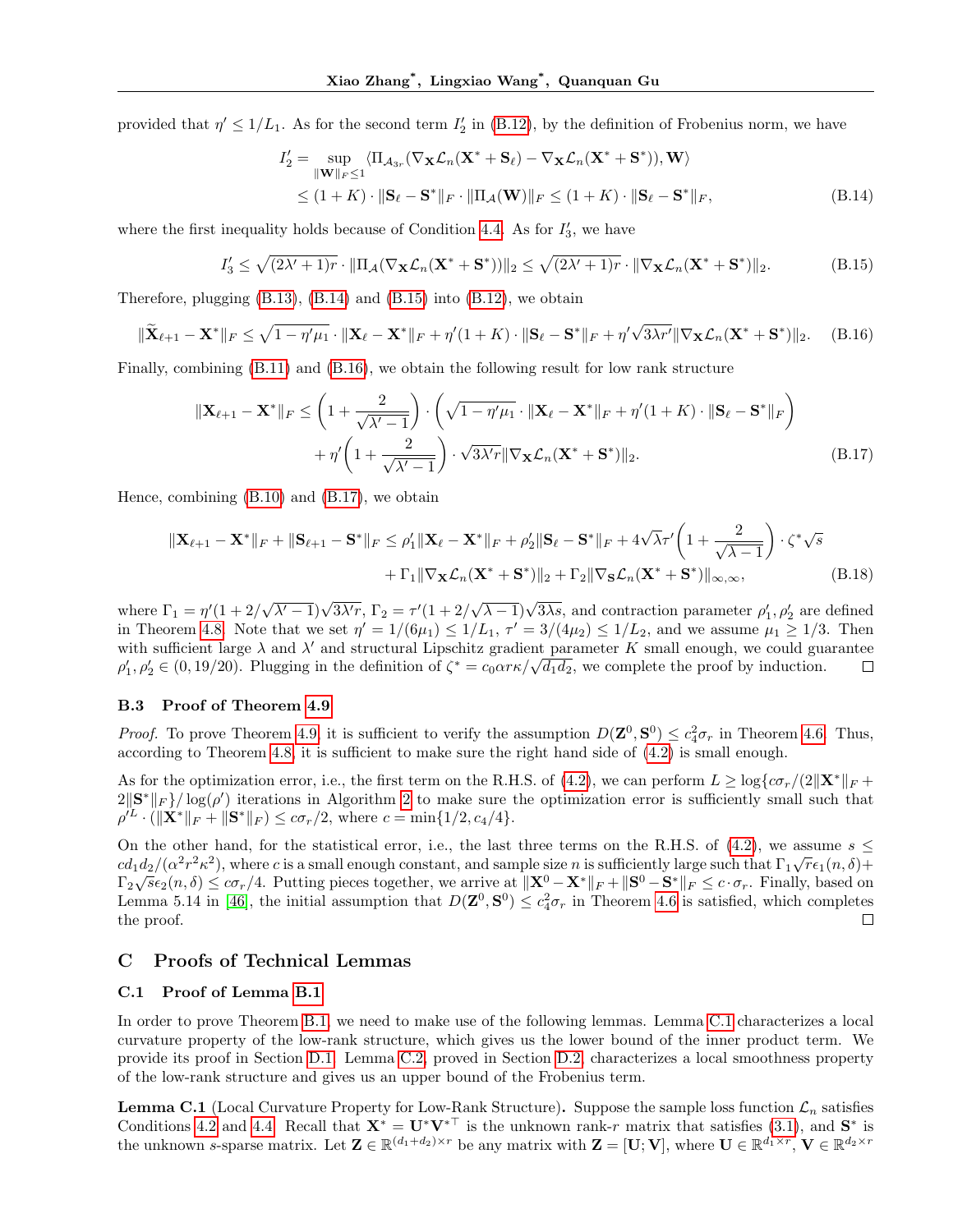provided that $\eta' \leq 1/L_1$. As for the second term $I_2'$ in (B.12), by the definition of Frobenius norm, we have

$$
\begin{aligned}
I_2' &= \sup_{\|\mathbf{W}\|_F \leq 1} \langle \Pi_{\mathcal{A}_{3r}}(\nabla_{\mathbf{X}} \mathcal{L}_n(\mathbf{X}^* + \mathbf{S}_\ell) - \nabla_{\mathbf{X}} \mathcal{L}_n(\mathbf{X}^* + \mathbf{S}^*)), \mathbf{W} \rangle \\
&\leq (1+K) \cdot \|\mathbf{S}_\ell - \mathbf{S}^*\|_F \cdot \|\Pi_{\mathcal{A}}(\mathbf{W})\|_F \leq (1+K) \cdot \|\mathbf{S}_\ell - \mathbf{S}^*\|_F,
\end{aligned} \tag{B.14}
$$

where the first inequality holds because of Condition 4.4. As for $I_3'$, we have

$$
I_3' \leq \sqrt{(2\lambda'+1)r} \cdot \|\Pi_{\mathcal{A}}(\nabla_{\mathbf{X}} \mathcal{L}_n(\mathbf{X}^* + \mathbf{S}^*))\|_2 \leq \sqrt{(2\lambda'+1)r} \cdot \|\nabla_{\mathbf{X}} \mathcal{L}_n(\mathbf{X}^* + \mathbf{S}^*)\|_2. \tag{B.15}
$$

Therefore, plugging (B.13), (B.14) and (B.15) into (B.12), we obtain

$$
\|\widetilde{\mathbf{X}}_{\ell+1} - \mathbf{X}^*\|_F \leq \sqrt{1-\eta'\mu_1} \cdot \|\mathbf{X}_\ell - \mathbf{X}^*\|_F + \eta'(1+K) \cdot \|\mathbf{S}_\ell - \mathbf{S}^*\|_F + \eta'\sqrt{3\lambda r'}\|\nabla_{\mathbf{X}} \mathcal{L}_n(\mathbf{X}^* + \mathbf{S}^*)\|_2. \tag{B.16}
$$

Finally, combining (B.11) and (B.16), we obtain the following result for low rank structure

$$
\begin{aligned}
\|\mathbf{X}_{\ell+1} - \mathbf{X}^*\|_F &\leq \left(1 + \frac{2}{\sqrt{\lambda'-1}}\right) \cdot \left(\sqrt{1-\eta'\mu_1} \cdot \|\mathbf{X}_\ell - \mathbf{X}^*\|_F + \eta'(1+K) \cdot \|\mathbf{S}_\ell - \mathbf{S}^*\|_F\right) \\
&\quad + \eta'\left(1 + \frac{2}{\sqrt{\lambda'-1}}\right) \cdot \sqrt{3\lambda' r}\|\nabla_{\mathbf{X}} \mathcal{L}_n(\mathbf{X}^* + \mathbf{S}^*)\|_2.
\end{aligned} \tag{B.17}
$$

Hence, combining (B.10) and (B.17), we obtain

$$
\begin{aligned}
\|\mathbf{X}_{\ell+1} - \mathbf{X}^*\|_F + \|\mathbf{S}_{\ell+1} - \mathbf{S}^*\|_F &\leq \rho_1'\|\mathbf{X}_\ell - \mathbf{X}^*\|_F + \rho_2'\|\mathbf{S}_\ell - \mathbf{S}^*\|_F + 4\sqrt{\lambda}\tau'\left(1 + \frac{2}{\sqrt{\lambda-1}}\right) \cdot \zeta^*\sqrt{s} \\
&\quad + \Gamma_1\|\nabla_{\mathbf{X}} \mathcal{L}_n(\mathbf{X}^* + \mathbf{S}^*)\|_2 + \Gamma_2\|\nabla_{\mathbf{S}} \mathcal{L}_n(\mathbf{X}^* + \mathbf{S}^*)\|_{\infty,\infty},
\end{aligned} \tag{B.18}
$$

where $\Gamma_1 = \eta'(1 + 2/\sqrt{\lambda'-1})\sqrt{3\lambda' r}$, $\Gamma_2 = \tau'(1 + 2/\sqrt{\lambda-1})\sqrt{3\lambda s}$, and contraction parameter $\rho_1', \rho_2'$ are defined in Theorem 4.8. Note that we set $\eta' = 1/(6\mu_1) \leq 1/L_1$, $\tau' = 3/(4\mu_2) \leq 1/L_2$, and we assume $\mu_1 \geq 1/3$. Then with sufficient large $\lambda$ and $\lambda'$ and structural Lipschitz gradient parameter $K$ small enough, we could guarantee $\rho_1', \rho_2' \in (0, 19/20)$. Plugging in the definition of $\zeta^* = c_0\alpha r\kappa/\sqrt{d_1 d_2}$, we complete the proof by induction. □

### B.3 Proof of Theorem 4.9

*Proof.* To prove Theorem 4.9 it is sufficient to verify the assumption $D(\mathbf{Z}^0, \mathbf{S}^0) \leq c_4^2\sigma_r$ in Theorem 4.6. Thus, according to Theorem 4.8, it is sufficient to make sure the right hand side of (4.2) is small enough.

As for the optimization error, i.e., the first term on the R.H.S. of (4.2), we can perform $L \geq \log\{c\sigma_r/(2\|\mathbf{X}^*\|_F + 2\|\mathbf{S}^*\|_F\}/\log(\rho')$ iterations in Algorithm 2 to make sure the optimization error is sufficiently small such that $\rho'^L \cdot (\|\mathbf{X}^*\|_F + \|\mathbf{S}^*\|_F) \leq c\sigma_r/2$, where $c = \min\{1/2, c_4/4\}$.

On the other hand, for the statistical error, i.e., the last three terms on the R.H.S. of (4.2), we assume $s \leq cd_1d_2/(\alpha^2r^2\kappa^2)$, where $c$ is a small enough constant, and sample size $n$ is sufficiently large such that $\Gamma_1\sqrt{r}\epsilon_1(n,\delta) + \Gamma_2\sqrt{s}\epsilon_2(n,\delta) \leq c\sigma_r/4$. Putting pieces together, we arrive at $\|\mathbf{X}^0 - \mathbf{X}^*\|_F + \|\mathbf{S}^0 - \mathbf{S}^*\|_F \leq c \cdot \sigma_r$. Finally, based on Lemma 5.14 in [46], the initial assumption that $D(\mathbf{Z}^0, \mathbf{S}^0) \leq c_4^2\sigma_r$ in Theorem 4.6 is satisfied, which completes the proof. □

## C Proofs of Technical Lemmas

### C.1 Proof of Lemma B.1

In order to prove Theorem B.1, we need to make use of the following lemmas. Lemma C.1 characterizes a local curvature property of the low-rank structure, which gives us the lower bound of the inner product term. We provide its proof in Section D.1. Lemma C.2, proved in Section D.2, characterizes a local smoothness property of the low-rank structure and gives us an upper bound of the Frobenius term.

**Lemma C.1** (Local Curvature Property for Low-Rank Structure)**.** Suppose the sample loss function $\mathcal{L}_n$ satisfies Conditions 4.2 and 4.4. Recall that $\mathbf{X}^* = \mathbf{U}^*\mathbf{V}^{*\top}$ is the unknown rank-$r$ matrix that satisfies (3.1), and $\mathbf{S}^*$ is the unknown $s$-sparse matrix. Let $\mathbf{Z} \in \mathbb{R}^{(d_1+d_2)\times r}$ be any matrix with $\mathbf{Z} = [\mathbf{U}; \mathbf{V}]$, where $\mathbf{U} \in \mathbb{R}^{d_1\times r}$, $\mathbf{V} \in \mathbb{R}^{d_2\times r}$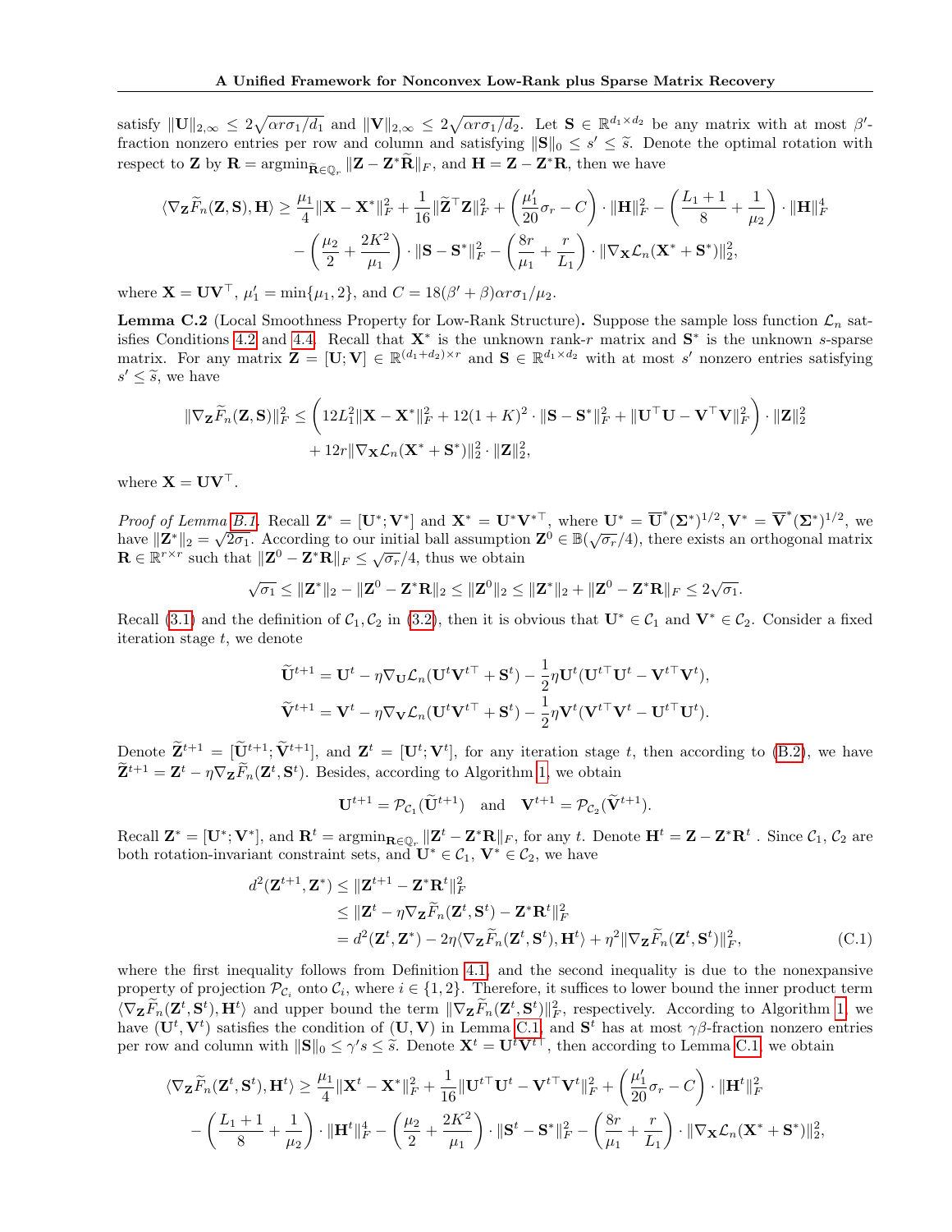satisfy $\|\mathbf{U}\|_{2,\infty} \leq 2\sqrt{\alpha r \sigma_1/d_1}$ and $\|\mathbf{V}\|_{2,\infty} \leq 2\sqrt{\alpha r \sigma_1/d_2}$. Let $\mathbf{S} \in \mathbb{R}^{d_1 \times d_2}$ be any matrix with at most $\beta'$-fraction nonzero entries per row and column and satisfying $\|\mathbf{S}\|_0 \leq s' \leq \widetilde{s}$. Denote the optimal rotation with respect to $\mathbf{Z}$ by $\mathbf{R} = \operatorname{argmin}_{\widetilde{\mathbf{R}} \in \mathbb{Q}_r} \|\mathbf{Z} - \mathbf{Z}^* \widetilde{\mathbf{R}}\|_F$, and $\mathbf{H} = \mathbf{Z} - \mathbf{Z}^*\mathbf{R}$, then we have

$$
\langle \nabla_{\mathbf{Z}} \widetilde{F}_n(\mathbf{Z}, \mathbf{S}), \mathbf{H} \rangle \geq \frac{\mu_1}{4}\|\mathbf{X} - \mathbf{X}^*\|_F^2 + \frac{1}{16}\|\widetilde{\mathbf{Z}}^\top \mathbf{Z}\|_F^2 + \left(\frac{\mu_1'}{20}\sigma_r - C\right) \cdot \|\mathbf{H}\|_F^2 - \left(\frac{L_1 + 1}{8} + \frac{1}{\mu_2}\right) \cdot \|\mathbf{H}\|_F^4
$$
$$
- \left(\frac{\mu_2}{2} + \frac{2K^2}{\mu_1}\right) \cdot \|\mathbf{S} - \mathbf{S}^*\|_F^2 - \left(\frac{8r}{\mu_1} + \frac{r}{L_1}\right) \cdot \|\nabla_{\mathbf{X}} \mathcal{L}_n(\mathbf{X}^* + \mathbf{S}^*)\|_2^2,
$$

where $\mathbf{X} = \mathbf{U}\mathbf{V}^\top$, $\mu_1' = \min\{\mu_1, 2\}$, and $C = 18(\beta' + \beta)\alpha r \sigma_1/\mu_2$.

**Lemma C.2** (Local Smoothness Property for Low-Rank Structure)**.** Suppose the sample loss function $\mathcal{L}_n$ satisfies Conditions 4.2 and 4.4. Recall that $\mathbf{X}^*$ is the unknown rank-$r$ matrix and $\mathbf{S}^*$ is the unknown $s$-sparse matrix. For any matrix $\mathbf{Z} = [\mathbf{U}; \mathbf{V}] \in \mathbb{R}^{(d_1+d_2)\times r}$ and $\mathbf{S} \in \mathbb{R}^{d_1 \times d_2}$ with at most $s'$ nonzero entries satisfying $s' \leq \widetilde{s}$, we have

$$
\|\nabla_{\mathbf{Z}} \widetilde{F}_n(\mathbf{Z}, \mathbf{S})\|_F^2 \leq \left(12L_1^2\|\mathbf{X} - \mathbf{X}^*\|_F^2 + 12(1+K)^2 \cdot \|\mathbf{S} - \mathbf{S}^*\|_F^2 + \|\mathbf{U}^\top \mathbf{U} - \mathbf{V}^\top \mathbf{V}\|_F^2\right) \cdot \|\mathbf{Z}\|_2^2
$$
$$
+ 12r\|\nabla_{\mathbf{X}} \mathcal{L}_n(\mathbf{X}^* + \mathbf{S}^*)\|_2^2 \cdot \|\mathbf{Z}\|_2^2,
$$

where $\mathbf{X} = \mathbf{U}\mathbf{V}^\top$.

*Proof of Lemma B.1.* Recall $\mathbf{Z}^* = [\mathbf{U}^*; \mathbf{V}^*]$ and $\mathbf{X}^* = \mathbf{U}^*\mathbf{V}^{*\top}$, where $\mathbf{U}^* = \overline{\mathbf{U}}^*(\boldsymbol{\Sigma}^*)^{1/2}, \mathbf{V}^* = \overline{\mathbf{V}}^*(\boldsymbol{\Sigma}^*)^{1/2}$, we have $\|\mathbf{Z}^*\|_2 = \sqrt{2\sigma_1}$. According to our initial ball assumption $\mathbf{Z}^0 \in \mathbb{B}(\sqrt{\sigma_r}/4)$, there exists an orthogonal matrix $\mathbf{R} \in \mathbb{R}^{r\times r}$ such that $\|\mathbf{Z}^0 - \mathbf{Z}^*\mathbf{R}\|_F \leq \sqrt{\sigma_r}/4$, thus we obtain

$$
\sqrt{\sigma_1} \leq \|\mathbf{Z}^*\|_2 - \|\mathbf{Z}^0 - \mathbf{Z}^*\mathbf{R}\|_2 \leq \|\mathbf{Z}^0\|_2 \leq \|\mathbf{Z}^*\|_2 + \|\mathbf{Z}^0 - \mathbf{Z}^*\mathbf{R}\|_F \leq 2\sqrt{\sigma_1}.
$$

Recall (3.1) and the definition of $\mathcal{C}_1, \mathcal{C}_2$ in (3.2), then it is obvious that $\mathbf{U}^* \in \mathcal{C}_1$ and $\mathbf{V}^* \in \mathcal{C}_2$. Consider a fixed iteration stage $t$, we denote

$$
\widetilde{\mathbf{U}}^{t+1} = \mathbf{U}^t - \eta\nabla_{\mathbf{U}}\mathcal{L}_n(\mathbf{U}^t\mathbf{V}^{t\top} + \mathbf{S}^t) - \frac{1}{2}\eta\mathbf{U}^t(\mathbf{U}^{t\top}\mathbf{U}^t - \mathbf{V}^{t\top}\mathbf{V}^t),
$$
$$
\widetilde{\mathbf{V}}^{t+1} = \mathbf{V}^t - \eta\nabla_{\mathbf{V}}\mathcal{L}_n(\mathbf{U}^t\mathbf{V}^{t\top} + \mathbf{S}^t) - \frac{1}{2}\eta\mathbf{V}^t(\mathbf{V}^{t\top}\mathbf{V}^t - \mathbf{U}^{t\top}\mathbf{U}^t).
$$

Denote $\widetilde{\mathbf{Z}}^{t+1} = [\widetilde{\mathbf{U}}^{t+1}; \widetilde{\mathbf{V}}^{t+1}]$, and $\mathbf{Z}^t = [\mathbf{U}^t; \mathbf{V}^t]$, for any iteration stage $t$, then according to (B.2), we have $\widetilde{\mathbf{Z}}^{t+1} = \mathbf{Z}^t - \eta\nabla_{\mathbf{Z}}\widetilde{F}_n(\mathbf{Z}^t, \mathbf{S}^t)$. Besides, according to Algorithm 1, we obtain

$$
\mathbf{U}^{t+1} = \mathcal{P}_{\mathcal{C}_1}(\widetilde{\mathbf{U}}^{t+1}) \quad \text{and} \quad \mathbf{V}^{t+1} = \mathcal{P}_{\mathcal{C}_2}(\widetilde{\mathbf{V}}^{t+1}).
$$

Recall $\mathbf{Z}^* = [\mathbf{U}^*; \mathbf{V}^*]$, and $\mathbf{R}^t = \operatorname{argmin}_{\mathbf{R}\in\mathbb{Q}_r} \|\mathbf{Z}^t - \mathbf{Z}^*\mathbf{R}\|_F$, for any $t$. Denote $\mathbf{H}^t = \mathbf{Z} - \mathbf{Z}^*\mathbf{R}^t$ . Since $\mathcal{C}_1, \mathcal{C}_2$ are both rotation-invariant constraint sets, and $\mathbf{U}^* \in \mathcal{C}_1$, $\mathbf{V}^* \in \mathcal{C}_2$, we have

$$
\begin{aligned}
d^2(\mathbf{Z}^{t+1}, \mathbf{Z}^*) &\leq \|\mathbf{Z}^{t+1} - \mathbf{Z}^*\mathbf{R}^t\|_F^2 \\
&\leq \|\mathbf{Z}^t - \eta\nabla_{\mathbf{Z}}\widetilde{F}_n(\mathbf{Z}^t, \mathbf{S}^t) - \mathbf{Z}^*\mathbf{R}^t\|_F^2 \\
&= d^2(\mathbf{Z}^t, \mathbf{Z}^*) - 2\eta\langle\nabla_{\mathbf{Z}}\widetilde{F}_n(\mathbf{Z}^t, \mathbf{S}^t), \mathbf{H}^t\rangle + \eta^2\|\nabla_{\mathbf{Z}}\widetilde{F}_n(\mathbf{Z}^t, \mathbf{S}^t)\|_F^2,
\end{aligned} \tag{C.1}
$$

where the first inequality follows from Definition 4.1, and the second inequality is due to the nonexpansive property of projection $\mathcal{P}_{\mathcal{C}_i}$ onto $\mathcal{C}_i$, where $i \in \{1, 2\}$. Therefore, it suffices to lower bound the inner product term $\langle\nabla_{\mathbf{Z}}\widetilde{F}_n(\mathbf{Z}^t, \mathbf{S}^t), \mathbf{H}^t\rangle$ and upper bound the term $\|\nabla_{\mathbf{Z}}\widetilde{F}_n(\mathbf{Z}^t, \mathbf{S}^t)\|_F^2$, respectively. According to Algorithm 1, we have $(\mathbf{U}^t, \mathbf{V}^t)$ satisfies the condition of $(\mathbf{U}, \mathbf{V})$ in Lemma C.1, and $\mathbf{S}^t$ has at most $\gamma\beta$-fraction nonzero entries per row and column with $\|\mathbf{S}\|_0 \leq \gamma' s \leq \widetilde{s}$. Denote $\mathbf{X}^t = \mathbf{U}^t\mathbf{V}^{t\top}$, then according to Lemma C.1, we obtain

$$
\langle\nabla_{\mathbf{Z}}\widetilde{F}_n(\mathbf{Z}^t, \mathbf{S}^t), \mathbf{H}^t\rangle \geq \frac{\mu_1}{4}\|\mathbf{X}^t - \mathbf{X}^*\|_F^2 + \frac{1}{16}\|\mathbf{U}^{t\top}\mathbf{U}^t - \mathbf{V}^{t\top}\mathbf{V}^t\|_F^2 + \left(\frac{\mu_1'}{20}\sigma_r - C\right) \cdot \|\mathbf{H}^t\|_F^2
$$
$$
- \left(\frac{L_1 + 1}{8} + \frac{1}{\mu_2}\right) \cdot \|\mathbf{H}^t\|_F^4 - \left(\frac{\mu_2}{2} + \frac{2K^2}{\mu_1}\right) \cdot \|\mathbf{S}^t - \mathbf{S}^*\|_F^2 - \left(\frac{8r}{\mu_1} + \frac{r}{L_1}\right) \cdot \|\nabla_{\mathbf{X}}\mathcal{L}_n(\mathbf{X}^* + \mathbf{S}^*)\|_2^2,
$$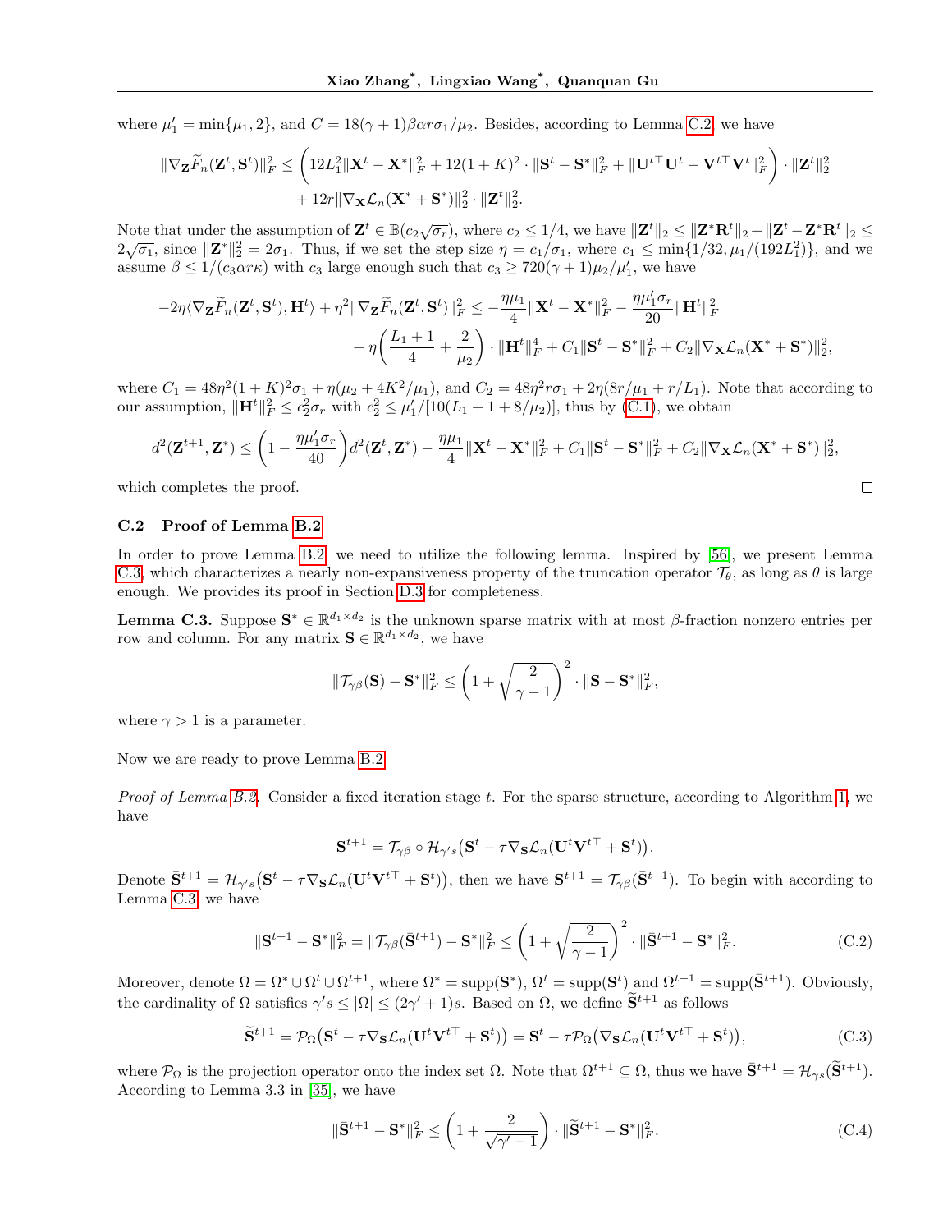where $\mu_1' = \min\{\mu_1, 2\}$, and $C = 18(\gamma+1)\beta\alpha r\sigma_1/\mu_2$. Besides, according to Lemma C.2, we have

$$\|\nabla_{\mathbf{Z}}\widetilde{F}_n(\mathbf{Z}^t, \mathbf{S}^t)\|_F^2 \le \bigg(12L_1^2\|\mathbf{X}^t - \mathbf{X}^*\|_F^2 + 12(1+K)^2 \cdot \|\mathbf{S}^t - \mathbf{S}^*\|_F^2 + \|\mathbf{U}^{t\top}\mathbf{U}^t - \mathbf{V}^{t\top}\mathbf{V}^t\|_F^2\bigg) \cdot \|\mathbf{Z}^t\|_2^2 + 12r\|\nabla_{\mathbf{X}}\mathcal{L}_n(\mathbf{X}^* + \mathbf{S}^*)\|_2^2 \cdot \|\mathbf{Z}^t\|_2^2.$$

Note that under the assumption of $\mathbf{Z}^t \in \mathbb{B}(c_2\sqrt{\sigma_r})$, where $c_2 \le 1/4$, we have $\|\mathbf{Z}^t\|_2 \le \|\mathbf{Z}^*\mathbf{R}^t\|_2 + \|\mathbf{Z}^t - \mathbf{Z}^*\mathbf{R}^t\|_2 \le 2\sqrt{\sigma_1}$, since $\|\mathbf{Z}^*\|_2^2 = 2\sigma_1$. Thus, if we set the step size $\eta = c_1/\sigma_1$, where $c_1 \le \min\{1/32, \mu_1/(192L_1^2)\}$, and we assume $\beta \le 1/(c_3\alpha r\kappa)$ with $c_3$ large enough such that $c_3 \ge 720(\gamma+1)\mu_2/\mu_1'$, we have

$$-2\eta\langle\nabla_{\mathbf{Z}}\widetilde{F}_n(\mathbf{Z}^t, \mathbf{S}^t), \mathbf{H}^t\rangle + \eta^2\|\nabla_{\mathbf{Z}}\widetilde{F}_n(\mathbf{Z}^t, \mathbf{S}^t)\|_F^2 \le -\frac{\eta\mu_1}{4}\|\mathbf{X}^t - \mathbf{X}^*\|_F^2 - \frac{\eta\mu_1'\sigma_r}{20}\|\mathbf{H}^t\|_F^2 + \eta\bigg(\frac{L_1+1}{4} + \frac{2}{\mu_2}\bigg) \cdot \|\mathbf{H}^t\|_F^4 + C_1\|\mathbf{S}^t - \mathbf{S}^*\|_F^2 + C_2\|\nabla_{\mathbf{X}}\mathcal{L}_n(\mathbf{X}^* + \mathbf{S}^*)\|_2^2,$$

where $C_1 = 48\eta^2(1+K)^2\sigma_1 + \eta(\mu_2 + 4K^2/\mu_1)$, and $C_2 = 48\eta^2 r\sigma_1 + 2\eta(8r/\mu_1 + r/L_1)$. Note that according to our assumption, $\|\mathbf{H}^t\|_F^2 \le c_2^2\sigma_r$ with $c_2^2 \le \mu_1'/[10(L_1 + 1 + 8/\mu_2)]$, thus by (C.1), we obtain

$$d^2(\mathbf{Z}^{t+1}, \mathbf{Z}^*) \le \bigg(1 - \frac{\eta\mu_1'\sigma_r}{40}\bigg)d^2(\mathbf{Z}^t, \mathbf{Z}^*) - \frac{\eta\mu_1}{4}\|\mathbf{X}^t - \mathbf{X}^*\|_F^2 + C_1\|\mathbf{S}^t - \mathbf{S}^*\|_F^2 + C_2\|\nabla_{\mathbf{X}}\mathcal{L}_n(\mathbf{X}^* + \mathbf{S}^*)\|_2^2,$$

which completes the proof. □

### C.2 Proof of Lemma B.2

In order to prove Lemma B.2, we need to utilize the following lemma. Inspired by [56], we present Lemma C.3, which characterizes a nearly non-expansiveness property of the truncation operator $\mathcal{T}_\theta$, as long as $\theta$ is large enough. We provides its proof in Section D.3 for completeness.

**Lemma C.3.** Suppose $\mathbf{S}^* \in \mathbb{R}^{d_1 \times d_2}$ is the unknown sparse matrix with at most $\beta$-fraction nonzero entries per row and column. For any matrix $\mathbf{S} \in \mathbb{R}^{d_1 \times d_2}$, we have

$$\|\mathcal{T}_{\gamma\beta}(\mathbf{S}) - \mathbf{S}^*\|_F^2 \le \bigg(1 + \sqrt{\frac{2}{\gamma - 1}}\bigg)^2 \cdot \|\mathbf{S} - \mathbf{S}^*\|_F^2,$$

where $\gamma > 1$ is a parameter.

Now we are ready to prove Lemma B.2.

*Proof of Lemma B.2.* Consider a fixed iteration stage $t$. For the sparse structure, according to Algorithm 1, we have

$$\mathbf{S}^{t+1} = \mathcal{T}_{\gamma\beta} \circ \mathcal{H}_{\gamma's}\big(\mathbf{S}^t - \tau\nabla_{\mathbf{S}}\mathcal{L}_n(\mathbf{U}^t\mathbf{V}^{t\top} + \mathbf{S}^t)\big).$$

Denote $\bar{\mathbf{S}}^{t+1} = \mathcal{H}_{\gamma's}\big(\mathbf{S}^t - \tau\nabla_{\mathbf{S}}\mathcal{L}_n(\mathbf{U}^t\mathbf{V}^{t\top} + \mathbf{S}^t)\big)$, then we have $\mathbf{S}^{t+1} = \mathcal{T}_{\gamma\beta}(\bar{\mathbf{S}}^{t+1})$. To begin with according to Lemma C.3, we have

$$\|\mathbf{S}^{t+1} - \mathbf{S}^*\|_F^2 = \|\mathcal{T}_{\gamma\beta}(\bar{\mathbf{S}}^{t+1}) - \mathbf{S}^*\|_F^2 \le \bigg(1 + \sqrt{\frac{2}{\gamma - 1}}\bigg)^2 \cdot \|\bar{\mathbf{S}}^{t+1} - \mathbf{S}^*\|_F^2. \tag{C.2}$$

Moreover, denote $\Omega = \Omega^* \cup \Omega^t \cup \Omega^{t+1}$, where $\Omega^* = \mathrm{supp}(\mathbf{S}^*)$, $\Omega^t = \mathrm{supp}(\mathbf{S}^t)$ and $\Omega^{t+1} = \mathrm{supp}(\bar{\mathbf{S}}^{t+1})$. Obviously, the cardinality of $\Omega$ satisfies $\gamma's \le |\Omega| \le (2\gamma' + 1)s$. Based on $\Omega$, we define $\widetilde{\mathbf{S}}^{t+1}$ as follows

$$\widetilde{\mathbf{S}}^{t+1} = \mathcal{P}_\Omega\big(\mathbf{S}^t - \tau\nabla_{\mathbf{S}}\mathcal{L}_n(\mathbf{U}^t\mathbf{V}^{t\top} + \mathbf{S}^t)\big) = \mathbf{S}^t - \tau\mathcal{P}_\Omega\big(\nabla_{\mathbf{S}}\mathcal{L}_n(\mathbf{U}^t\mathbf{V}^{t\top} + \mathbf{S}^t)\big), \tag{C.3}$$

where $\mathcal{P}_\Omega$ is the projection operator onto the index set $\Omega$. Note that $\Omega^{t+1} \subseteq \Omega$, thus we have $\bar{\mathbf{S}}^{t+1} = \mathcal{H}_{\gamma s}(\widetilde{\mathbf{S}}^{t+1})$. According to Lemma 3.3 in [35], we have

$$\|\bar{\mathbf{S}}^{t+1} - \mathbf{S}^*\|_F^2 \le \bigg(1 + \frac{2}{\sqrt{\gamma' - 1}}\bigg) \cdot \|\widetilde{\mathbf{S}}^{t+1} - \mathbf{S}^*\|_F^2. \tag{C.4}$$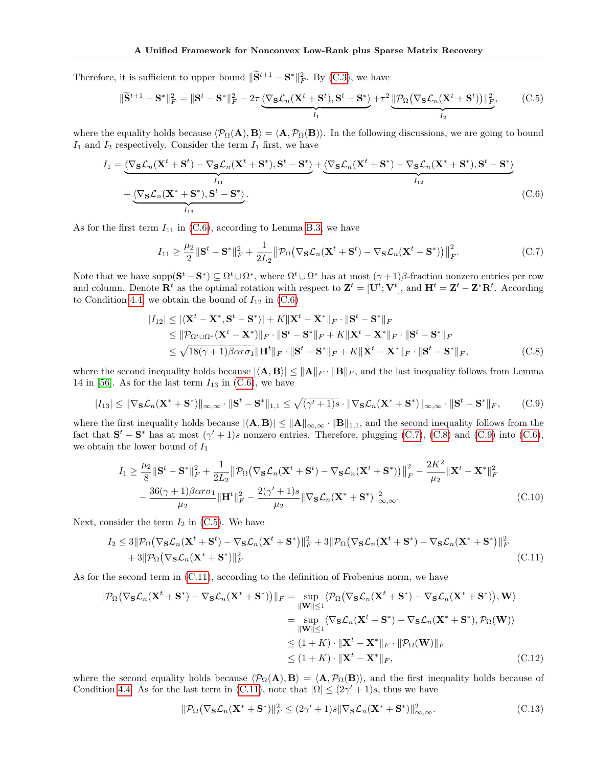Therefore, it is sufficient to upper bound $\|\widetilde{\mathbf{S}}^{t+1} - \mathbf{S}^*\|_F^2$. By (C.3), we have

$$\|\widetilde{\mathbf{S}}^{t+1} - \mathbf{S}^*\|_F^2 = \|\mathbf{S}^t - \mathbf{S}^*\|_F^2 - 2\tau \underbrace{\langle \nabla_{\mathbf{S}} \mathcal{L}_n(\mathbf{X}^t + \mathbf{S}^t), \mathbf{S}^t - \mathbf{S}^* \rangle}_{I_1} + \tau^2 \underbrace{\|\mathcal{P}_\Omega\big(\nabla_{\mathbf{S}} \mathcal{L}_n(\mathbf{X}^t + \mathbf{S}^t)\big)\|_F^2}_{I_2}, \tag{C.5}$$

where the equality holds because $\langle \mathcal{P}_\Omega(\mathbf{A}), \mathbf{B} \rangle = \langle \mathbf{A}, \mathcal{P}_\Omega(\mathbf{B}) \rangle$. In the following discussions, we are going to bound $I_1$ and $I_2$ respectively. Consider the term $I_1$ first, we have

$$\begin{aligned}
I_1 &= \underbrace{\langle \nabla_{\mathbf{S}} \mathcal{L}_n(\mathbf{X}^t + \mathbf{S}^t) - \nabla_{\mathbf{S}} \mathcal{L}_n(\mathbf{X}^t + \mathbf{S}^*), \mathbf{S}^t - \mathbf{S}^* \rangle}_{I_{11}} + \underbrace{\langle \nabla_{\mathbf{S}} \mathcal{L}_n(\mathbf{X}^t + \mathbf{S}^*) - \nabla_{\mathbf{S}} \mathcal{L}_n(\mathbf{X}^* + \mathbf{S}^*), \mathbf{S}^t - \mathbf{S}^* \rangle}_{I_{12}} \\
&\quad + \underbrace{\langle \nabla_{\mathbf{S}} \mathcal{L}_n(\mathbf{X}^* + \mathbf{S}^*), \mathbf{S}^t - \mathbf{S}^* \rangle}_{I_{13}}.
\end{aligned} \tag{C.6}$$

As for the first term $I_{11}$ in (C.6), according to Lemma B.3, we have

$$I_{11} \geq \frac{\mu_2}{2}\|\mathbf{S}^t - \mathbf{S}^*\|_F^2 + \frac{1}{2L_2}\big\|\mathcal{P}_\Omega\big(\nabla_{\mathbf{S}} \mathcal{L}_n(\mathbf{X}^t + \mathbf{S}^t) - \nabla_{\mathbf{S}} \mathcal{L}_n(\mathbf{X}^t + \mathbf{S}^*)\big)\big\|_F^2. \tag{C.7}$$

Note that we have $\text{supp}(\mathbf{S}^t - \mathbf{S}^*) \subseteq \Omega^t \cup \Omega^*$, where $\Omega^t \cup \Omega^*$ has at most $(\gamma+1)\beta$-fraction nonzero entries per row and column. Denote $\mathbf{R}^t$ as the optimal rotation with respect to $\mathbf{Z}^t = [\mathbf{U}^t; \mathbf{V}^t]$, and $\mathbf{H}^t = \mathbf{Z}^t - \mathbf{Z}^*\mathbf{R}^t$. According to Condition 4.4, we obtain the bound of $I_{12}$ in (C.6)

$$\begin{aligned}
|I_{12}| &\leq |\langle \mathbf{X}^t - \mathbf{X}^*, \mathbf{S}^t - \mathbf{S}^* \rangle| + K\|\mathbf{X}^t - \mathbf{X}^*\|_F \cdot \|\mathbf{S}^t - \mathbf{S}^*\|_F \\
&\leq \|\mathcal{P}_{\Omega^t \cup \Omega^*}(\mathbf{X}^t - \mathbf{X}^*)\|_F \cdot \|\mathbf{S}^t - \mathbf{S}^*\|_F + K\|\mathbf{X}^t - \mathbf{X}^*\|_F \cdot \|\mathbf{S}^t - \mathbf{S}^*\|_F \\
&\leq \sqrt{18(\gamma+1)\beta\alpha r \sigma_1}\|\mathbf{H}^t\|_F \cdot \|\mathbf{S}^t - \mathbf{S}^*\|_F + K\|\mathbf{X}^t - \mathbf{X}^*\|_F \cdot \|\mathbf{S}^t - \mathbf{S}^*\|_F,
\end{aligned} \tag{C.8}$$

where the second inequality holds because $|\langle \mathbf{A}, \mathbf{B} \rangle| \leq \|\mathbf{A}\|_F \cdot \|\mathbf{B}\|_F$, and the last inequality follows from Lemma 14 in [56]. As for the last term $I_{13}$ in (C.6), we have

$$|I_{13}| \leq \|\nabla_{\mathbf{S}} \mathcal{L}_n(\mathbf{X}^* + \mathbf{S}^*)\|_{\infty,\infty} \cdot \|\mathbf{S}^t - \mathbf{S}^*\|_{1,1} \leq \sqrt{(\gamma'+1)s} \cdot \|\nabla_{\mathbf{S}} \mathcal{L}_n(\mathbf{X}^* + \mathbf{S}^*)\|_{\infty,\infty} \cdot \|\mathbf{S}^t - \mathbf{S}^*\|_F, \tag{C.9}$$

where the first inequality holds because $|\langle \mathbf{A}, \mathbf{B} \rangle| \leq \|\mathbf{A}\|_{\infty,\infty} \cdot \|\mathbf{B}\|_{1,1}$, and the second inequality follows from the fact that $\mathbf{S}^t - \mathbf{S}^*$ has at most $(\gamma'+1)s$ nonzero entries. Therefore, plugging (C.7), (C.8) and (C.9) into (C.6), we obtain the lower bound of $I_1$

$$\begin{aligned}
I_1 &\geq \frac{\mu_2}{8}\|\mathbf{S}^t - \mathbf{S}^*\|_F^2 + \frac{1}{2L_2}\big\|\mathcal{P}_\Omega\big(\nabla_{\mathbf{S}} \mathcal{L}_n(\mathbf{X}^t + \mathbf{S}^t) - \nabla_{\mathbf{S}} \mathcal{L}_n(\mathbf{X}^t + \mathbf{S}^*)\big)\big\|_F^2 - \frac{2K^2}{\mu_2}\|\mathbf{X}^t - \mathbf{X}^*\|_F^2 \\
&\quad - \frac{36(\gamma+1)\beta\alpha r\sigma_1}{\mu_2}\|\mathbf{H}^t\|_F^2 - \frac{2(\gamma'+1)s}{\mu_2}\|\nabla_{\mathbf{S}} \mathcal{L}_n(\mathbf{X}^* + \mathbf{S}^*)\|_{\infty,\infty}^2.
\end{aligned} \tag{C.10}$$

Next, consider the term $I_2$ in (C.5). We have

$$\begin{aligned}
I_2 &\leq 3\|\mathcal{P}_\Omega\big(\nabla_{\mathbf{S}} \mathcal{L}_n(\mathbf{X}^t + \mathbf{S}^t) - \nabla_{\mathbf{S}} \mathcal{L}_n(\mathbf{X}^t + \mathbf{S}^*)\|_F^2 + 3\|\mathcal{P}_\Omega\big(\nabla_{\mathbf{S}} \mathcal{L}_n(\mathbf{X}^t + \mathbf{S}^*) - \nabla_{\mathbf{S}} \mathcal{L}_n(\mathbf{X}^* + \mathbf{S}^*)\|_F^2 \\
&\quad + 3\|\mathcal{P}_\Omega\big(\nabla_{\mathbf{S}} \mathcal{L}_n(\mathbf{X}^* + \mathbf{S}^*)\|_F^2
\end{aligned} \tag{C.11}$$

As for the second term in (C.11), according to the definition of Frobenius norm, we have

$$\begin{aligned}
\|\mathcal{P}_\Omega\big(\nabla_{\mathbf{S}} \mathcal{L}_n(\mathbf{X}^t + \mathbf{S}^*) - \nabla_{\mathbf{S}} \mathcal{L}_n(\mathbf{X}^* + \mathbf{S}^*)\big)\|_F &= \sup_{\|\mathbf{W}\| \leq 1} \langle \mathcal{P}_\Omega\big(\nabla_{\mathbf{S}} \mathcal{L}_n(\mathbf{X}^t + \mathbf{S}^*) - \nabla_{\mathbf{S}} \mathcal{L}_n(\mathbf{X}^* + \mathbf{S}^*)\big), \mathbf{W} \rangle \\
&= \sup_{\|\mathbf{W}\| \leq 1} \langle \nabla_{\mathbf{S}} \mathcal{L}_n(\mathbf{X}^t + \mathbf{S}^*) - \nabla_{\mathbf{S}} \mathcal{L}_n(\mathbf{X}^* + \mathbf{S}^*), \mathcal{P}_\Omega(\mathbf{W}) \rangle \\
&\leq (1+K) \cdot \|\mathbf{X}^t - \mathbf{X}^*\|_F \cdot \|\mathcal{P}_\Omega(\mathbf{W})\|_F \\
&\leq (1+K) \cdot \|\mathbf{X}^t - \mathbf{X}^*\|_F,
\end{aligned} \tag{C.12}$$

where the second equality holds because $\langle \mathcal{P}_\Omega(\mathbf{A}), \mathbf{B} \rangle = \langle \mathbf{A}, \mathcal{P}_\Omega(\mathbf{B}) \rangle$, and the first inequality holds because of Condition 4.4. As for the last term in (C.11), note that $|\Omega| \leq (2\gamma'+1)s$, thus we have

$$\|\mathcal{P}_\Omega\big(\nabla_{\mathbf{S}} \mathcal{L}_n(\mathbf{X}^* + \mathbf{S}^*)\|_F^2 \leq (2\gamma'+1)s\|\nabla_{\mathbf{S}} \mathcal{L}_n(\mathbf{X}^* + \mathbf{S}^*)\|_{\infty,\infty}^2. \tag{C.13}$$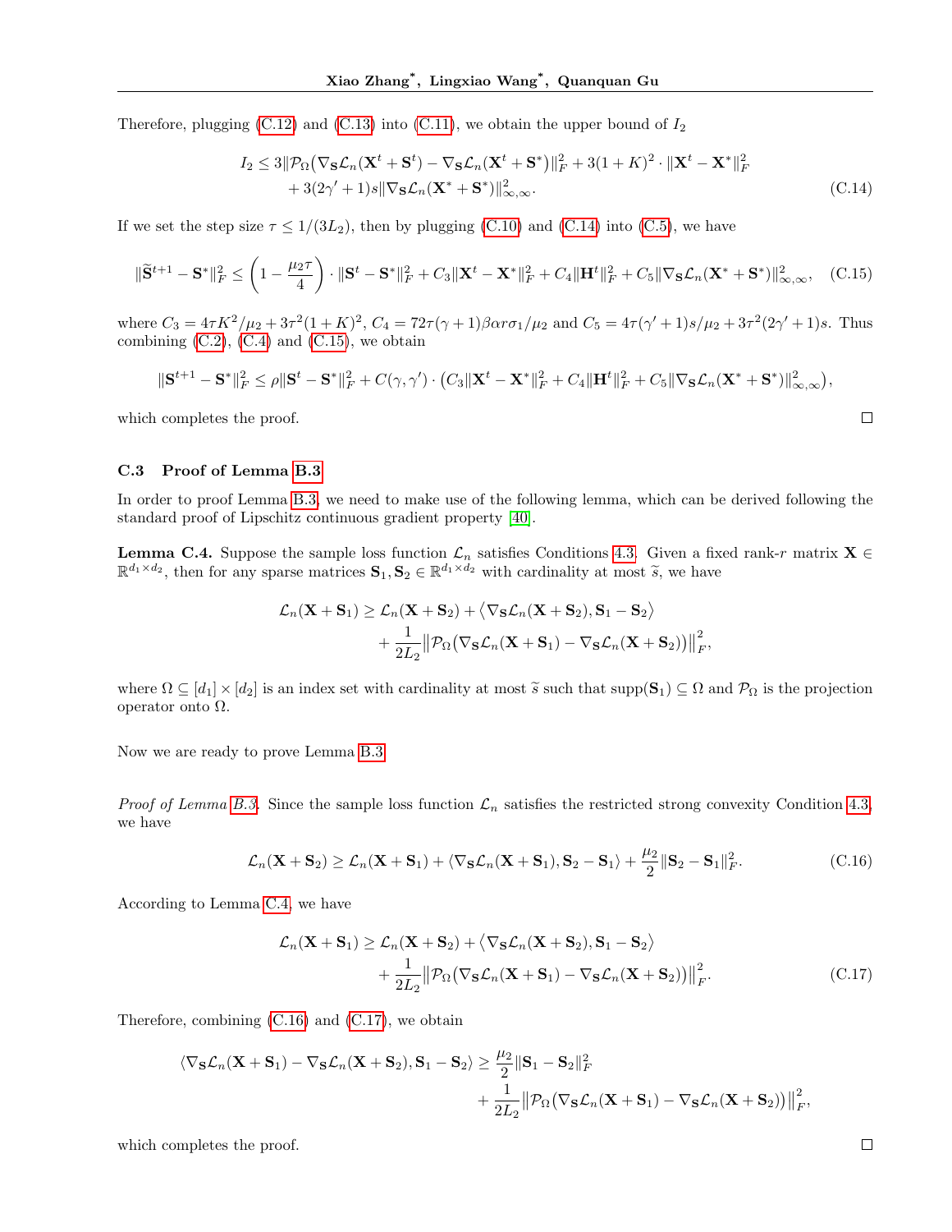Therefore, plugging (C.12) and (C.13) into (C.11), we obtain the upper bound of $I_2$

$$
\begin{aligned}
I_2 \leq\ & 3\|\mathcal{P}_\Omega\big(\nabla_{\mathbf{S}}\mathcal{L}_n(\mathbf{X}^t+\mathbf{S}^t) - \nabla_{\mathbf{S}}\mathcal{L}_n(\mathbf{X}^t+\mathbf{S}^*)\|_F^2 + 3(1+K)^2\cdot\|\mathbf{X}^t-\mathbf{X}^*\|_F^2 \\
& + 3(2\gamma'+1)s\|\nabla_{\mathbf{S}}\mathcal{L}_n(\mathbf{X}^*+\mathbf{S}^*)\|_{\infty,\infty}^2. \qquad \text{(C.14)}
\end{aligned}
$$

If we set the step size $\tau \leq 1/(3L_2)$, then by plugging (C.10) and (C.14) into (C.5), we have

$$
\|\widetilde{\mathbf{S}}^{t+1}-\mathbf{S}^*\|_F^2 \leq \bigg(1-\frac{\mu_2\tau}{4}\bigg)\cdot\|\mathbf{S}^t-\mathbf{S}^*\|_F^2 + C_3\|\mathbf{X}^t-\mathbf{X}^*\|_F^2 + C_4\|\mathbf{H}^t\|_F^2 + C_5\|\nabla_{\mathbf{S}}\mathcal{L}_n(\mathbf{X}^*+\mathbf{S}^*)\|_{\infty,\infty}^2, \quad \text{(C.15)}
$$

where $C_3 = 4\tau K^2/\mu_2 + 3\tau^2(1+K)^2$, $C_4 = 72\tau(\gamma+1)\beta\alpha r\sigma_1/\mu_2$ and $C_5 = 4\tau(\gamma'+1)s/\mu_2 + 3\tau^2(2\gamma'+1)s$. Thus combining (C.2), (C.4) and (C.15), we obtain

$$
\|\mathbf{S}^{t+1}-\mathbf{S}^*\|_F^2 \leq \rho\|\mathbf{S}^t-\mathbf{S}^*\|_F^2 + C(\gamma,\gamma')\cdot\big(C_3\|\mathbf{X}^t-\mathbf{X}^*\|_F^2 + C_4\|\mathbf{H}^t\|_F^2 + C_5\|\nabla_{\mathbf{S}}\mathcal{L}_n(\mathbf{X}^*+\mathbf{S}^*)\|_{\infty,\infty}^2\big),
$$

which completes the proof. □

### C.3 Proof of Lemma B.3

In order to proof Lemma B.3, we need to make use of the following lemma, which can be derived following the standard proof of Lipschitz continuous gradient property [40].

**Lemma C.4.** Suppose the sample loss function $\mathcal{L}_n$ satisfies Conditions 4.3. Given a fixed rank-$r$ matrix $\mathbf{X} \in \mathbb{R}^{d_1\times d_2}$, then for any sparse matrices $\mathbf{S}_1, \mathbf{S}_2 \in \mathbb{R}^{d_1\times d_2}$ with cardinality at most $\widetilde{s}$, we have

$$
\begin{aligned}
\mathcal{L}_n(\mathbf{X}+\mathbf{S}_1) \geq\ & \mathcal{L}_n(\mathbf{X}+\mathbf{S}_2) + \big\langle\nabla_{\mathbf{S}}\mathcal{L}_n(\mathbf{X}+\mathbf{S}_2), \mathbf{S}_1-\mathbf{S}_2\big\rangle \\
& + \frac{1}{2L_2}\big\|\mathcal{P}_\Omega\big(\nabla_{\mathbf{S}}\mathcal{L}_n(\mathbf{X}+\mathbf{S}_1) - \nabla_{\mathbf{S}}\mathcal{L}_n(\mathbf{X}+\mathbf{S}_2)\big)\big\|_F^2,
\end{aligned}
$$

where $\Omega \subseteq [d_1]\times[d_2]$ is an index set with cardinality at most $\widetilde{s}$ such that $\text{supp}(\mathbf{S}_1) \subseteq \Omega$ and $\mathcal{P}_\Omega$ is the projection operator onto $\Omega$.

Now we are ready to prove Lemma B.3.

*Proof of Lemma B.3.* Since the sample loss function $\mathcal{L}_n$ satisfies the restricted strong convexity Condition 4.3, we have

$$
\mathcal{L}_n(\mathbf{X}+\mathbf{S}_2) \geq \mathcal{L}_n(\mathbf{X}+\mathbf{S}_1) + \langle\nabla_{\mathbf{S}}\mathcal{L}_n(\mathbf{X}+\mathbf{S}_1), \mathbf{S}_2-\mathbf{S}_1\rangle + \frac{\mu_2}{2}\|\mathbf{S}_2-\mathbf{S}_1\|_F^2. \quad \text{(C.16)}
$$

According to Lemma C.4, we have

$$
\begin{aligned}
\mathcal{L}_n(\mathbf{X}+\mathbf{S}_1) \geq\ & \mathcal{L}_n(\mathbf{X}+\mathbf{S}_2) + \big\langle\nabla_{\mathbf{S}}\mathcal{L}_n(\mathbf{X}+\mathbf{S}_2), \mathbf{S}_1-\mathbf{S}_2\big\rangle \\
& + \frac{1}{2L_2}\big\|\mathcal{P}_\Omega\big(\nabla_{\mathbf{S}}\mathcal{L}_n(\mathbf{X}+\mathbf{S}_1) - \nabla_{\mathbf{S}}\mathcal{L}_n(\mathbf{X}+\mathbf{S}_2)\big)\big\|_F^2. \qquad \text{(C.17)}
\end{aligned}
$$

Therefore, combining (C.16) and (C.17), we obtain

$$
\begin{aligned}
\langle\nabla_{\mathbf{S}}\mathcal{L}_n(\mathbf{X}+\mathbf{S}_1) - \nabla_{\mathbf{S}}\mathcal{L}_n(\mathbf{X}+\mathbf{S}_2), \mathbf{S}_1-\mathbf{S}_2\rangle \geq\ & \frac{\mu_2}{2}\|\mathbf{S}_1-\mathbf{S}_2\|_F^2 \\
& + \frac{1}{2L_2}\big\|\mathcal{P}_\Omega\big(\nabla_{\mathbf{S}}\mathcal{L}_n(\mathbf{X}+\mathbf{S}_1) - \nabla_{\mathbf{S}}\mathcal{L}_n(\mathbf{X}+\mathbf{S}_2)\big)\big\|_F^2,
\end{aligned}
$$

which completes the proof. □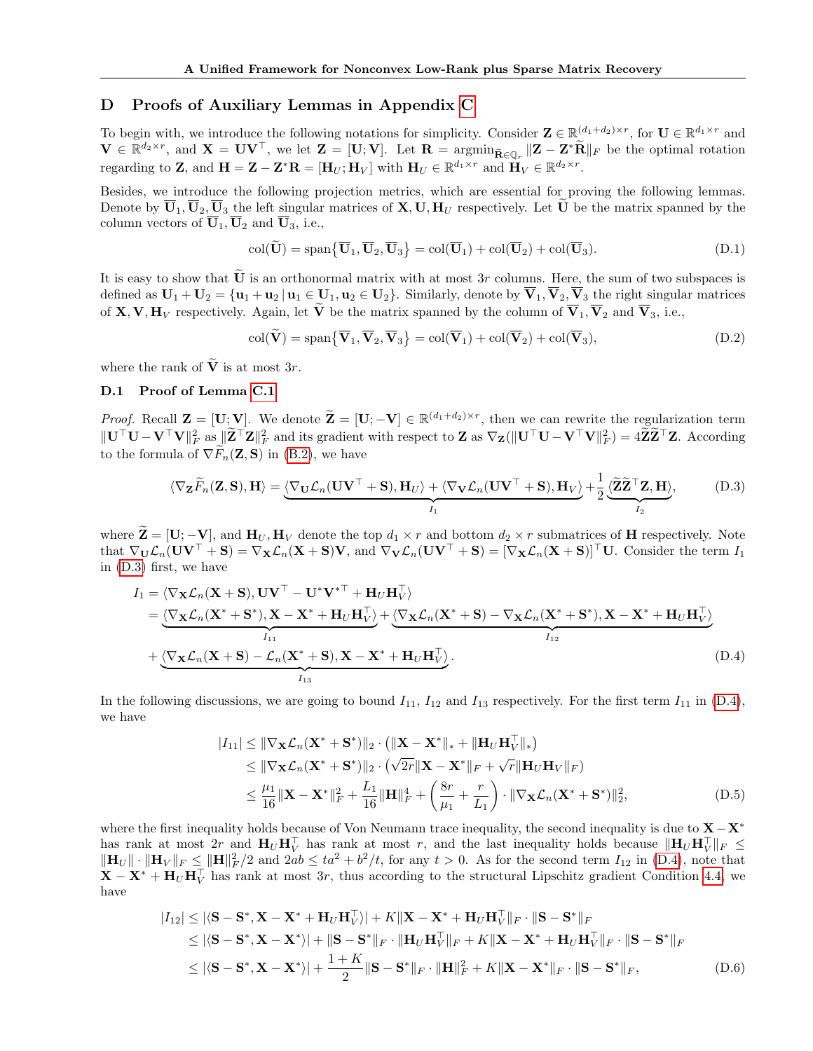# D Proofs of Auxiliary Lemmas in Appendix C

To begin with, we introduce the following notations for simplicity. Consider $\mathbf{Z} \in \mathbb{R}^{(d_1+d_2)\times r}$, for $\mathbf{U} \in \mathbb{R}^{d_1 \times r}$ and $\mathbf{V} \in \mathbb{R}^{d_2 \times r}$, and $\mathbf{X} = \mathbf{U}\mathbf{V}^\top$, we let $\mathbf{Z} = [\mathbf{U}; \mathbf{V}]$. Let $\mathbf{R} = \mathrm{argmin}_{\widetilde{\mathbf{R}} \in \mathbb{Q}_r} \|\mathbf{Z} - \mathbf{Z}^* \widetilde{\mathbf{R}}\|_F$ be the optimal rotation regarding to $\mathbf{Z}$, and $\mathbf{H} = \mathbf{Z} - \mathbf{Z}^* \mathbf{R} = [\mathbf{H}_U; \mathbf{H}_V]$ with $\mathbf{H}_U \in \mathbb{R}^{d_1 \times r}$ and $\mathbf{H}_V \in \mathbb{R}^{d_2 \times r}$.

Besides, we introduce the following projection metrics, which are essential for proving the following lemmas. Denote by $\overline{\mathbf{U}}_1, \overline{\mathbf{U}}_2, \overline{\mathbf{U}}_3$ the left singular matrices of $\mathbf{X}, \mathbf{U}, \mathbf{H}_U$ respectively. Let $\widetilde{\mathbf{U}}$ be the matrix spanned by the column vectors of $\overline{\mathbf{U}}_1, \overline{\mathbf{U}}_2$ and $\overline{\mathbf{U}}_3$, i.e.,

$$\mathrm{col}(\widetilde{\mathbf{U}}) = \mathrm{span}\{\overline{\mathbf{U}}_1, \overline{\mathbf{U}}_2, \overline{\mathbf{U}}_3\} = \mathrm{col}(\overline{\mathbf{U}}_1) + \mathrm{col}(\overline{\mathbf{U}}_2) + \mathrm{col}(\overline{\mathbf{U}}_3). \tag{D.1}$$

It is easy to show that $\widetilde{\mathbf{U}}$ is an orthonormal matrix with at most $3r$ columns. Here, the sum of two subspaces is defined as $\mathbf{U}_1 + \mathbf{U}_2 = \{\mathbf{u}_1 + \mathbf{u}_2 \,|\, \mathbf{u}_1 \in \mathbf{U}_1, \mathbf{u}_2 \in \mathbf{U}_2\}$. Similarly, denote by $\overline{\mathbf{V}}_1, \overline{\mathbf{V}}_2, \overline{\mathbf{V}}_3$ the right singular matrices of $\mathbf{X}, \mathbf{V}, \mathbf{H}_V$ respectively. Again, let $\widetilde{\mathbf{V}}$ be the matrix spanned by the column of $\overline{\mathbf{V}}_1, \overline{\mathbf{V}}_2$ and $\overline{\mathbf{V}}_3$, i.e.,

$$\mathrm{col}(\widetilde{\mathbf{V}}) = \mathrm{span}\{\overline{\mathbf{V}}_1, \overline{\mathbf{V}}_2, \overline{\mathbf{V}}_3\} = \mathrm{col}(\overline{\mathbf{V}}_1) + \mathrm{col}(\overline{\mathbf{V}}_2) + \mathrm{col}(\overline{\mathbf{V}}_3), \tag{D.2}$$

where the rank of $\widetilde{\mathbf{V}}$ is at most $3r$.

### D.1 Proof of Lemma C.1

*Proof.* Recall $\mathbf{Z} = [\mathbf{U}; \mathbf{V}]$. We denote $\widetilde{\mathbf{Z}} = [\mathbf{U}; -\mathbf{V}] \in \mathbb{R}^{(d_1+d_2)\times r}$, then we can rewrite the regularization term $\|\mathbf{U}^\top\mathbf{U} - \mathbf{V}^\top\mathbf{V}\|_F^2$ as $\|\widetilde{\mathbf{Z}}^\top\mathbf{Z}\|_F^2$ and its gradient with respect to $\mathbf{Z}$ as $\nabla_{\mathbf{Z}}(\|\mathbf{U}^\top\mathbf{U} - \mathbf{V}^\top\mathbf{V}\|_F^2) = 4\widetilde{\mathbf{Z}}\widetilde{\mathbf{Z}}^\top\mathbf{Z}$. According to the formula of $\nabla\widetilde{F}_n(\mathbf{Z}, \mathbf{S})$ in (B.2), we have

$$\langle \nabla_{\mathbf{Z}} \widetilde{F}_n(\mathbf{Z}, \mathbf{S}), \mathbf{H}\rangle = \underbrace{\langle \nabla_{\mathbf{U}}\mathcal{L}_n(\mathbf{U}\mathbf{V}^\top + \mathbf{S}), \mathbf{H}_U\rangle + \langle \nabla_{\mathbf{V}}\mathcal{L}_n(\mathbf{U}\mathbf{V}^\top + \mathbf{S}), \mathbf{H}_V\rangle}_{I_1} + \frac{1}{2}\underbrace{\langle \widetilde{\mathbf{Z}}\widetilde{\mathbf{Z}}^\top\mathbf{Z}, \mathbf{H}\rangle}_{I_2}, \tag{D.3}$$

where $\widetilde{\mathbf{Z}} = [\mathbf{U}; -\mathbf{V}]$, and $\mathbf{H}_U, \mathbf{H}_V$ denote the top $d_1 \times r$ and bottom $d_2 \times r$ submatrices of $\mathbf{H}$ respectively. Note that $\nabla_{\mathbf{U}}\mathcal{L}_n(\mathbf{U}\mathbf{V}^\top + \mathbf{S}) = \nabla_{\mathbf{X}}\mathcal{L}_n(\mathbf{X} + \mathbf{S})\mathbf{V}$, and $\nabla_{\mathbf{V}}\mathcal{L}_n(\mathbf{U}\mathbf{V}^\top + \mathbf{S}) = [\nabla_{\mathbf{X}}\mathcal{L}_n(\mathbf{X} + \mathbf{S})]^\top\mathbf{U}$. Consider the term $I_1$ in (D.3) first, we have

$$\begin{aligned}
I_1 &= \langle \nabla_{\mathbf{X}}\mathcal{L}_n(\mathbf{X} + \mathbf{S}), \mathbf{U}\mathbf{V}^\top - \mathbf{U}^*\mathbf{V}^{*\top} + \mathbf{H}_U\mathbf{H}_V^\top\rangle \\
&= \underbrace{\langle \nabla_{\mathbf{X}}\mathcal{L}_n(\mathbf{X}^* + \mathbf{S}^*), \mathbf{X} - \mathbf{X}^* + \mathbf{H}_U\mathbf{H}_V^\top\rangle}_{I_{11}} + \underbrace{\langle \nabla_{\mathbf{X}}\mathcal{L}_n(\mathbf{X}^* + \mathbf{S}) - \nabla_{\mathbf{X}}\mathcal{L}_n(\mathbf{X}^* + \mathbf{S}^*), \mathbf{X} - \mathbf{X}^* + \mathbf{H}_U\mathbf{H}_V^\top\rangle}_{I_{12}} \\
&\quad + \underbrace{\langle \nabla_{\mathbf{X}}\mathcal{L}_n(\mathbf{X} + \mathbf{S}) - \mathcal{L}_n(\mathbf{X}^* + \mathbf{S}), \mathbf{X} - \mathbf{X}^* + \mathbf{H}_U\mathbf{H}_V^\top\rangle}_{I_{13}}.
\end{aligned} \tag{D.4}$$

In the following discussions, we are going to bound $I_{11}$, $I_{12}$ and $I_{13}$ respectively. For the first term $I_{11}$ in (D.4), we have

$$\begin{aligned}
|I_{11}| &\le \|\nabla_{\mathbf{X}}\mathcal{L}_n(\mathbf{X}^* + \mathbf{S}^*)\|_2 \cdot \big(\|\mathbf{X} - \mathbf{X}^*\|_* + \|\mathbf{H}_U\mathbf{H}_V^\top\|_*\big) \\
&\le \|\nabla_{\mathbf{X}}\mathcal{L}_n(\mathbf{X}^* + \mathbf{S}^*)\|_2 \cdot \big(\sqrt{2r}\|\mathbf{X} - \mathbf{X}^*\|_F + \sqrt{r}\|\mathbf{H}_U\mathbf{H}_V\|_F\big) \\
&\le \frac{\mu_1}{16}\|\mathbf{X} - \mathbf{X}^*\|_F^2 + \frac{L_1}{16}\|\mathbf{H}\|_F^4 + \bigg(\frac{8r}{\mu_1} + \frac{r}{L_1}\bigg) \cdot \|\nabla_{\mathbf{X}}\mathcal{L}_n(\mathbf{X}^* + \mathbf{S}^*)\|_2^2,
\end{aligned} \tag{D.5}$$

where the first inequality holds because of Von Neumann trace inequality, the second inequality is due to $\mathbf{X} - \mathbf{X}^*$ has rank at most $2r$ and $\mathbf{H}_U\mathbf{H}_V^\top$ has rank at most $r$, and the last inequality holds because $\|\mathbf{H}_U\mathbf{H}_V^\top\|_F \le \|\mathbf{H}_U\| \cdot \|\mathbf{H}_V\|_F \le \|\mathbf{H}\|_F^2/2$ and $2ab \le ta^2 + b^2/t$, for any $t > 0$. As for the second term $I_{12}$ in (D.4), note that $\mathbf{X} - \mathbf{X}^* + \mathbf{H}_U\mathbf{H}_V^\top$ has rank at most $3r$, thus according to the structural Lipschitz gradient Condition 4.4, we have

$$\begin{aligned}
|I_{12}| &\le |\langle \mathbf{S} - \mathbf{S}^*, \mathbf{X} - \mathbf{X}^* + \mathbf{H}_U\mathbf{H}_V^\top\rangle| + K\|\mathbf{X} - \mathbf{X}^* + \mathbf{H}_U\mathbf{H}_V^\top\|_F \cdot \|\mathbf{S} - \mathbf{S}^*\|_F \\
&\le |\langle \mathbf{S} - \mathbf{S}^*, \mathbf{X} - \mathbf{X}^*\rangle| + \|\mathbf{S} - \mathbf{S}^*\|_F \cdot \|\mathbf{H}_U\mathbf{H}_V^\top\|_F + K\|\mathbf{X} - \mathbf{X}^* + \mathbf{H}_U\mathbf{H}_V^\top\|_F \cdot \|\mathbf{S} - \mathbf{S}^*\|_F \\
&\le |\langle \mathbf{S} - \mathbf{S}^*, \mathbf{X} - \mathbf{X}^*\rangle| + \frac{1+K}{2}\|\mathbf{S} - \mathbf{S}^*\|_F \cdot \|\mathbf{H}\|_F^2 + K\|\mathbf{X} - \mathbf{X}^*\|_F \cdot \|\mathbf{S} - \mathbf{S}^*\|_F,
\end{aligned} \tag{D.6}$$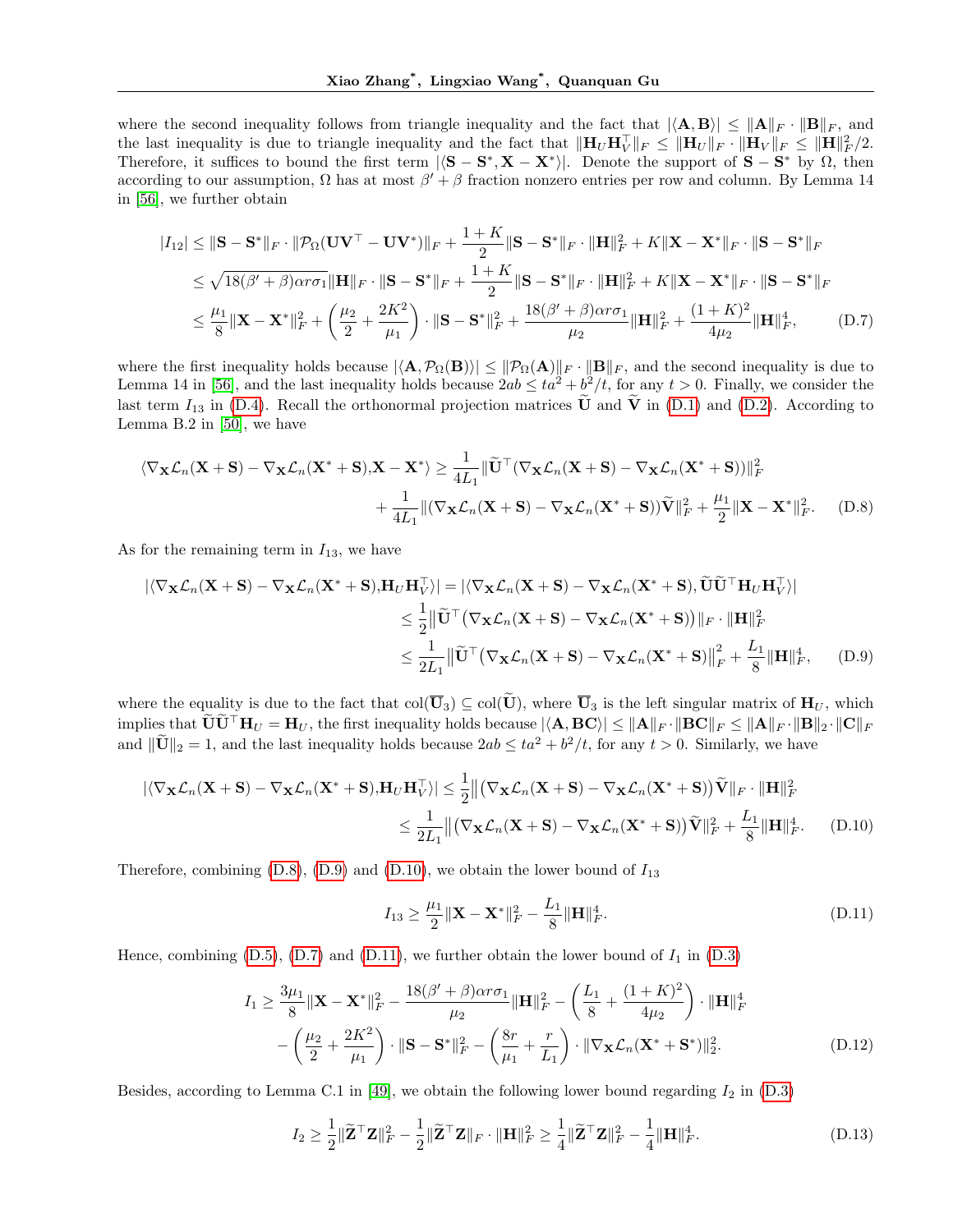where the second inequality follows from triangle inequality and the fact that $|\langle \mathbf{A}, \mathbf{B}\rangle| \leq \|\mathbf{A}\|_F \cdot \|\mathbf{B}\|_F$, and the last inequality is due to triangle inequality and the fact that $\|\mathbf{H}_U\mathbf{H}_V^\top\|_F \leq \|\mathbf{H}_U\|_F \cdot \|\mathbf{H}_V\|_F \leq \|\mathbf{H}\|_F^2/2$. Therefore, it suffices to bound the first term $|\langle \mathbf{S}-\mathbf{S}^*, \mathbf{X}-\mathbf{X}^*\rangle|$. Denote the support of $\mathbf{S}-\mathbf{S}^*$ by $\Omega$, then according to our assumption, $\Omega$ has at most $\beta'+\beta$ fraction nonzero entries per row and column. By Lemma 14 in [56], we further obtain

$$
\begin{aligned}
|I_{12}| &\leq \|\mathbf{S}-\mathbf{S}^*\|_F \cdot \|\mathcal{P}_\Omega(\mathbf{U}\mathbf{V}^\top - \mathbf{U}\mathbf{V}^*)\|_F + \frac{1+K}{2}\|\mathbf{S}-\mathbf{S}^*\|_F \cdot \|\mathbf{H}\|_F^2 + K\|\mathbf{X}-\mathbf{X}^*\|_F \cdot \|\mathbf{S}-\mathbf{S}^*\|_F \\
&\leq \sqrt{18(\beta'+\beta)\alpha r\sigma_1}\|\mathbf{H}\|_F \cdot \|\mathbf{S}-\mathbf{S}^*\|_F + \frac{1+K}{2}\|\mathbf{S}-\mathbf{S}^*\|_F \cdot \|\mathbf{H}\|_F^2 + K\|\mathbf{X}-\mathbf{X}^*\|_F \cdot \|\mathbf{S}-\mathbf{S}^*\|_F \\
&\leq \frac{\mu_1}{8}\|\mathbf{X}-\mathbf{X}^*\|_F^2 + \left(\frac{\mu_2}{2} + \frac{2K^2}{\mu_1}\right) \cdot \|\mathbf{S}-\mathbf{S}^*\|_F^2 + \frac{18(\beta'+\beta)\alpha r\sigma_1}{\mu_2}\|\mathbf{H}\|_F^2 + \frac{(1+K)^2}{4\mu_2}\|\mathbf{H}\|_F^4, \qquad \text{(D.7)}
\end{aligned}
$$

where the first inequality holds because $|\langle \mathbf{A}, \mathcal{P}_\Omega(\mathbf{B})\rangle| \leq \|\mathcal{P}_\Omega(\mathbf{A})\|_F \cdot \|\mathbf{B}\|_F$, and the second inequality is due to Lemma 14 in [56], and the last inequality holds because $2ab \leq ta^2 + b^2/t$, for any $t > 0$. Finally, we consider the last term $I_{13}$ in (D.4). Recall the orthonormal projection matrices $\widetilde{\mathbf{U}}$ and $\widetilde{\mathbf{V}}$ in (D.1) and (D.2). According to Lemma B.2 in [50], we have

$$
\begin{aligned}
\langle \nabla_{\mathbf{X}}\mathcal{L}_n(\mathbf{X}+\mathbf{S}) - \nabla_{\mathbf{X}}\mathcal{L}_n(\mathbf{X}^*+\mathbf{S}), \mathbf{X}-\mathbf{X}^*\rangle &\geq \frac{1}{4L_1}\|\widetilde{\mathbf{U}}^\top(\nabla_{\mathbf{X}}\mathcal{L}_n(\mathbf{X}+\mathbf{S}) - \nabla_{\mathbf{X}}\mathcal{L}_n(\mathbf{X}^*+\mathbf{S}))\|_F^2 \\
&\quad + \frac{1}{4L_1}\|(\nabla_{\mathbf{X}}\mathcal{L}_n(\mathbf{X}+\mathbf{S}) - \nabla_{\mathbf{X}}\mathcal{L}_n(\mathbf{X}^*+\mathbf{S}))\widetilde{\mathbf{V}}\|_F^2 + \frac{\mu_1}{2}\|\mathbf{X}-\mathbf{X}^*\|_F^2. \qquad \text{(D.8)}
\end{aligned}
$$

As for the remaining term in $I_{13}$, we have

$$
\begin{aligned}
|\langle \nabla_{\mathbf{X}}\mathcal{L}_n(\mathbf{X}+\mathbf{S}) - \nabla_{\mathbf{X}}\mathcal{L}_n(\mathbf{X}^*+\mathbf{S}), \mathbf{H}_U\mathbf{H}_V^\top\rangle| &= |\langle \nabla_{\mathbf{X}}\mathcal{L}_n(\mathbf{X}+\mathbf{S}) - \nabla_{\mathbf{X}}\mathcal{L}_n(\mathbf{X}^*+\mathbf{S}), \widetilde{\mathbf{U}}\widetilde{\mathbf{U}}^\top\mathbf{H}_U\mathbf{H}_V^\top\rangle| \\
&\leq \frac{1}{2}\big\|\widetilde{\mathbf{U}}^\top\big(\nabla_{\mathbf{X}}\mathcal{L}_n(\mathbf{X}+\mathbf{S}) - \nabla_{\mathbf{X}}\mathcal{L}_n(\mathbf{X}^*+\mathbf{S})\big)\|_F \cdot \|\mathbf{H}\|_F^2 \\
&\leq \frac{1}{2L_1}\big\|\widetilde{\mathbf{U}}^\top\big(\nabla_{\mathbf{X}}\mathcal{L}_n(\mathbf{X}+\mathbf{S}) - \nabla_{\mathbf{X}}\mathcal{L}_n(\mathbf{X}^*+\mathbf{S})\big\|_F^2 + \frac{L_1}{8}\|\mathbf{H}\|_F^4, \qquad \text{(D.9)}
\end{aligned}
$$

where the equality is due to the fact that $\mathrm{col}(\overline{\mathbf{U}}_3) \subseteq \mathrm{col}(\widetilde{\mathbf{U}})$, where $\overline{\mathbf{U}}_3$ is the left singular matrix of $\mathbf{H}_U$, which implies that $\widetilde{\mathbf{U}}\widetilde{\mathbf{U}}^\top\mathbf{H}_U = \mathbf{H}_U$, the first inequality holds because $|\langle \mathbf{A}, \mathbf{B}\mathbf{C}\rangle| \leq \|\mathbf{A}\|_F \cdot \|\mathbf{B}\mathbf{C}\|_F \leq \|\mathbf{A}\|_F \cdot \|\mathbf{B}\|_2 \cdot \|\mathbf{C}\|_F$ and $\|\widetilde{\mathbf{U}}\|_2 = 1$, and the last inequality holds because $2ab \leq ta^2 + b^2/t$, for any $t > 0$. Similarly, we have

$$
\begin{aligned}
|\langle \nabla_{\mathbf{X}}\mathcal{L}_n(\mathbf{X}+\mathbf{S}) - \nabla_{\mathbf{X}}\mathcal{L}_n(\mathbf{X}^*+\mathbf{S}), \mathbf{H}_U\mathbf{H}_V^\top\rangle| &\leq \frac{1}{2}\big\|\big(\nabla_{\mathbf{X}}\mathcal{L}_n(\mathbf{X}+\mathbf{S}) - \nabla_{\mathbf{X}}\mathcal{L}_n(\mathbf{X}^*+\mathbf{S})\big)\widetilde{\mathbf{V}}\|_F \cdot \|\mathbf{H}\|_F^2 \\
&\leq \frac{1}{2L_1}\big\|\big(\nabla_{\mathbf{X}}\mathcal{L}_n(\mathbf{X}+\mathbf{S}) - \nabla_{\mathbf{X}}\mathcal{L}_n(\mathbf{X}^*+\mathbf{S})\big)\widetilde{\mathbf{V}}\|_F^2 + \frac{L_1}{8}\|\mathbf{H}\|_F^4. \qquad \text{(D.10)}
\end{aligned}
$$

Therefore, combining (D.8), (D.9) and (D.10), we obtain the lower bound of $I_{13}$

$$
I_{13} \geq \frac{\mu_1}{2}\|\mathbf{X}-\mathbf{X}^*\|_F^2 - \frac{L_1}{8}\|\mathbf{H}\|_F^4. \qquad \text{(D.11)}
$$

Hence, combining (D.5), (D.7) and (D.11), we further obtain the lower bound of $I_1$ in (D.3)

$$
\begin{aligned}
I_1 \geq \frac{3\mu_1}{8}\|\mathbf{X}-\mathbf{X}^*\|_F^2 &- \frac{18(\beta'+\beta)\alpha r\sigma_1}{\mu_2}\|\mathbf{H}\|_F^2 - \left(\frac{L_1}{8} + \frac{(1+K)^2}{4\mu_2}\right) \cdot \|\mathbf{H}\|_F^4 \\
&- \left(\frac{\mu_2}{2} + \frac{2K^2}{\mu_1}\right) \cdot \|\mathbf{S}-\mathbf{S}^*\|_F^2 - \left(\frac{8r}{\mu_1} + \frac{r}{L_1}\right) \cdot \|\nabla_{\mathbf{X}}\mathcal{L}_n(\mathbf{X}^*+\mathbf{S}^*)\|_2^2. \qquad \text{(D.12)}
\end{aligned}
$$

Besides, according to Lemma C.1 in [49], we obtain the following lower bound regarding $I_2$ in (D.3)

$$
I_2 \geq \frac{1}{2}\|\widetilde{\mathbf{Z}}^\top\mathbf{Z}\|_F^2 - \frac{1}{2}\|\widetilde{\mathbf{Z}}^\top\mathbf{Z}\|_F \cdot \|\mathbf{H}\|_F^2 \geq \frac{1}{4}\|\widetilde{\mathbf{Z}}^\top\mathbf{Z}\|_F^2 - \frac{1}{4}\|\mathbf{H}\|_F^4. \qquad \text{(D.13)}
$$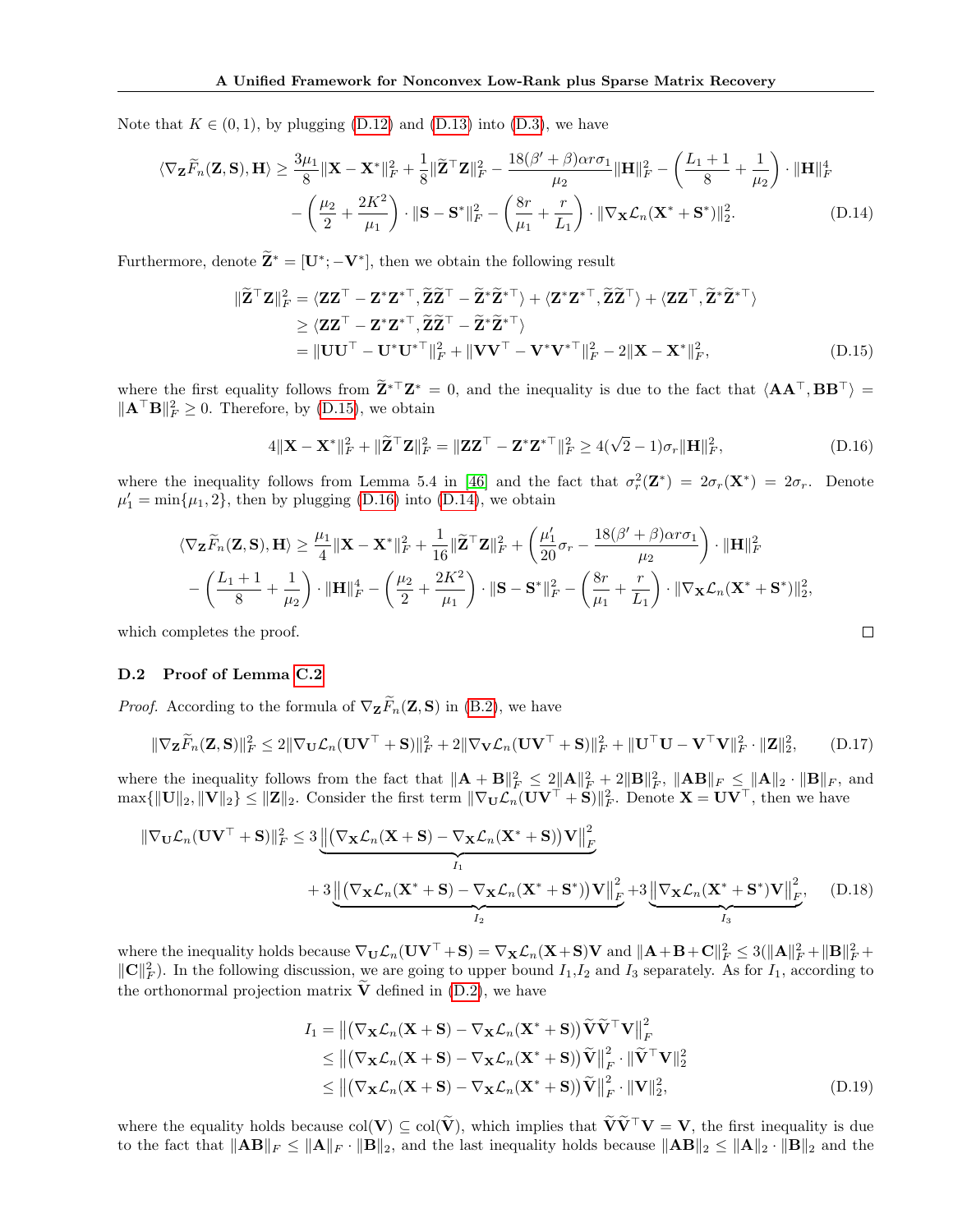Note that $K \in (0,1)$, by plugging (D.12) and (D.13) into (D.3), we have

$$
\begin{aligned}
\langle \nabla_{\mathbf{Z}} \widetilde{F}_n(\mathbf{Z},\mathbf{S}), \mathbf{H}\rangle \geq\ & \frac{3\mu_1}{8}\|\mathbf{X}-\mathbf{X}^*\|_F^2 + \frac{1}{8}\|\widetilde{\mathbf{Z}}^\top \mathbf{Z}\|_F^2 - \frac{18(\beta'+\beta)\alpha r\sigma_1}{\mu_2}\|\mathbf{H}\|_F^2 - \left(\frac{L_1+1}{8}+\frac{1}{\mu_2}\right)\cdot \|\mathbf{H}\|_F^4 \\
& - \left(\frac{\mu_2}{2}+\frac{2K^2}{\mu_1}\right)\cdot \|\mathbf{S}-\mathbf{S}^*\|_F^2 - \left(\frac{8r}{\mu_1}+\frac{r}{L_1}\right)\cdot \|\nabla_{\mathbf{X}}\mathcal{L}_n(\mathbf{X}^*+\mathbf{S}^*)\|_2^2. \qquad \text{(D.14)}
\end{aligned}
$$

Furthermore, denote $\widetilde{\mathbf{Z}}^* = [\mathbf{U}^*; -\mathbf{V}^*]$, then we obtain the following result

$$
\begin{aligned}
\|\widetilde{\mathbf{Z}}^\top \mathbf{Z}\|_F^2 &= \langle \mathbf{Z}\mathbf{Z}^\top - \mathbf{Z}^*\mathbf{Z}^{*\top}, \widetilde{\mathbf{Z}}\widetilde{\mathbf{Z}}^\top - \widetilde{\mathbf{Z}}^*\widetilde{\mathbf{Z}}^{*\top}\rangle + \langle \mathbf{Z}^*\mathbf{Z}^{*\top}, \widetilde{\mathbf{Z}}\widetilde{\mathbf{Z}}^\top\rangle + \langle \mathbf{Z}\mathbf{Z}^\top, \widetilde{\mathbf{Z}}^*\widetilde{\mathbf{Z}}^{*\top}\rangle \\
&\geq \langle \mathbf{Z}\mathbf{Z}^\top - \mathbf{Z}^*\mathbf{Z}^{*\top}, \widetilde{\mathbf{Z}}\widetilde{\mathbf{Z}}^\top - \widetilde{\mathbf{Z}}^*\widetilde{\mathbf{Z}}^{*\top}\rangle \\
&= \|\mathbf{U}\mathbf{U}^\top - \mathbf{U}^*\mathbf{U}^{*\top}\|_F^2 + \|\mathbf{V}\mathbf{V}^\top - \mathbf{V}^*\mathbf{V}^{*\top}\|_F^2 - 2\|\mathbf{X}-\mathbf{X}^*\|_F^2, \qquad \text{(D.15)}
\end{aligned}
$$

where the first equality follows from $\widetilde{\mathbf{Z}}^{*\top}\mathbf{Z}^* = 0$, and the inequality is due to the fact that $\langle \mathbf{A}\mathbf{A}^\top, \mathbf{B}\mathbf{B}^\top\rangle = \|\mathbf{A}^\top\mathbf{B}\|_F^2 \geq 0$. Therefore, by (D.15), we obtain

$$
4\|\mathbf{X}-\mathbf{X}^*\|_F^2 + \|\widetilde{\mathbf{Z}}^\top \mathbf{Z}\|_F^2 = \|\mathbf{Z}\mathbf{Z}^\top - \mathbf{Z}^*\mathbf{Z}^{*\top}\|_F^2 \geq 4(\sqrt{2}-1)\sigma_r\|\mathbf{H}\|_F^2, \qquad \text{(D.16)}
$$

where the inequality follows from Lemma 5.4 in [46] and the fact that $\sigma_r^2(\mathbf{Z}^*) = 2\sigma_r(\mathbf{X}^*) = 2\sigma_r$. Denote $\mu_1' = \min\{\mu_1, 2\}$, then by plugging (D.16) into (D.14), we obtain

$$
\begin{aligned}
\langle \nabla_{\mathbf{Z}} \widetilde{F}_n(\mathbf{Z},\mathbf{S}), \mathbf{H}\rangle \geq\ & \frac{\mu_1}{4}\|\mathbf{X}-\mathbf{X}^*\|_F^2 + \frac{1}{16}\|\widetilde{\mathbf{Z}}^\top \mathbf{Z}\|_F^2 + \left(\frac{\mu_1'}{20}\sigma_r - \frac{18(\beta'+\beta)\alpha r\sigma_1}{\mu_2}\right)\cdot \|\mathbf{H}\|_F^2 \\
& - \left(\frac{L_1+1}{8}+\frac{1}{\mu_2}\right)\cdot \|\mathbf{H}\|_F^4 - \left(\frac{\mu_2}{2}+\frac{2K^2}{\mu_1}\right)\cdot \|\mathbf{S}-\mathbf{S}^*\|_F^2 - \left(\frac{8r}{\mu_1}+\frac{r}{L_1}\right)\cdot \|\nabla_{\mathbf{X}}\mathcal{L}_n(\mathbf{X}^*+\mathbf{S}^*)\|_2^2,
\end{aligned}
$$

which completes the proof. □

### D.2 Proof of Lemma C.2

*Proof.* According to the formula of $\nabla_{\mathbf{Z}} \widetilde{F}_n(\mathbf{Z},\mathbf{S})$ in (B.2), we have

$$
\|\nabla_{\mathbf{Z}} \widetilde{F}_n(\mathbf{Z},\mathbf{S})\|_F^2 \leq 2\|\nabla_{\mathbf{U}}\mathcal{L}_n(\mathbf{U}\mathbf{V}^\top + \mathbf{S})\|_F^2 + 2\|\nabla_{\mathbf{V}}\mathcal{L}_n(\mathbf{U}\mathbf{V}^\top + \mathbf{S})\|_F^2 + \|\mathbf{U}^\top\mathbf{U} - \mathbf{V}^\top\mathbf{V}\|_F^2 \cdot \|\mathbf{Z}\|_2^2, \qquad \text{(D.17)}
$$

where the inequality follows from the fact that $\|\mathbf{A}+\mathbf{B}\|_F^2 \leq 2\|\mathbf{A}\|_F^2 + 2\|\mathbf{B}\|_F^2$, $\|\mathbf{A}\mathbf{B}\|_F \leq \|\mathbf{A}\|_2 \cdot \|\mathbf{B}\|_F$, and $\max\{\|\mathbf{U}\|_2, \|\mathbf{V}\|_2\} \leq \|\mathbf{Z}\|_2$. Consider the first term $\|\nabla_{\mathbf{U}}\mathcal{L}_n(\mathbf{U}\mathbf{V}^\top + \mathbf{S})\|_F^2$. Denote $\mathbf{X} = \mathbf{U}\mathbf{V}^\top$, then we have

$$
\begin{aligned}
\|\nabla_{\mathbf{U}}\mathcal{L}_n(\mathbf{U}\mathbf{V}^\top + \mathbf{S})\|_F^2 \leq\ & 3\underbrace{\big\|\big(\nabla_{\mathbf{X}}\mathcal{L}_n(\mathbf{X}+\mathbf{S}) - \nabla_{\mathbf{X}}\mathcal{L}_n(\mathbf{X}^*+\mathbf{S})\big)\mathbf{V}\big\|_F^2}_{I_1} \\
& + 3\underbrace{\big\|\big(\nabla_{\mathbf{X}}\mathcal{L}_n(\mathbf{X}^*+\mathbf{S}) - \nabla_{\mathbf{X}}\mathcal{L}_n(\mathbf{X}^*+\mathbf{S}^*)\big)\mathbf{V}\big\|_F^2}_{I_2} + 3\underbrace{\big\|\nabla_{\mathbf{X}}\mathcal{L}_n(\mathbf{X}^*+\mathbf{S}^*)\mathbf{V}\big\|_F^2}_{I_3}, \qquad \text{(D.18)}
\end{aligned}
$$

where the inequality holds because $\nabla_{\mathbf{U}}\mathcal{L}_n(\mathbf{U}\mathbf{V}^\top + \mathbf{S}) = \nabla_{\mathbf{X}}\mathcal{L}_n(\mathbf{X}+\mathbf{S})\mathbf{V}$ and $\|\mathbf{A}+\mathbf{B}+\mathbf{C}\|_F^2 \leq 3(\|\mathbf{A}\|_F^2 + \|\mathbf{B}\|_F^2 + \|\mathbf{C}\|_F^2)$. In the following discussion, we are going to upper bound $I_1$, $I_2$ and $I_3$ separately. As for $I_1$, according to the orthonormal projection matrix $\widetilde{\mathbf{V}}$ defined in (D.2), we have

$$
\begin{aligned}
I_1 &= \big\|\big(\nabla_{\mathbf{X}}\mathcal{L}_n(\mathbf{X}+\mathbf{S}) - \nabla_{\mathbf{X}}\mathcal{L}_n(\mathbf{X}^*+\mathbf{S})\big)\widetilde{\mathbf{V}}\widetilde{\mathbf{V}}^\top\mathbf{V}\big\|_F^2 \\
&\leq \big\|\big(\nabla_{\mathbf{X}}\mathcal{L}_n(\mathbf{X}+\mathbf{S}) - \nabla_{\mathbf{X}}\mathcal{L}_n(\mathbf{X}^*+\mathbf{S})\big)\widetilde{\mathbf{V}}\big\|_F^2 \cdot \|\widetilde{\mathbf{V}}^\top\mathbf{V}\|_2^2 \\
&\leq \big\|\big(\nabla_{\mathbf{X}}\mathcal{L}_n(\mathbf{X}+\mathbf{S}) - \nabla_{\mathbf{X}}\mathcal{L}_n(\mathbf{X}^*+\mathbf{S})\big)\widetilde{\mathbf{V}}\big\|_F^2 \cdot \|\mathbf{V}\|_2^2, \qquad \text{(D.19)}
\end{aligned}
$$

where the equality holds because $\text{col}(\mathbf{V}) \subseteq \text{col}(\widetilde{\mathbf{V}})$, which implies that $\widetilde{\mathbf{V}}\widetilde{\mathbf{V}}^\top\mathbf{V} = \mathbf{V}$, the first inequality is due to the fact that $\|\mathbf{A}\mathbf{B}\|_F \leq \|\mathbf{A}\|_F \cdot \|\mathbf{B}\|_2$, and the last inequality holds because $\|\mathbf{A}\mathbf{B}\|_2 \leq \|\mathbf{A}\|_2 \cdot \|\mathbf{B}\|_2$ and the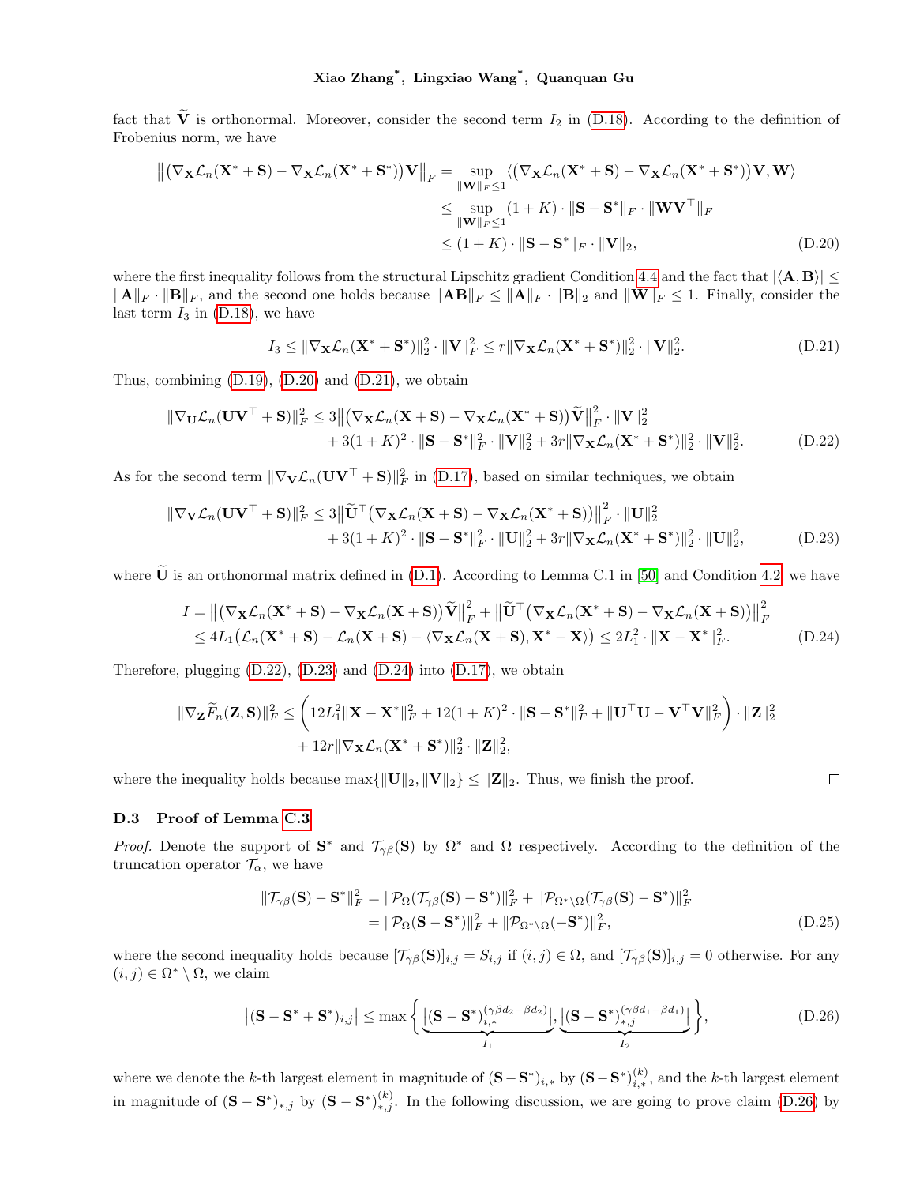fact that $\widetilde{\mathbf{V}}$ is orthonormal. Moreover, consider the second term $I_2$ in (D.18). According to the definition of Frobenius norm, we have

$$
\begin{aligned}
\big\|\big(\nabla_{\mathbf{X}}\mathcal{L}_n(\mathbf{X}^*+\mathbf{S})-\nabla_{\mathbf{X}}\mathcal{L}_n(\mathbf{X}^*+\mathbf{S}^*)\big)\mathbf{V}\big\|_F &= \sup_{\|\mathbf{W}\|_F\le 1}\big\langle\big(\nabla_{\mathbf{X}}\mathcal{L}_n(\mathbf{X}^*+\mathbf{S})-\nabla_{\mathbf{X}}\mathcal{L}_n(\mathbf{X}^*+\mathbf{S}^*)\big)\mathbf{V},\mathbf{W}\big\rangle\\
&\le \sup_{\|\mathbf{W}\|_F\le 1}(1+K)\cdot\|\mathbf{S}-\mathbf{S}^*\|_F\cdot\|\mathbf{W}\mathbf{V}^\top\|_F\\
&\le (1+K)\cdot\|\mathbf{S}-\mathbf{S}^*\|_F\cdot\|\mathbf{V}\|_2, \qquad\qquad (\text{D}.20)
\end{aligned}
$$

where the first inequality follows from the structural Lipschitz gradient Condition 4.4 and the fact that $|\langle\mathbf{A},\mathbf{B}\rangle|\le\|\mathbf{A}\|_F\cdot\|\mathbf{B}\|_F$, and the second one holds because $\|\mathbf{A}\mathbf{B}\|_F\le\|\mathbf{A}\|_F\cdot\|\mathbf{B}\|_2$ and $\|\mathbf{W}\|_F\le 1$. Finally, consider the last term $I_3$ in (D.18), we have

$$
I_3\le\|\nabla_{\mathbf{X}}\mathcal{L}_n(\mathbf{X}^*+\mathbf{S}^*)\|_2^2\cdot\|\mathbf{V}\|_F^2\le r\|\nabla_{\mathbf{X}}\mathcal{L}_n(\mathbf{X}^*+\mathbf{S}^*)\|_2^2\cdot\|\mathbf{V}\|_2^2. \qquad (\text{D}.21)
$$

Thus, combining (D.19), (D.20) and (D.21), we obtain

$$
\begin{aligned}
\|\nabla_{\mathbf{U}}\mathcal{L}_n(\mathbf{U}\mathbf{V}^\top+\mathbf{S})\|_F^2 &\le 3\big\|\big(\nabla_{\mathbf{X}}\mathcal{L}_n(\mathbf{X}+\mathbf{S})-\nabla_{\mathbf{X}}\mathcal{L}_n(\mathbf{X}^*+\mathbf{S})\big)\widetilde{\mathbf{V}}\big\|_F^2\cdot\|\mathbf{V}\|_2^2\\
&\quad+3(1+K)^2\cdot\|\mathbf{S}-\mathbf{S}^*\|_F^2\cdot\|\mathbf{V}\|_2^2+3r\|\nabla_{\mathbf{X}}\mathcal{L}_n(\mathbf{X}^*+\mathbf{S}^*)\|_2^2\cdot\|\mathbf{V}\|_2^2. \qquad (\text{D}.22)
\end{aligned}
$$

As for the second term $\|\nabla_{\mathbf{V}}\mathcal{L}_n(\mathbf{U}\mathbf{V}^\top+\mathbf{S})\|_F^2$ in (D.17), based on similar techniques, we obtain

$$
\begin{aligned}
\|\nabla_{\mathbf{V}}\mathcal{L}_n(\mathbf{U}\mathbf{V}^\top+\mathbf{S})\|_F^2 &\le 3\big\|\widetilde{\mathbf{U}}^\top\big(\nabla_{\mathbf{X}}\mathcal{L}_n(\mathbf{X}+\mathbf{S})-\nabla_{\mathbf{X}}\mathcal{L}_n(\mathbf{X}^*+\mathbf{S})\big)\big\|_F^2\cdot\|\mathbf{U}\|_2^2\\
&\quad+3(1+K)^2\cdot\|\mathbf{S}-\mathbf{S}^*\|_F^2\cdot\|\mathbf{U}\|_2^2+3r\|\nabla_{\mathbf{X}}\mathcal{L}_n(\mathbf{X}^*+\mathbf{S}^*)\|_2^2\cdot\|\mathbf{U}\|_2^2, \qquad (\text{D}.23)
\end{aligned}
$$

where $\widetilde{\mathbf{U}}$ is an orthonormal matrix defined in (D.1). According to Lemma C.1 in [50] and Condition 4.2, we have

$$
\begin{aligned}
I &= \big\|\big(\nabla_{\mathbf{X}}\mathcal{L}_n(\mathbf{X}^*+\mathbf{S})-\nabla_{\mathbf{X}}\mathcal{L}_n(\mathbf{X}+\mathbf{S})\big)\widetilde{\mathbf{V}}\big\|_F^2+\big\|\widetilde{\mathbf{U}}^\top\big(\nabla_{\mathbf{X}}\mathcal{L}_n(\mathbf{X}^*+\mathbf{S})-\nabla_{\mathbf{X}}\mathcal{L}_n(\mathbf{X}+\mathbf{S})\big)\big\|_F^2\\
&\le 4L_1\big(\mathcal{L}_n(\mathbf{X}^*+\mathbf{S})-\mathcal{L}_n(\mathbf{X}+\mathbf{S})-\langle\nabla_{\mathbf{X}}\mathcal{L}_n(\mathbf{X}+\mathbf{S}),\mathbf{X}^*-\mathbf{X}\rangle\big)\le 2L_1^2\cdot\|\mathbf{X}-\mathbf{X}^*\|_F^2. \qquad (\text{D}.24)
\end{aligned}
$$

Therefore, plugging (D.22), (D.23) and (D.24) into (D.17), we obtain

$$
\begin{aligned}
\|\nabla_{\mathbf{Z}}\widetilde{F}_n(\mathbf{Z},\mathbf{S})\|_F^2 &\le\bigg(12L_1^2\|\mathbf{X}-\mathbf{X}^*\|_F^2+12(1+K)^2\cdot\|\mathbf{S}-\mathbf{S}^*\|_F^2+\|\mathbf{U}^\top\mathbf{U}-\mathbf{V}^\top\mathbf{V}\|_F^2\bigg)\cdot\|\mathbf{Z}\|_2^2\\
&\quad+12r\|\nabla_{\mathbf{X}}\mathcal{L}_n(\mathbf{X}^*+\mathbf{S}^*)\|_2^2\cdot\|\mathbf{Z}\|_2^2,
\end{aligned}
$$

where the inequality holds because $\max\{\|\mathbf{U}\|_2,\|\mathbf{V}\|_2\}\le\|\mathbf{Z}\|_2$. Thus, we finish the proof. □

### D.3 Proof of Lemma C.3

*Proof.* Denote the support of $\mathbf{S}^*$ and $\mathcal{T}_{\gamma\beta}(\mathbf{S})$ by $\Omega^*$ and $\Omega$ respectively. According to the definition of the truncation operator $\mathcal{T}_\alpha$, we have

$$
\begin{aligned}
\|\mathcal{T}_{\gamma\beta}(\mathbf{S})-\mathbf{S}^*\|_F^2 &= \|\mathcal{P}_\Omega(\mathcal{T}_{\gamma\beta}(\mathbf{S})-\mathbf{S}^*)\|_F^2+\|\mathcal{P}_{\Omega^*\setminus\Omega}(\mathcal{T}_{\gamma\beta}(\mathbf{S})-\mathbf{S}^*)\|_F^2\\
&= \|\mathcal{P}_\Omega(\mathbf{S}-\mathbf{S}^*)\|_F^2+\|\mathcal{P}_{\Omega^*\setminus\Omega}(-\mathbf{S}^*)\|_F^2, \qquad (\text{D}.25)
\end{aligned}
$$

where the second inequality holds because $[\mathcal{T}_{\gamma\beta}(\mathbf{S})]_{i,j}=S_{i,j}$ if $(i,j)\in\Omega$, and $[\mathcal{T}_{\gamma\beta}(\mathbf{S})]_{i,j}=0$ otherwise. For any $(i,j)\in\Omega^*\setminus\Omega$, we claim

$$
\big|(\mathbf{S}-\mathbf{S}^*+\mathbf{S}^*)_{i,j}\big|\le\max\bigg\{\underbrace{\big|(\mathbf{S}-\mathbf{S}^*)_{i,*}^{(\gamma\beta d_2-\beta d_2)}\big|}_{I_1},\underbrace{\big|(\mathbf{S}-\mathbf{S}^*)_{*,j}^{(\gamma\beta d_1-\beta d_1)}\big|}_{I_2}\bigg\}, \qquad (\text{D}.26)
$$

where we denote the $k$-th largest element in magnitude of $(\mathbf{S}-\mathbf{S}^*)_{i,*}$ by $(\mathbf{S}-\mathbf{S}^*)_{i,*}^{(k)}$, and the $k$-th largest element in magnitude of $(\mathbf{S}-\mathbf{S}^*)_{*,j}$ by $(\mathbf{S}-\mathbf{S}^*)_{*,j}^{(k)}$. In the following discussion, we are going to prove claim (D.26) by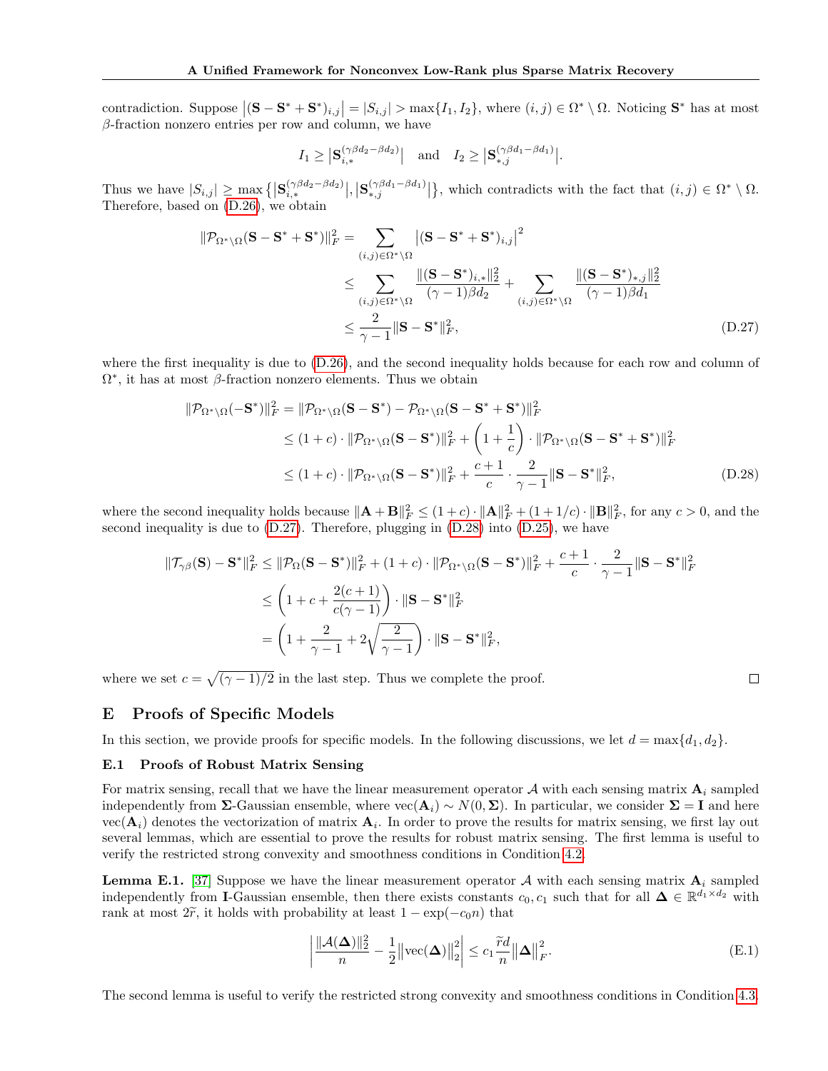contradiction. Suppose $\left|(\mathbf{S}-\mathbf{S}^*+\mathbf{S}^*)_{i,j}\right| = |S_{i,j}| > \max\{I_1, I_2\}$, where $(i,j)\in\Omega^*\setminus\Omega$. Noticing $\mathbf{S}^*$ has at most $\beta$-fraction nonzero entries per row and column, we have

$$
I_1 \geq \left|\mathbf{S}_{i,*}^{(\gamma\beta d_2-\beta d_2)}\right| \quad \text{and} \quad I_2 \geq \left|\mathbf{S}_{*,j}^{(\gamma\beta d_1-\beta d_1)}\right|.
$$

Thus we have $|S_{i,j}| \geq \max\left\{\left|\mathbf{S}_{i,*}^{(\gamma\beta d_2-\beta d_2)}\right|, \left|\mathbf{S}_{*,j}^{(\gamma\beta d_1-\beta d_1)}\right|\right\}$, which contradicts with the fact that $(i,j)\in\Omega^*\setminus\Omega$. Therefore, based on (D.26), we obtain

$$
\begin{aligned}
\|\mathcal{P}_{\Omega^*\setminus\Omega}(\mathbf{S}-\mathbf{S}^*+\mathbf{S}^*)\|_F^2 &= \sum_{(i,j)\in\Omega^*\setminus\Omega}\left|(\mathbf{S}-\mathbf{S}^*+\mathbf{S}^*)_{i,j}\right|^2 \\
&\leq \sum_{(i,j)\in\Omega^*\setminus\Omega}\frac{\|(\mathbf{S}-\mathbf{S}^*)_{i,*}\|_2^2}{(\gamma-1)\beta d_2} + \sum_{(i,j)\in\Omega^*\setminus\Omega}\frac{\|(\mathbf{S}-\mathbf{S}^*)_{*,j}\|_2^2}{(\gamma-1)\beta d_1} \\
&\leq \frac{2}{\gamma-1}\|\mathbf{S}-\mathbf{S}^*\|_F^2,
\end{aligned} \tag{D.27}
$$

where the first inequality is due to (D.26), and the second inequality holds because for each row and column of $\Omega^*$, it has at most $\beta$-fraction nonzero elements. Thus we obtain

$$
\begin{aligned}
\|\mathcal{P}_{\Omega^*\setminus\Omega}(-\mathbf{S}^*)\|_F^2 &= \|\mathcal{P}_{\Omega^*\setminus\Omega}(\mathbf{S}-\mathbf{S}^*) - \mathcal{P}_{\Omega^*\setminus\Omega}(\mathbf{S}-\mathbf{S}^*+\mathbf{S}^*)\|_F^2 \\
&\leq (1+c)\cdot\|\mathcal{P}_{\Omega^*\setminus\Omega}(\mathbf{S}-\mathbf{S}^*)\|_F^2 + \left(1+\frac{1}{c}\right)\cdot\|\mathcal{P}_{\Omega^*\setminus\Omega}(\mathbf{S}-\mathbf{S}^*+\mathbf{S}^*)\|_F^2 \\
&\leq (1+c)\cdot\|\mathcal{P}_{\Omega^*\setminus\Omega}(\mathbf{S}-\mathbf{S}^*)\|_F^2 + \frac{c+1}{c}\cdot\frac{2}{\gamma-1}\|\mathbf{S}-\mathbf{S}^*\|_F^2,
\end{aligned} \tag{D.28}
$$

where the second inequality holds because $\|\mathbf{A}+\mathbf{B}\|_F^2 \leq (1+c)\cdot\|\mathbf{A}\|_F^2 + (1+1/c)\cdot\|\mathbf{B}\|_F^2$, for any $c>0$, and the second inequality is due to (D.27). Therefore, plugging in (D.28) into (D.25), we have

$$
\begin{aligned}
\|\mathcal{T}_{\gamma\beta}(\mathbf{S})-\mathbf{S}^*\|_F^2 &\leq \|\mathcal{P}_{\Omega}(\mathbf{S}-\mathbf{S}^*)\|_F^2 + (1+c)\cdot\|\mathcal{P}_{\Omega^*\setminus\Omega}(\mathbf{S}-\mathbf{S}^*)\|_F^2 + \frac{c+1}{c}\cdot\frac{2}{\gamma-1}\|\mathbf{S}-\mathbf{S}^*\|_F^2 \\
&\leq \left(1+c+\frac{2(c+1)}{c(\gamma-1)}\right)\cdot\|\mathbf{S}-\mathbf{S}^*\|_F^2 \\
&= \left(1+\frac{2}{\gamma-1}+2\sqrt{\frac{2}{\gamma-1}}\right)\cdot\|\mathbf{S}-\mathbf{S}^*\|_F^2,
\end{aligned}
$$

where we set $c=\sqrt{(\gamma-1)/2}$ in the last step. Thus we complete the proof. $\square$

# E Proofs of Specific Models

In this section, we provide proofs for specific models. In the following discussions, we let $d=\max\{d_1,d_2\}$.

## E.1 Proofs of Robust Matrix Sensing

For matrix sensing, recall that we have the linear measurement operator $\mathcal{A}$ with each sensing matrix $\mathbf{A}_i$ sampled independently from $\boldsymbol{\Sigma}$-Gaussian ensemble, where $\mathrm{vec}(\mathbf{A}_i)\sim N(0,\boldsymbol{\Sigma})$. In particular, we consider $\boldsymbol{\Sigma}=\mathbf{I}$ and here $\mathrm{vec}(\mathbf{A}_i)$ denotes the vectorization of matrix $\mathbf{A}_i$. In order to prove the results for matrix sensing, we first lay out several lemmas, which are essential to prove the results for robust matrix sensing. The first lemma is useful to verify the restricted strong convexity and smoothness conditions in Condition 4.2.

**Lemma E.1.** [37] Suppose we have the linear measurement operator $\mathcal{A}$ with each sensing matrix $\mathbf{A}_i$ sampled independently from $\mathbf{I}$-Gaussian ensemble, then there exists constants $c_0, c_1$ such that for all $\boldsymbol{\Delta}\in\mathbb{R}^{d_1\times d_2}$ with rank at most $2\widetilde{r}$, it holds with probability at least $1-\exp(-c_0 n)$ that

$$
\left|\frac{\|\mathcal{A}(\boldsymbol{\Delta})\|_2^2}{n} - \frac{1}{2}\left\|\mathrm{vec}(\boldsymbol{\Delta})\right\|_2^2\right| \leq c_1\frac{\widetilde{r}d}{n}\left\|\boldsymbol{\Delta}\right\|_F^2. \tag{E.1}
$$

The second lemma is useful to verify the restricted strong convexity and smoothness conditions in Condition 4.3.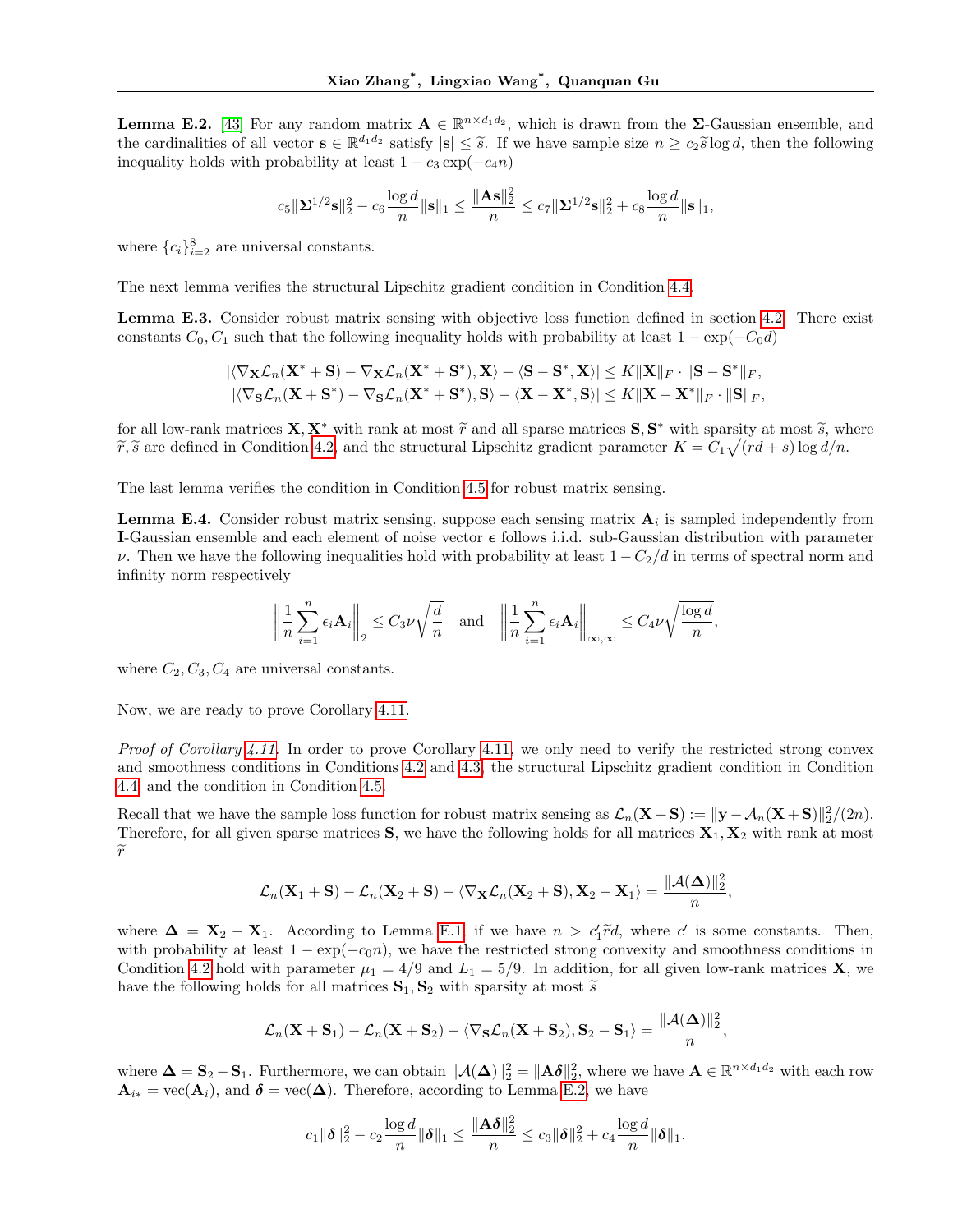**Lemma E.2.** [43] For any random matrix $\mathbf{A} \in \mathbb{R}^{n \times d_1 d_2}$, which is drawn from the $\boldsymbol{\Sigma}$-Gaussian ensemble, and the cardinalities of all vector $\mathbf{s} \in \mathbb{R}^{d_1 d_2}$ satisfy $|\mathbf{s}| \leq \widetilde{s}$. If we have sample size $n \geq c_2 \widetilde{s} \log d$, then the following inequality holds with probability at least $1 - c_3 \exp(-c_4 n)$

$$c_5 \|\boldsymbol{\Sigma}^{1/2}\mathbf{s}\|_2^2 - c_6 \frac{\log d}{n}\|\mathbf{s}\|_1 \leq \frac{\|\mathbf{A}\mathbf{s}\|_2^2}{n} \leq c_7 \|\boldsymbol{\Sigma}^{1/2}\mathbf{s}\|_2^2 + c_8 \frac{\log d}{n}\|\mathbf{s}\|_1,$$

where $\{c_i\}_{i=2}^8$ are universal constants.

The next lemma verifies the structural Lipschitz gradient condition in Condition 4.4.

**Lemma E.3.** Consider robust matrix sensing with objective loss function defined in section 4.2. There exist constants $C_0, C_1$ such that the following inequality holds with probability at least $1 - \exp(-C_0 d)$

$$|\langle \nabla_{\mathbf{X}} \mathcal{L}_n(\mathbf{X}^* + \mathbf{S}) - \nabla_{\mathbf{X}} \mathcal{L}_n(\mathbf{X}^* + \mathbf{S}^*), \mathbf{X}\rangle - \langle \mathbf{S} - \mathbf{S}^*, \mathbf{X}\rangle| \leq K\|\mathbf{X}\|_F \cdot \|\mathbf{S} - \mathbf{S}^*\|_F,$$
$$|\langle \nabla_{\mathbf{S}} \mathcal{L}_n(\mathbf{X} + \mathbf{S}^*) - \nabla_{\mathbf{S}} \mathcal{L}_n(\mathbf{X}^* + \mathbf{S}^*), \mathbf{S}\rangle - \langle \mathbf{X} - \mathbf{X}^*, \mathbf{S}\rangle| \leq K\|\mathbf{X} - \mathbf{X}^*\|_F \cdot \|\mathbf{S}\|_F,$$

for all low-rank matrices $\mathbf{X}, \mathbf{X}^*$ with rank at most $\widetilde{r}$ and all sparse matrices $\mathbf{S}, \mathbf{S}^*$ with sparsity at most $\widetilde{s}$, where $\widetilde{r}, \widetilde{s}$ are defined in Condition 4.2, and the structural Lipschitz gradient parameter $K = C_1\sqrt{(rd + s)\log d/n}$.

The last lemma verifies the condition in Condition 4.5 for robust matrix sensing.

**Lemma E.4.** Consider robust matrix sensing, suppose each sensing matrix $\mathbf{A}_i$ is sampled independently from $\mathbf{I}$-Gaussian ensemble and each element of noise vector $\boldsymbol{\epsilon}$ follows i.i.d. sub-Gaussian distribution with parameter $\nu$. Then we have the following inequalities hold with probability at least $1 - C_2/d$ in terms of spectral norm and infinity norm respectively

$$\left\|\frac{1}{n}\sum_{i=1}^n \epsilon_i \mathbf{A}_i\right\|_2 \leq C_3 \nu \sqrt{\frac{d}{n}} \quad \text{and} \quad \left\|\frac{1}{n}\sum_{i=1}^n \epsilon_i \mathbf{A}_i\right\|_{\infty,\infty} \leq C_4 \nu \sqrt{\frac{\log d}{n}},$$

where $C_2, C_3, C_4$ are universal constants.

Now, we are ready to prove Corollary 4.11.

*Proof of Corollary 4.11.* In order to prove Corollary 4.11, we only need to verify the restricted strong convex and smoothness conditions in Conditions 4.2 and 4.3, the structural Lipschitz gradient condition in Condition 4.4, and the condition in Condition 4.5.

Recall that we have the sample loss function for robust matrix sensing as $\mathcal{L}_n(\mathbf{X} + \mathbf{S}) := \|\mathbf{y} - \mathcal{A}_n(\mathbf{X} + \mathbf{S})\|_2^2/(2n)$. Therefore, for all given sparse matrices $\mathbf{S}$, we have the following holds for all matrices $\mathbf{X}_1, \mathbf{X}_2$ with rank at most $\widetilde{r}$

$$\mathcal{L}_n(\mathbf{X}_1 + \mathbf{S}) - \mathcal{L}_n(\mathbf{X}_2 + \mathbf{S}) - \langle \nabla_{\mathbf{X}} \mathcal{L}_n(\mathbf{X}_2 + \mathbf{S}), \mathbf{X}_2 - \mathbf{X}_1\rangle = \frac{\|\mathcal{A}(\boldsymbol{\Delta})\|_2^2}{n},$$

where $\boldsymbol{\Delta} = \mathbf{X}_2 - \mathbf{X}_1$. According to Lemma E.1, if we have $n > c_1'\widetilde{r}d$, where $c'$ is some constants. Then, with probability at least $1 - \exp(-c_0 n)$, we have the restricted strong convexity and smoothness conditions in Condition 4.2 hold with parameter $\mu_1 = 4/9$ and $L_1 = 5/9$. In addition, for all given low-rank matrices $\mathbf{X}$, we have the following holds for all matrices $\mathbf{S}_1, \mathbf{S}_2$ with sparsity at most $\widetilde{s}$

$$\mathcal{L}_n(\mathbf{X} + \mathbf{S}_1) - \mathcal{L}_n(\mathbf{X} + \mathbf{S}_2) - \langle \nabla_{\mathbf{S}} \mathcal{L}_n(\mathbf{X} + \mathbf{S}_2), \mathbf{S}_2 - \mathbf{S}_1\rangle = \frac{\|\mathcal{A}(\boldsymbol{\Delta})\|_2^2}{n},$$

where $\boldsymbol{\Delta} = \mathbf{S}_2 - \mathbf{S}_1$. Furthermore, we can obtain $\|\mathcal{A}(\boldsymbol{\Delta})\|_2^2 = \|\mathbf{A}\boldsymbol{\delta}\|_2^2$, where we have $\mathbf{A} \in \mathbb{R}^{n \times d_1 d_2}$ with each row $\mathbf{A}_{i*} = \text{vec}(\mathbf{A}_i)$, and $\boldsymbol{\delta} = \text{vec}(\boldsymbol{\Delta})$. Therefore, according to Lemma E.2, we have

$$c_1\|\boldsymbol{\delta}\|_2^2 - c_2\frac{\log d}{n}\|\boldsymbol{\delta}\|_1 \leq \frac{\|\mathbf{A}\boldsymbol{\delta}\|_2^2}{n} \leq c_3\|\boldsymbol{\delta}\|_2^2 + c_4\frac{\log d}{n}\|\boldsymbol{\delta}\|_1.$$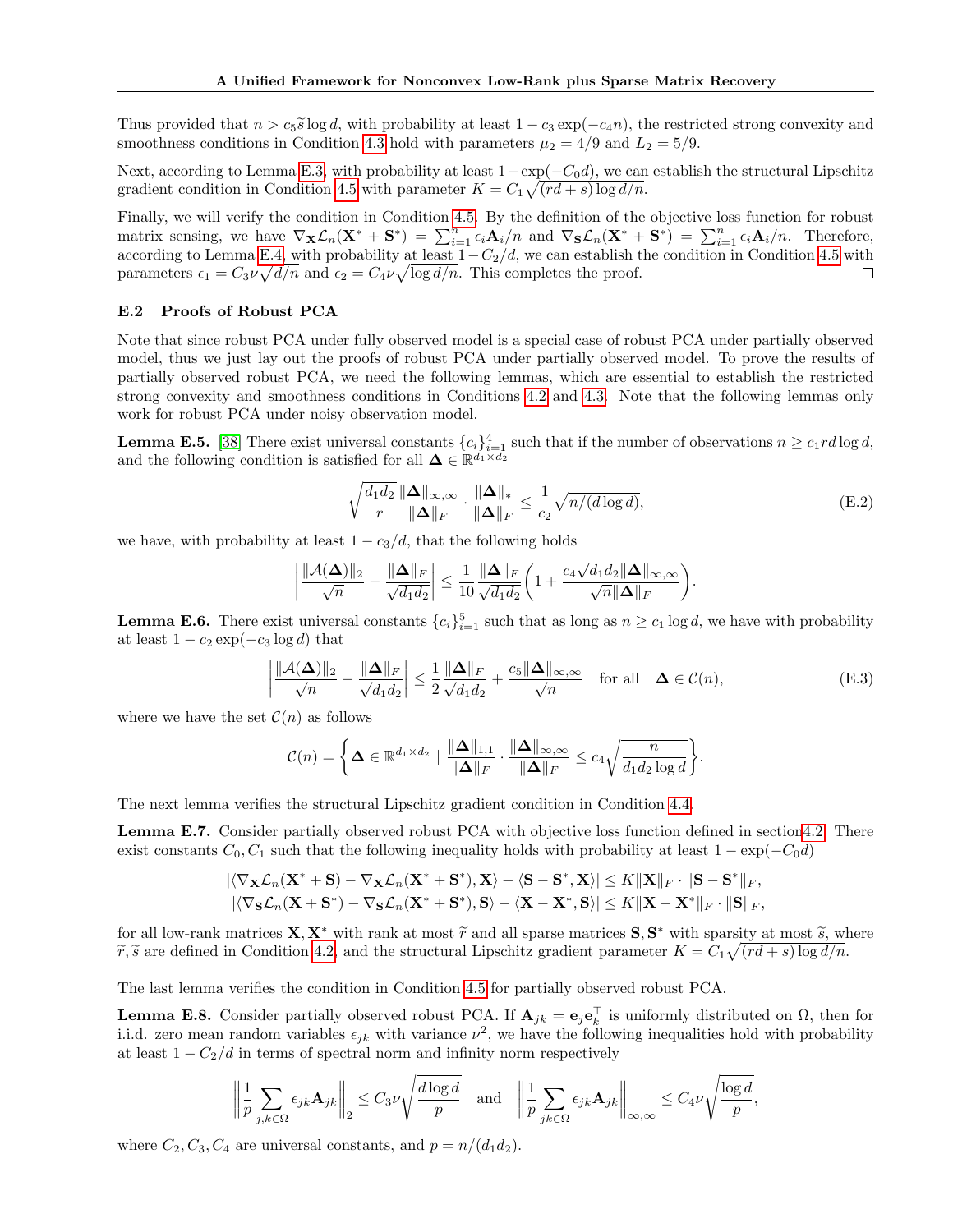Thus provided that $n > c_5 \widetilde{s} \log d$, with probability at least $1 - c_3 \exp(-c_4 n)$, the restricted strong convexity and smoothness conditions in Condition 4.3 hold with parameters $\mu_2 = 4/9$ and $L_2 = 5/9$.

Next, according to Lemma E.3, with probability at least $1 - \exp(-C_0 d)$, we can establish the structural Lipschitz gradient condition in Condition 4.5 with parameter $K = C_1 \sqrt{(rd + s)\log d / n}$.

Finally, we will verify the condition in Condition 4.5. By the definition of the objective loss function for robust matrix sensing, we have $\nabla_{\mathbf{X}} \mathcal{L}_n(\mathbf{X}^* + \mathbf{S}^*) = \sum_{i=1}^n \epsilon_i \mathbf{A}_i / n$ and $\nabla_{\mathbf{S}} \mathcal{L}_n(\mathbf{X}^* + \mathbf{S}^*) = \sum_{i=1}^n \epsilon_i \mathbf{A}_i / n$. Therefore, according to Lemma E.4, with probability at least $1 - C_2/d$, we can establish the condition in Condition 4.5 with parameters $\epsilon_1 = C_3 \nu \sqrt{d/n}$ and $\epsilon_2 = C_4 \nu \sqrt{\log d / n}$. This completes the proof. $\square$

### E.2 Proofs of Robust PCA

Note that since robust PCA under fully observed model is a special case of robust PCA under partially observed model, thus we just lay out the proofs of robust PCA under partially observed model. To prove the results of partially observed robust PCA, we need the following lemmas, which are essential to establish the restricted strong convexity and smoothness conditions in Conditions 4.2 and 4.3. Note that the following lemmas only work for robust PCA under noisy observation model.

**Lemma E.5.** [38] There exist universal constants $\{c_i\}_{i=1}^4$ such that if the number of observations $n \geq c_1 r d \log d$, and the following condition is satisfied for all $\mathbf{\Delta} \in \mathbb{R}^{d_1 \times d_2}$

$$\sqrt{\frac{d_1 d_2}{r}} \frac{\|\mathbf{\Delta}\|_{\infty,\infty}}{\|\mathbf{\Delta}\|_F} \cdot \frac{\|\mathbf{\Delta}\|_*}{\|\mathbf{\Delta}\|_F} \leq \frac{1}{c_2} \sqrt{n/(d \log d)}, \tag{E.2}$$

we have, with probability at least $1 - c_3/d$, that the following holds

$$\left| \frac{\|\mathcal{A}(\mathbf{\Delta})\|_2}{\sqrt{n}} - \frac{\|\mathbf{\Delta}\|_F}{\sqrt{d_1 d_2}} \right| \leq \frac{1}{10} \frac{\|\mathbf{\Delta}\|_F}{\sqrt{d_1 d_2}} \left( 1 + \frac{c_4 \sqrt{d_1 d_2} \|\mathbf{\Delta}\|_{\infty,\infty}}{\sqrt{n} \|\mathbf{\Delta}\|_F} \right).$$

**Lemma E.6.** There exist universal constants $\{c_i\}_{i=1}^5$ such that as long as $n \geq c_1 \log d$, we have with probability at least $1 - c_2 \exp(-c_3 \log d)$ that

$$\left| \frac{\|\mathcal{A}(\mathbf{\Delta})\|_2}{\sqrt{n}} - \frac{\|\mathbf{\Delta}\|_F}{\sqrt{d_1 d_2}} \right| \leq \frac{1}{2} \frac{\|\mathbf{\Delta}\|_F}{\sqrt{d_1 d_2}} + \frac{c_5 \|\mathbf{\Delta}\|_{\infty,\infty}}{\sqrt{n}} \quad \text{for all} \quad \mathbf{\Delta} \in \mathcal{C}(n), \tag{E.3}$$

where we have the set $\mathcal{C}(n)$ as follows

$$\mathcal{C}(n) = \left\{ \mathbf{\Delta} \in \mathbb{R}^{d_1 \times d_2} \mid \frac{\|\mathbf{\Delta}\|_{1,1}}{\|\mathbf{\Delta}\|_F} \cdot \frac{\|\mathbf{\Delta}\|_{\infty,\infty}}{\|\mathbf{\Delta}\|_F} \leq c_4 \sqrt{\frac{n}{d_1 d_2 \log d}} \right\}.$$

The next lemma verifies the structural Lipschitz gradient condition in Condition 4.4.

**Lemma E.7.** Consider partially observed robust PCA with objective loss function defined in section4.2. There exist constants $C_0, C_1$ such that the following inequality holds with probability at least $1 - \exp(-C_0 d)$

$$|\langle \nabla_{\mathbf{X}} \mathcal{L}_n(\mathbf{X}^* + \mathbf{S}) - \nabla_{\mathbf{X}} \mathcal{L}_n(\mathbf{X}^* + \mathbf{S}^*), \mathbf{X} \rangle - \langle \mathbf{S} - \mathbf{S}^*, \mathbf{X} \rangle| \leq K \|\mathbf{X}\|_F \cdot \|\mathbf{S} - \mathbf{S}^*\|_F,$$
$$|\langle \nabla_{\mathbf{S}} \mathcal{L}_n(\mathbf{X} + \mathbf{S}^*) - \nabla_{\mathbf{S}} \mathcal{L}_n(\mathbf{X}^* + \mathbf{S}^*), \mathbf{S} \rangle - \langle \mathbf{X} - \mathbf{X}^*, \mathbf{S} \rangle| \leq K \|\mathbf{X} - \mathbf{X}^*\|_F \cdot \|\mathbf{S}\|_F,$$

for all low-rank matrices $\mathbf{X}, \mathbf{X}^*$ with rank at most $\widetilde{r}$ and all sparse matrices $\mathbf{S}, \mathbf{S}^*$ with sparsity at most $\widetilde{s}$, where $\widetilde{r}, \widetilde{s}$ are defined in Condition 4.2, and the structural Lipschitz gradient parameter $K = C_1 \sqrt{(rd + s)\log d / n}$.

The last lemma verifies the condition in Condition 4.5 for partially observed robust PCA.

**Lemma E.8.** Consider partially observed robust PCA. If $\mathbf{A}_{jk} = \mathbf{e}_j \mathbf{e}_k^\top$ is uniformly distributed on $\Omega$, then for i.i.d. zero mean random variables $\epsilon_{jk}$ with variance $\nu^2$, we have the following inequalities hold with probability at least $1 - C_2/d$ in terms of spectral norm and infinity norm respectively

$$\left\| \frac{1}{p} \sum_{j,k \in \Omega} \epsilon_{jk} \mathbf{A}_{jk} \right\|_2 \leq C_3 \nu \sqrt{\frac{d \log d}{p}} \quad \text{and} \quad \left\| \frac{1}{p} \sum_{jk \in \Omega} \epsilon_{jk} \mathbf{A}_{jk} \right\|_{\infty,\infty} \leq C_4 \nu \sqrt{\frac{\log d}{p}},$$

where $C_2, C_3, C_4$ are universal constants, and $p = n/(d_1 d_2)$.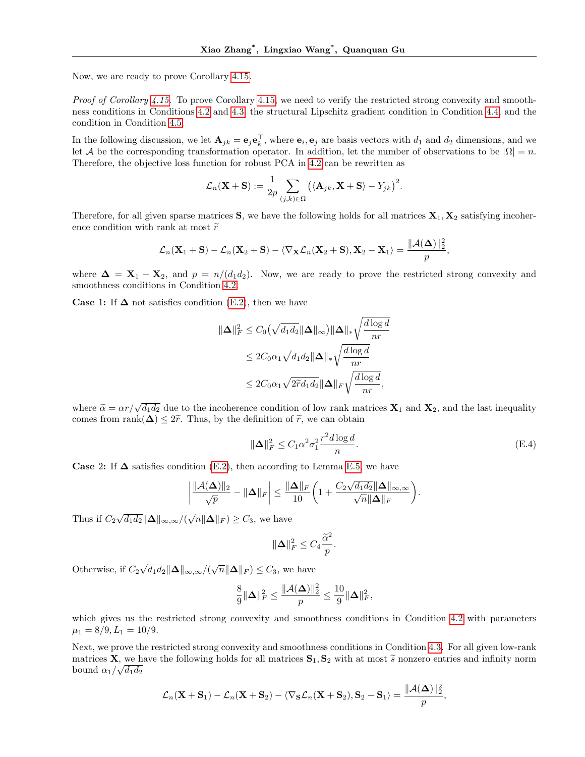Now, we are ready to prove Corollary 4.15.

*Proof of Corollary 4.15.* To prove Corollary 4.15, we need to verify the restricted strong convexity and smoothness conditions in Conditions 4.2 and 4.3, the structural Lipschitz gradient condition in Condition 4.4, and the condition in Condition 4.5.

In the following discussion, we let $\mathbf{A}_{jk} = \mathbf{e}_j \mathbf{e}_k^\top$, where $\mathbf{e}_i, \mathbf{e}_j$ are basis vectors with $d_1$ and $d_2$ dimensions, and we let $\mathcal{A}$ be the corresponding transformation operator. In addition, let the number of observations to be $|\Omega| = n$. Therefore, the objective loss function for robust PCA in 4.2 can be rewritten as

$$\mathcal{L}_n(\mathbf{X} + \mathbf{S}) := \frac{1}{2p} \sum_{(j,k) \in \Omega} \big( \langle \mathbf{A}_{jk}, \mathbf{X} + \mathbf{S} \rangle - Y_{jk} \big)^2.$$

Therefore, for all given sparse matrices $\mathbf{S}$, we have the following holds for all matrices $\mathbf{X}_1, \mathbf{X}_2$ satisfying incoherence condition with rank at most $\widetilde{r}$

$$\mathcal{L}_n(\mathbf{X}_1 + \mathbf{S}) - \mathcal{L}_n(\mathbf{X}_2 + \mathbf{S}) - \langle \nabla_{\mathbf{X}} \mathcal{L}_n(\mathbf{X}_2 + \mathbf{S}), \mathbf{X}_2 - \mathbf{X}_1 \rangle = \frac{\|\mathcal{A}(\boldsymbol{\Delta})\|_2^2}{p},$$

where $\boldsymbol{\Delta} = \mathbf{X}_1 - \mathbf{X}_2$, and $p = n/(d_1 d_2)$. Now, we are ready to prove the restricted strong convexity and smoothness conditions in Condition 4.2.

**Case 1:** If $\boldsymbol{\Delta}$ not satisfies condition (E.2), then we have

$$\begin{aligned}
\|\boldsymbol{\Delta}\|_F^2 &\le C_0 \big( \sqrt{d_1 d_2} \|\boldsymbol{\Delta}\|_\infty \big) \|\boldsymbol{\Delta}\|_* \sqrt{\frac{d \log d}{nr}} \\
&\le 2 C_0 \alpha_1 \sqrt{d_1 d_2} \|\boldsymbol{\Delta}\|_* \sqrt{\frac{d \log d}{nr}} \\
&\le 2 C_0 \alpha_1 \sqrt{2 \widetilde{r} d_1 d_2} \|\boldsymbol{\Delta}\|_F \sqrt{\frac{d \log d}{nr}},
\end{aligned}$$

where $\widetilde{\alpha} = \alpha r / \sqrt{d_1 d_2}$ due to the incoherence condition of low rank matrices $\mathbf{X}_1$ and $\mathbf{X}_2$, and the last inequality comes from $\mathrm{rank}(\boldsymbol{\Delta}) \le 2\widetilde{r}$. Thus, by the definition of $\widetilde{r}$, we can obtain

$$\|\boldsymbol{\Delta}\|_F^2 \le C_1 \alpha^2 \sigma_1^2 \frac{r^2 d \log d}{n}. \tag{E.4}$$

**Case 2:** If $\boldsymbol{\Delta}$ satisfies condition (E.2), then according to Lemma E.5, we have

$$\left| \frac{\|\mathcal{A}(\boldsymbol{\Delta})\|_2}{\sqrt{p}} - \|\boldsymbol{\Delta}\|_F \right| \le \frac{\|\boldsymbol{\Delta}\|_F}{10} \left( 1 + \frac{C_2 \sqrt{d_1 d_2} \|\boldsymbol{\Delta}\|_{\infty,\infty}}{\sqrt{n} \|\boldsymbol{\Delta}\|_F} \right).$$

Thus if $C_2 \sqrt{d_1 d_2} \|\boldsymbol{\Delta}\|_{\infty,\infty} / (\sqrt{n} \|\boldsymbol{\Delta}\|_F) \ge C_3$, we have

$$\|\boldsymbol{\Delta}\|_F^2 \le C_4 \frac{\widetilde{\alpha}^2}{p}.$$

Otherwise, if $C_2 \sqrt{d_1 d_2} \|\boldsymbol{\Delta}\|_{\infty,\infty} / (\sqrt{n} \|\boldsymbol{\Delta}\|_F) \le C_3$, we have

$$\frac{8}{9} \|\boldsymbol{\Delta}\|_F^2 \le \frac{\|\mathcal{A}(\boldsymbol{\Delta})\|_2^2}{p} \le \frac{10}{9} \|\boldsymbol{\Delta}\|_F^2,$$

which gives us the restricted strong convexity and smoothness conditions in Condition 4.2 with parameters $\mu_1 = 8/9, L_1 = 10/9$.

Next, we prove the restricted strong convexity and smoothness conditions in Condition 4.3. For all given low-rank matrices $\mathbf{X}$, we have the following holds for all matrices $\mathbf{S}_1, \mathbf{S}_2$ with at most $\widetilde{s}$ nonzero entries and infinity norm bound $\alpha_1 / \sqrt{d_1 d_2}$

$$\mathcal{L}_n(\mathbf{X} + \mathbf{S}_1) - \mathcal{L}_n(\mathbf{X} + \mathbf{S}_2) - \langle \nabla_{\mathbf{S}} \mathcal{L}_n(\mathbf{X} + \mathbf{S}_2), \mathbf{S}_2 - \mathbf{S}_1 \rangle = \frac{\|\mathcal{A}(\boldsymbol{\Delta})\|_2^2}{p},$$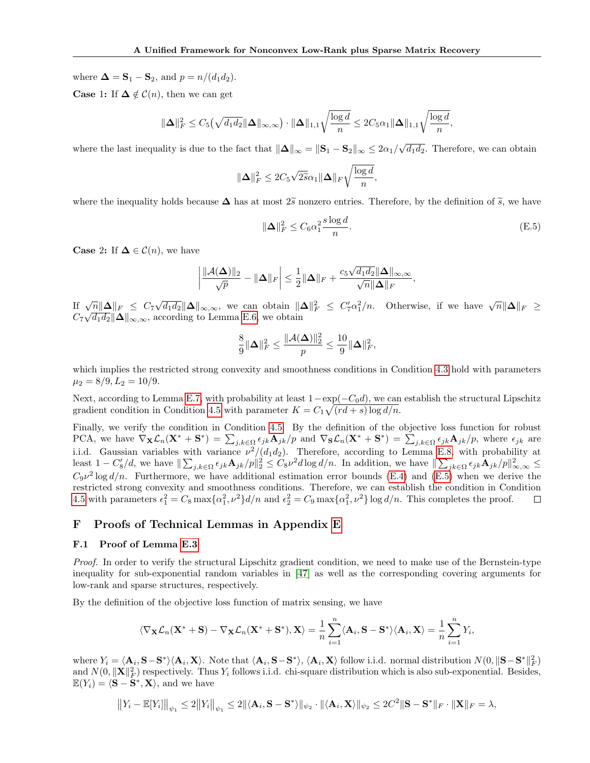where $\mathbf{\Delta} = \mathbf{S}_1 - \mathbf{S}_2$, and $p = n/(d_1 d_2)$.

**Case 1:** If $\mathbf{\Delta} \notin \mathcal{C}(n)$, then we can get

$$\|\mathbf{\Delta}\|_F^2 \leq C_5\big(\sqrt{d_1 d_2}\|\mathbf{\Delta}\|_{\infty,\infty}\big) \cdot \|\mathbf{\Delta}\|_{1,1}\sqrt{\frac{\log d}{n}} \leq 2C_5\alpha_1\|\mathbf{\Delta}\|_{1,1}\sqrt{\frac{\log d}{n}},$$

where the last inequality is due to the fact that $\|\mathbf{\Delta}\|_\infty = \|\mathbf{S}_1 - \mathbf{S}_2\|_\infty \leq 2\alpha_1/\sqrt{d_1 d_2}$. Therefore, we can obtain

$$\|\mathbf{\Delta}\|_F^2 \leq 2C_5\sqrt{2\widetilde{s}}\alpha_1\|\mathbf{\Delta}\|_F\sqrt{\frac{\log d}{n}},$$

where the inequality holds because $\mathbf{\Delta}$ has at most $2\widetilde{s}$ nonzero entries. Therefore, by the definition of $\widetilde{s}$, we have

$$\|\mathbf{\Delta}\|_F^2 \leq C_6\alpha_1^2\frac{s\log d}{n}. \tag{E.5}$$

**Case 2:** If $\mathbf{\Delta} \in \mathcal{C}(n)$, we have

$$\left|\frac{\|\mathcal{A}(\mathbf{\Delta})\|_2}{\sqrt{p}} - \|\mathbf{\Delta}\|_F\right| \leq \frac{1}{2}\|\mathbf{\Delta}\|_F + \frac{c_5\sqrt{d_1 d_2}\|\mathbf{\Delta}\|_{\infty,\infty}}{\sqrt{n}\|\mathbf{\Delta}\|_F},$$

If $\sqrt{n}\|\mathbf{\Delta}\|_F \leq C_7\sqrt{d_1 d_2}\|\mathbf{\Delta}\|_{\infty,\infty}$, we can obtain $\|\mathbf{\Delta}\|_F^2 \leq C_7'\alpha_1^2/n$. Otherwise, if we have $\sqrt{n}\|\mathbf{\Delta}\|_F \geq C_7\sqrt{d_1 d_2}\|\mathbf{\Delta}\|_{\infty,\infty}$, according to Lemma E.6, we obtain

$$\frac{8}{9}\|\mathbf{\Delta}\|_F^2 \leq \frac{\|\mathcal{A}(\mathbf{\Delta})\|_2^2}{p} \leq \frac{10}{9}\|\mathbf{\Delta}\|_F^2,$$

which implies the restricted strong convexity and smoothness conditions in Condition 4.3 hold with parameters $\mu_2 = 8/9, L_2 = 10/9$.

Next, according to Lemma E.7, with probability at least $1-\exp(-C_0 d)$, we can establish the structural Lipschitz gradient condition in Condition 4.5 with parameter $K = C_1\sqrt{(rd+s)\log d/n}$.

Finally, we verify the condition in Condition 4.5. By the definition of the objective loss function for robust PCA, we have $\nabla_{\mathbf{X}}\mathcal{L}_n(\mathbf{X}^* + \mathbf{S}^*) = \sum_{j,k\in\Omega}\epsilon_{jk}\mathbf{A}_{jk}/p$ and $\nabla_{\mathbf{S}}\mathcal{L}_n(\mathbf{X}^* + \mathbf{S}^*) = \sum_{j,k\in\Omega}\epsilon_{jk}\mathbf{A}_{jk}/p$, where $\epsilon_{jk}$ are i.i.d. Gaussian variables with variance $\nu^2/(d_1 d_2)$. Therefore, according to Lemma E.8, with probability at least $1 - C_8'/d$, we have $\|\sum_{j,k\in\Omega}\epsilon_{jk}\mathbf{A}_{jk}/p\|_2^2 \leq C_8\nu^2 d\log d/n$. In addition, we have $\|\sum_{jk\in\Omega}\epsilon_{jk}\mathbf{A}_{jk}/p\|_{\infty,\infty}^2 \leq C_9\nu^2\log d/n$. Furthermore, we have additional estimation error bounds (E.4) and (E.5) when we derive the restricted strong convexity and smoothness conditions. Therefore, we can establish the condition in Condition 4.5 with parameters $\epsilon_1^2 = C_8\max\{\alpha_1^2, \nu^2\}d/n$ and $\epsilon_2^2 = C_9\max\{\alpha_1^2, \nu^2\}\log d/n$. This completes the proof. $\square$

## F Proofs of Technical Lemmas in Appendix E

### F.1 Proof of Lemma E.3

*Proof.* In order to verify the structural Lipschitz gradient condition, we need to make use of the Bernstein-type inequality for sub-exponential random variables in [47] as well as the corresponding covering arguments for low-rank and sparse structures, respectively.

By the definition of the objective loss function of matrix sensing, we have

$$\langle\nabla_{\mathbf{X}}\mathcal{L}_n(\mathbf{X}^* + \mathbf{S}) - \nabla_{\mathbf{X}}\mathcal{L}_n(\mathbf{X}^* + \mathbf{S}^*), \mathbf{X}\rangle = \frac{1}{n}\sum_{i=1}^n\langle\mathbf{A}_i, \mathbf{S} - \mathbf{S}^*\rangle\langle\mathbf{A}_i, \mathbf{X}\rangle = \frac{1}{n}\sum_{i=1}^n Y_i,$$

where $Y_i = \langle\mathbf{A}_i, \mathbf{S} - \mathbf{S}^*\rangle\langle\mathbf{A}_i, \mathbf{X}\rangle$. Note that $\langle\mathbf{A}_i, \mathbf{S} - \mathbf{S}^*\rangle$, $\langle\mathbf{A}_i, \mathbf{X}\rangle$ follow i.i.d. normal distribution $N(0, \|\mathbf{S} - \mathbf{S}^*\|_F^2)$ and $N(0, \|\mathbf{X}\|_F^2)$ respectively. Thus $Y_i$ follows i.i.d. chi-square distribution which is also sub-exponential. Besides, $\mathbb{E}(Y_i) = \langle\mathbf{S} - \mathbf{S}^*, \mathbf{X}\rangle$, and we have

$$\big\|Y_i - \mathbb{E}[Y_i]\big\|_{\psi_1} \leq 2\big\|Y_i\big\|_{\psi_1} \leq 2\|\langle\mathbf{A}_i, \mathbf{S} - \mathbf{S}^*\rangle\|_{\psi_2} \cdot \|\langle\mathbf{A}_i, \mathbf{X}\rangle\|_{\psi_2} \leq 2C^2\|\mathbf{S} - \mathbf{S}^*\|_F \cdot \|\mathbf{X}\|_F = \lambda,$$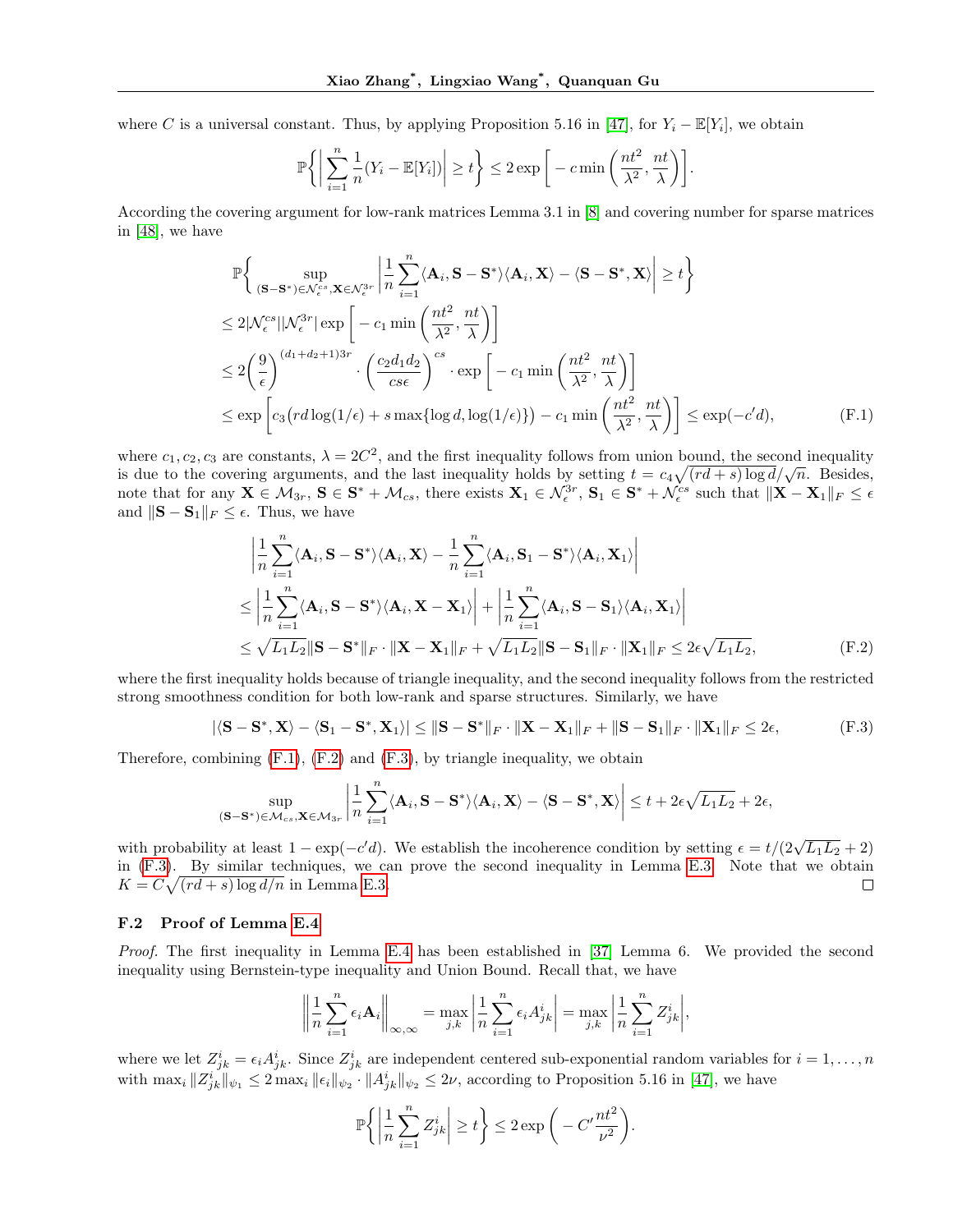where $C$ is a universal constant. Thus, by applying Proposition 5.16 in [47], for $Y_i - \mathbb{E}[Y_i]$, we obtain

$$\mathbb{P}\bigg\{\bigg|\sum_{i=1}^n \frac{1}{n}(Y_i - \mathbb{E}[Y_i])\bigg| \geq t\bigg\} \leq 2\exp\bigg[-c\min\bigg(\frac{nt^2}{\lambda^2}, \frac{nt}{\lambda}\bigg)\bigg].$$

According the covering argument for low-rank matrices Lemma 3.1 in [8] and covering number for sparse matrices in [48], we have

$$\begin{aligned}
&\mathbb{P}\bigg\{\sup_{(\mathbf{S}-\mathbf{S}^*)\in\mathcal{N}_\epsilon^{cs}, \mathbf{X}\in\mathcal{N}_\epsilon^{3r}}\bigg|\frac{1}{n}\sum_{i=1}^n\langle\mathbf{A}_i, \mathbf{S}-\mathbf{S}^*\rangle\langle\mathbf{A}_i, \mathbf{X}\rangle - \langle\mathbf{S}-\mathbf{S}^*, \mathbf{X}\rangle\bigg| \geq t\bigg\} \\
&\leq 2|\mathcal{N}_\epsilon^{cs}||\mathcal{N}_\epsilon^{3r}|\exp\bigg[-c_1\min\bigg(\frac{nt^2}{\lambda^2}, \frac{nt}{\lambda}\bigg)\bigg] \\
&\leq 2\bigg(\frac{9}{\epsilon}\bigg)^{(d_1+d_2+1)3r}\cdot\bigg(\frac{c_2 d_1 d_2}{cs\epsilon}\bigg)^{cs}\cdot\exp\bigg[-c_1\min\bigg(\frac{nt^2}{\lambda^2}, \frac{nt}{\lambda}\bigg)\bigg] \\
&\leq \exp\bigg[c_3\big(rd\log(1/\epsilon) + s\max\{\log d, \log(1/\epsilon)\}\big) - c_1\min\bigg(\frac{nt^2}{\lambda^2}, \frac{nt}{\lambda}\bigg)\bigg] \leq \exp(-c'd),
\end{aligned} \tag{F.1}$$

where $c_1, c_2, c_3$ are constants, $\lambda = 2C^2$, and the first inequality follows from union bound, the second inequality is due to the covering arguments, and the last inequality holds by setting $t = c_4\sqrt{(rd+s)\log d}/\sqrt{n}$. Besides, note that for any $\mathbf{X} \in \mathcal{M}_{3r}$, $\mathbf{S} \in \mathbf{S}^* + \mathcal{M}_{cs}$, there exists $\mathbf{X}_1 \in \mathcal{N}_\epsilon^{3r}$, $\mathbf{S}_1 \in \mathbf{S}^* + \mathcal{N}_\epsilon^{cs}$ such that $\|\mathbf{X} - \mathbf{X}_1\|_F \leq \epsilon$ and $\|\mathbf{S} - \mathbf{S}_1\|_F \leq \epsilon$. Thus, we have

$$\begin{aligned}
&\bigg|\frac{1}{n}\sum_{i=1}^n\langle\mathbf{A}_i, \mathbf{S}-\mathbf{S}^*\rangle\langle\mathbf{A}_i, \mathbf{X}\rangle - \frac{1}{n}\sum_{i=1}^n\langle\mathbf{A}_i, \mathbf{S}_1-\mathbf{S}^*\rangle\langle\mathbf{A}_i, \mathbf{X}_1\rangle\bigg| \\
&\leq \bigg|\frac{1}{n}\sum_{i=1}^n\langle\mathbf{A}_i, \mathbf{S}-\mathbf{S}^*\rangle\langle\mathbf{A}_i, \mathbf{X}-\mathbf{X}_1\rangle\bigg| + \bigg|\frac{1}{n}\sum_{i=1}^n\langle\mathbf{A}_i, \mathbf{S}-\mathbf{S}_1\rangle\langle\mathbf{A}_i, \mathbf{X}_1\rangle\bigg| \\
&\leq \sqrt{L_1L_2}\|\mathbf{S}-\mathbf{S}^*\|_F\cdot\|\mathbf{X}-\mathbf{X}_1\|_F + \sqrt{L_1L_2}\|\mathbf{S}-\mathbf{S}_1\|_F\cdot\|\mathbf{X}_1\|_F \leq 2\epsilon\sqrt{L_1L_2},
\end{aligned} \tag{F.2}$$

where the first inequality holds because of triangle inequality, and the second inequality follows from the restricted strong smoothness condition for both low-rank and sparse structures. Similarly, we have

$$|\langle\mathbf{S}-\mathbf{S}^*, \mathbf{X}\rangle - \langle\mathbf{S}_1-\mathbf{S}^*, \mathbf{X}_1\rangle| \leq \|\mathbf{S}-\mathbf{S}^*\|_F\cdot\|\mathbf{X}-\mathbf{X}_1\|_F + \|\mathbf{S}-\mathbf{S}_1\|_F\cdot\|\mathbf{X}_1\|_F \leq 2\epsilon, \tag{F.3}$$

Therefore, combining (F.1), (F.2) and (F.3), by triangle inequality, we obtain

$$\sup_{(\mathbf{S}-\mathbf{S}^*)\in\mathcal{M}_{cs}, \mathbf{X}\in\mathcal{M}_{3r}}\bigg|\frac{1}{n}\sum_{i=1}^n\langle\mathbf{A}_i, \mathbf{S}-\mathbf{S}^*\rangle\langle\mathbf{A}_i, \mathbf{X}\rangle - \langle\mathbf{S}-\mathbf{S}^*, \mathbf{X}\rangle\bigg| \leq t + 2\epsilon\sqrt{L_1L_2} + 2\epsilon,$$

with probability at least $1 - \exp(-c'd)$. We establish the incoherence condition by setting $\epsilon = t/(2\sqrt{L_1L_2} + 2)$ in (F.3). By similar techniques, we can prove the second inequality in Lemma E.3. Note that we obtain $K = C\sqrt{(rd+s)\log d/n}$ in Lemma E.3. □

### F.2 Proof of Lemma E.4

*Proof.* The first inequality in Lemma E.4 has been established in [37] Lemma 6. We provided the second inequality using Bernstein-type inequality and Union Bound. Recall that, we have

$$\bigg\|\frac{1}{n}\sum_{i=1}^n\epsilon_i\mathbf{A}_i\bigg\|_{\infty,\infty} = \max_{j,k}\bigg|\frac{1}{n}\sum_{i=1}^n\epsilon_i A_{jk}^i\bigg| = \max_{j,k}\bigg|\frac{1}{n}\sum_{i=1}^n Z_{jk}^i\bigg|,$$

where we let $Z_{jk}^i = \epsilon_i A_{jk}^i$. Since $Z_{jk}^i$ are independent centered sub-exponential random variables for $i = 1, \ldots, n$ with $\max_i\|Z_{jk}^i\|_{\psi_1} \leq 2\max_i\|\epsilon_i\|_{\psi_2}\cdot\|A_{jk}^i\|_{\psi_2} \leq 2\nu$, according to Proposition 5.16 in [47], we have

$$\mathbb{P}\bigg\{\bigg|\frac{1}{n}\sum_{i=1}^n Z_{jk}^i\bigg| \geq t\bigg\} \leq 2\exp\bigg(-C'\frac{nt^2}{\nu^2}\bigg).$$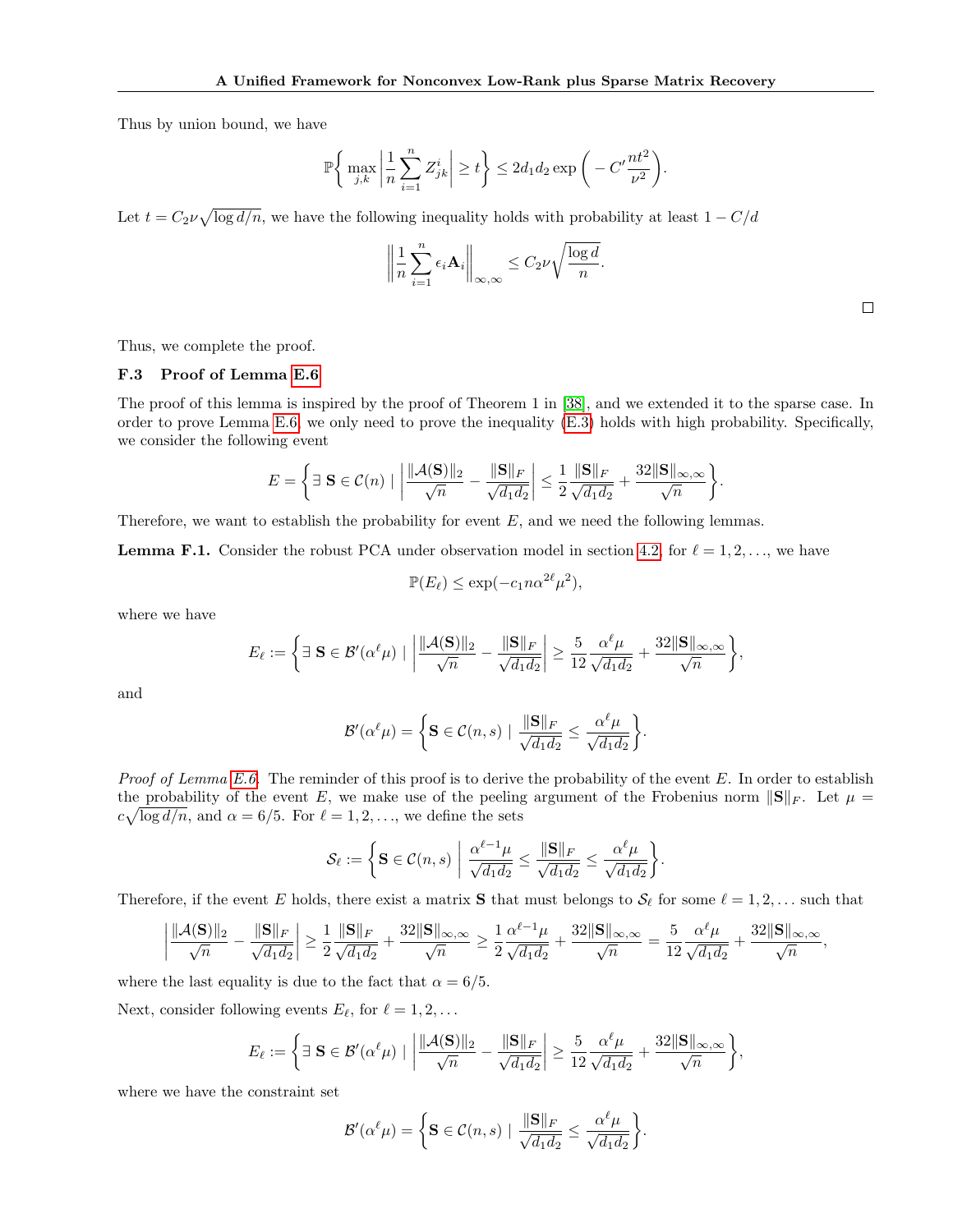Thus by union bound, we have

$$\mathbb{P}\bigg\{ \max_{j,k} \bigg| \frac{1}{n} \sum_{i=1}^{n} Z_{jk}^{i} \bigg| \geq t \bigg\} \leq 2d_1 d_2 \exp\bigg( -C' \frac{nt^2}{\nu^2} \bigg).$$

Let $t = C_2 \nu \sqrt{\log d / n}$, we have the following inequality holds with probability at least $1 - C/d$

$$\bigg\| \frac{1}{n} \sum_{i=1}^{n} \epsilon_i \mathbf{A}_i \bigg\|_{\infty,\infty} \leq C_2 \nu \sqrt{\frac{\log d}{n}}.$$

□

Thus, we complete the proof.

### F.3 Proof of Lemma E.6

The proof of this lemma is inspired by the proof of Theorem 1 in [38], and we extended it to the sparse case. In order to prove Lemma E.6, we only need to prove the inequality (E.3) holds with high probability. Specifically, we consider the following event

$$E = \bigg\{ \exists\, \mathbf{S} \in \mathcal{C}(n) \mid \bigg| \frac{\|\mathcal{A}(\mathbf{S})\|_2}{\sqrt{n}} - \frac{\|\mathbf{S}\|_F}{\sqrt{d_1 d_2}} \bigg| \leq \frac{1}{2} \frac{\|\mathbf{S}\|_F}{\sqrt{d_1 d_2}} + \frac{32 \|\mathbf{S}\|_{\infty,\infty}}{\sqrt{n}} \bigg\}.$$

Therefore, we want to establish the probability for event $E$, and we need the following lemmas.

**Lemma F.1.** Consider the robust PCA under observation model in section 4.2, for $\ell = 1, 2, \ldots$, we have

$$\mathbb{P}(E_\ell) \leq \exp(-c_1 n \alpha^{2\ell} \mu^2),$$

where we have

$$E_\ell := \bigg\{ \exists\, \mathbf{S} \in \mathcal{B}'(\alpha^\ell \mu) \mid \bigg| \frac{\|\mathcal{A}(\mathbf{S})\|_2}{\sqrt{n}} - \frac{\|\mathbf{S}\|_F}{\sqrt{d_1 d_2}} \bigg| \geq \frac{5}{12} \frac{\alpha^\ell \mu}{\sqrt{d_1 d_2}} + \frac{32 \|\mathbf{S}\|_{\infty,\infty}}{\sqrt{n}} \bigg\},$$

and

$$\mathcal{B}'(\alpha^\ell \mu) = \bigg\{ \mathbf{S} \in \mathcal{C}(n, s) \mid \frac{\|\mathbf{S}\|_F}{\sqrt{d_1 d_2}} \leq \frac{\alpha^\ell \mu}{\sqrt{d_1 d_2}} \bigg\}.$$

*Proof of Lemma E.6.* The reminder of this proof is to derive the probability of the event $E$. In order to establish the probability of the event $E$, we make use of the peeling argument of the Frobenius norm $\|\mathbf{S}\|_F$. Let $\mu = c\sqrt{\log d / n}$, and $\alpha = 6/5$. For $\ell = 1, 2, \ldots$, we define the sets

$$\mathcal{S}_\ell := \bigg\{ \mathbf{S} \in \mathcal{C}(n, s) \,\bigg|\, \frac{\alpha^{\ell-1} \mu}{\sqrt{d_1 d_2}} \leq \frac{\|\mathbf{S}\|_F}{\sqrt{d_1 d_2}} \leq \frac{\alpha^\ell \mu}{\sqrt{d_1 d_2}} \bigg\}.$$

Therefore, if the event $E$ holds, there exist a matrix $\mathbf{S}$ that must belongs to $\mathcal{S}_\ell$ for some $\ell = 1, 2, \ldots$ such that

$$\bigg| \frac{\|\mathcal{A}(\mathbf{S})\|_2}{\sqrt{n}} - \frac{\|\mathbf{S}\|_F}{\sqrt{d_1 d_2}} \bigg| \geq \frac{1}{2} \frac{\|\mathbf{S}\|_F}{\sqrt{d_1 d_2}} + \frac{32 \|\mathbf{S}\|_{\infty,\infty}}{\sqrt{n}} \geq \frac{1}{2} \frac{\alpha^{\ell-1} \mu}{\sqrt{d_1 d_2}} + \frac{32 \|\mathbf{S}\|_{\infty,\infty}}{\sqrt{n}} = \frac{5}{12} \frac{\alpha^\ell \mu}{\sqrt{d_1 d_2}} + \frac{32 \|\mathbf{S}\|_{\infty,\infty}}{\sqrt{n}},$$

where the last equality is due to the fact that $\alpha = 6/5$.

Next, consider following events $E_\ell$, for $\ell = 1, 2, \ldots$

$$E_\ell := \bigg\{ \exists\, \mathbf{S} \in \mathcal{B}'(\alpha^\ell \mu) \mid \bigg| \frac{\|\mathcal{A}(\mathbf{S})\|_2}{\sqrt{n}} - \frac{\|\mathbf{S}\|_F}{\sqrt{d_1 d_2}} \bigg| \geq \frac{5}{12} \frac{\alpha^\ell \mu}{\sqrt{d_1 d_2}} + \frac{32 \|\mathbf{S}\|_{\infty,\infty}}{\sqrt{n}} \bigg\},$$

where we have the constraint set

$$\mathcal{B}'(\alpha^\ell \mu) = \bigg\{ \mathbf{S} \in \mathcal{C}(n, s) \mid \frac{\|\mathbf{S}\|_F}{\sqrt{d_1 d_2}} \leq \frac{\alpha^\ell \mu}{\sqrt{d_1 d_2}} \bigg\}.$$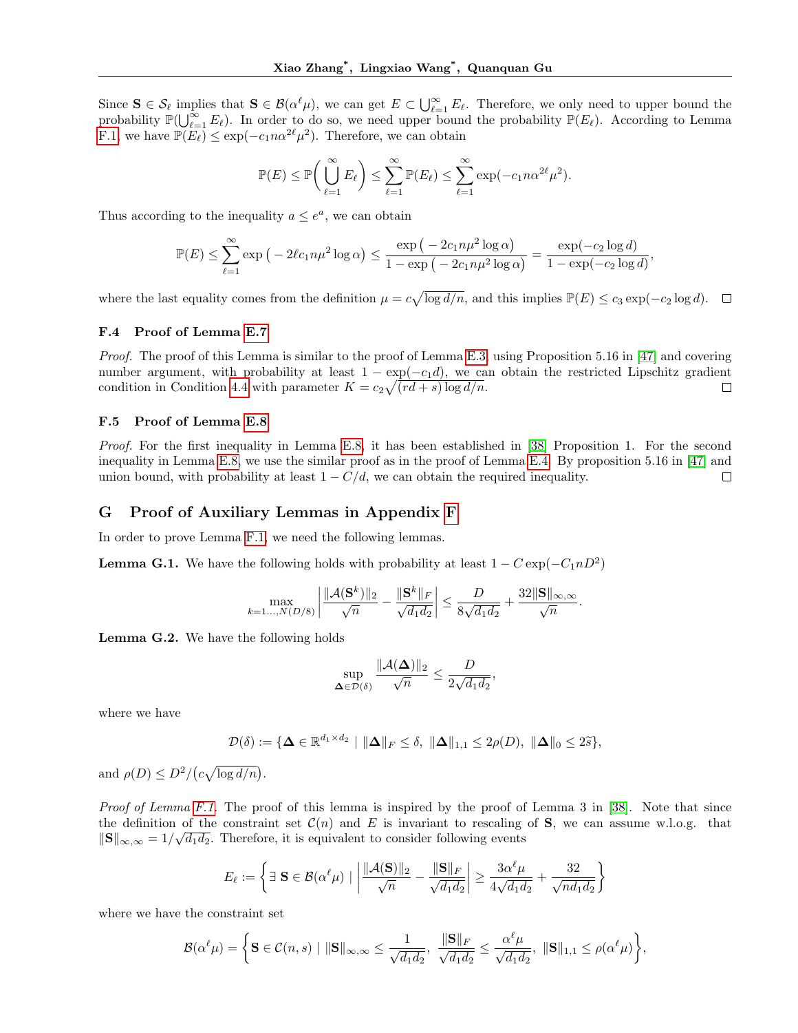Since $\mathbf{S} \in \mathcal{S}_\ell$ implies that $\mathbf{S} \in \mathcal{B}(\alpha^\ell \mu)$, we can get $E \subset \bigcup_{\ell=1}^\infty E_\ell$. Therefore, we only need to upper bound the probability $\mathbb{P}(\bigcup_{\ell=1}^\infty E_\ell)$. In order to do so, we need upper bound the probability $\mathbb{P}(E_\ell)$. According to Lemma F.1, we have $\mathbb{P}(E_\ell) \leq \exp(-c_1 n \alpha^{2\ell} \mu^2)$. Therefore, we can obtain

$$
\mathbb{P}(E) \leq \mathbb{P}\bigg(\bigcup_{\ell=1}^\infty E_\ell\bigg) \leq \sum_{\ell=1}^\infty \mathbb{P}(E_\ell) \leq \sum_{\ell=1}^\infty \exp(-c_1 n \alpha^{2\ell} \mu^2).
$$

Thus according to the inequality $a \leq e^a$, we can obtain

$$
\mathbb{P}(E) \leq \sum_{\ell=1}^\infty \exp\big(-2\ell c_1 n \mu^2 \log \alpha\big) \leq \frac{\exp\big(-2c_1 n \mu^2 \log \alpha\big)}{1 - \exp\big(-2c_1 n \mu^2 \log \alpha\big)} = \frac{\exp(-c_2 \log d)}{1 - \exp(-c_2 \log d)},
$$

where the last equality comes from the definition $\mu = c\sqrt{\log d/n}$, and this implies $\mathbb{P}(E) \leq c_3 \exp(-c_2 \log d)$. $\square$

### F.4 Proof of Lemma E.7

*Proof.* The proof of this Lemma is similar to the proof of Lemma E.3, using Proposition 5.16 in [47] and covering number argument, with probability at least $1 - \exp(-c_1 d)$, we can obtain the restricted Lipschitz gradient condition in Condition 4.4 with parameter $K = c_2\sqrt{(rd + s)\log d/n}$. $\square$

### F.5 Proof of Lemma E.8

*Proof.* For the first inequality in Lemma E.8, it has been established in [38] Proposition 1. For the second inequality in Lemma E.8, we use the similar proof as in the proof of Lemma E.4. By proposition 5.16 in [47] and union bound, with probability at least $1 - C/d$, we can obtain the required inequality. $\square$

## G Proof of Auxiliary Lemmas in Appendix F

In order to prove Lemma F.1, we need the following lemmas.

**Lemma G.1.** We have the following holds with probability at least $1 - C\exp(-C_1 n D^2)$

$$
\max_{k=1\ldots,N(D/8)} \bigg| \frac{\|\mathcal{A}(\mathbf{S}^k)\|_2}{\sqrt{n}} - \frac{\|\mathbf{S}^k\|_F}{\sqrt{d_1 d_2}} \bigg| \leq \frac{D}{8\sqrt{d_1 d_2}} + \frac{32\|\mathbf{S}\|_{\infty,\infty}}{\sqrt{n}}.
$$

**Lemma G.2.** We have the following holds

$$
\sup_{\boldsymbol{\Delta} \in \mathcal{D}(\delta)} \frac{\|\mathcal{A}(\boldsymbol{\Delta})\|_2}{\sqrt{n}} \leq \frac{D}{2\sqrt{d_1 d_2}},
$$

where we have

$$
\mathcal{D}(\delta) := \{\boldsymbol{\Delta} \in \mathbb{R}^{d_1 \times d_2} \mid \|\boldsymbol{\Delta}\|_F \leq \delta,\ \|\boldsymbol{\Delta}\|_{1,1} \leq 2\rho(D),\ \|\boldsymbol{\Delta}\|_0 \leq 2\widetilde{s}\},
$$

and $\rho(D) \leq D^2/\big(c\sqrt{\log d/n}\big)$.

*Proof of Lemma F.1.* The proof of this lemma is inspired by the proof of Lemma 3 in [38]. Note that since the definition of the constraint set $\mathcal{C}(n)$ and $E$ is invariant to rescaling of $\mathbf{S}$, we can assume w.l.o.g. that $\|\mathbf{S}\|_{\infty,\infty} = 1/\sqrt{d_1 d_2}$. Therefore, it is equivalent to consider following events

$$
E_\ell := \left\{ \exists\ \mathbf{S} \in \mathcal{B}(\alpha^\ell \mu) \;\middle|\; \left| \frac{\|\mathcal{A}(\mathbf{S})\|_2}{\sqrt{n}} - \frac{\|\mathbf{S}\|_F}{\sqrt{d_1 d_2}} \right| \geq \frac{3\alpha^\ell \mu}{4\sqrt{d_1 d_2}} + \frac{32}{\sqrt{n d_1 d_2}} \right\}
$$

where we have the constraint set

$$
\mathcal{B}(\alpha^\ell \mu) = \left\{ \mathbf{S} \in \mathcal{C}(n, s) \;\middle|\; \|\mathbf{S}\|_{\infty,\infty} \leq \frac{1}{\sqrt{d_1 d_2}},\ \frac{\|\mathbf{S}\|_F}{\sqrt{d_1 d_2}} \leq \frac{\alpha^\ell \mu}{\sqrt{d_1 d_2}},\ \|\mathbf{S}\|_{1,1} \leq \rho(\alpha^\ell \mu) \right\},
$$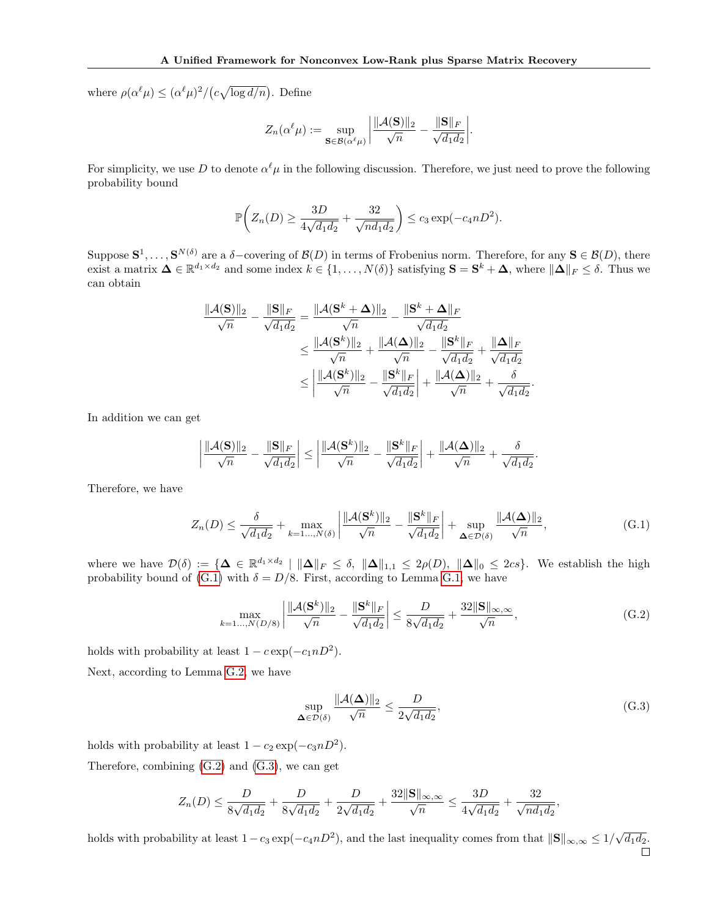where $\rho(\alpha^\ell \mu) \leq (\alpha^\ell \mu)^2 / \big(c\sqrt{\log d/n}\big)$. Define

$$
Z_n(\alpha^\ell \mu) := \sup_{\mathbf{S} \in \mathcal{B}(\alpha^\ell \mu)} \bigg| \frac{\|\mathcal{A}(\mathbf{S})\|_2}{\sqrt{n}} - \frac{\|\mathbf{S}\|_F}{\sqrt{d_1 d_2}} \bigg|.
$$

For simplicity, we use $D$ to denote $\alpha^\ell \mu$ in the following discussion. Therefore, we just need to prove the following probability bound

$$
\mathbb{P}\bigg( Z_n(D) \geq \frac{3D}{4\sqrt{d_1 d_2}} + \frac{32}{\sqrt{n d_1 d_2}} \bigg) \leq c_3 \exp(-c_4 n D^2).
$$

Suppose $\mathbf{S}^1, \ldots, \mathbf{S}^{N(\delta)}$ are a $\delta-$covering of $\mathcal{B}(D)$ in terms of Frobenius norm. Therefore, for any $\mathbf{S} \in \mathcal{B}(D)$, there exist a matrix $\mathbf{\Delta} \in \mathbb{R}^{d_1 \times d_2}$ and some index $k \in \{1, \ldots, N(\delta)\}$ satisfying $\mathbf{S} = \mathbf{S}^k + \mathbf{\Delta}$, where $\|\mathbf{\Delta}\|_F \leq \delta$. Thus we can obtain

$$
\begin{aligned}
\frac{\|\mathcal{A}(\mathbf{S})\|_2}{\sqrt{n}} - \frac{\|\mathbf{S}\|_F}{\sqrt{d_1 d_2}} &= \frac{\|\mathcal{A}(\mathbf{S}^k + \mathbf{\Delta})\|_2}{\sqrt{n}} - \frac{\|\mathbf{S}^k + \mathbf{\Delta}\|_F}{\sqrt{d_1 d_2}} \\
&\leq \frac{\|\mathcal{A}(\mathbf{S}^k)\|_2}{\sqrt{n}} + \frac{\|\mathcal{A}(\mathbf{\Delta})\|_2}{\sqrt{n}} - \frac{\|\mathbf{S}^k\|_F}{\sqrt{d_1 d_2}} + \frac{\|\mathbf{\Delta}\|_F}{\sqrt{d_1 d_2}} \\
&\leq \bigg| \frac{\|\mathcal{A}(\mathbf{S}^k)\|_2}{\sqrt{n}} - \frac{\|\mathbf{S}^k\|_F}{\sqrt{d_1 d_2}} \bigg| + \frac{\|\mathcal{A}(\mathbf{\Delta})\|_2}{\sqrt{n}} + \frac{\delta}{\sqrt{d_1 d_2}}.
\end{aligned}
$$

In addition we can get

$$
\bigg| \frac{\|\mathcal{A}(\mathbf{S})\|_2}{\sqrt{n}} - \frac{\|\mathbf{S}\|_F}{\sqrt{d_1 d_2}} \bigg| \leq \bigg| \frac{\|\mathcal{A}(\mathbf{S}^k)\|_2}{\sqrt{n}} - \frac{\|\mathbf{S}^k\|_F}{\sqrt{d_1 d_2}} \bigg| + \frac{\|\mathcal{A}(\mathbf{\Delta})\|_2}{\sqrt{n}} + \frac{\delta}{\sqrt{d_1 d_2}}.
$$

Therefore, we have

$$
Z_n(D) \leq \frac{\delta}{\sqrt{d_1 d_2}} + \max_{k=1\ldots,N(\delta)} \bigg| \frac{\|\mathcal{A}(\mathbf{S}^k)\|_2}{\sqrt{n}} - \frac{\|\mathbf{S}^k\|_F}{\sqrt{d_1 d_2}} \bigg| + \sup_{\mathbf{\Delta} \in \mathcal{D}(\delta)} \frac{\|\mathcal{A}(\mathbf{\Delta})\|_2}{\sqrt{n}}, \tag{G.1}
$$

where we have $\mathcal{D}(\delta) := \{\mathbf{\Delta} \in \mathbb{R}^{d_1 \times d_2} \mid \|\mathbf{\Delta}\|_F \leq \delta,\ \|\mathbf{\Delta}\|_{1,1} \leq 2\rho(D),\ \|\mathbf{\Delta}\|_0 \leq 2cs\}$. We establish the high probability bound of (G.1) with $\delta = D/8$. First, according to Lemma G.1, we have

$$
\max_{k=1\ldots,N(D/8)} \bigg| \frac{\|\mathcal{A}(\mathbf{S}^k)\|_2}{\sqrt{n}} - \frac{\|\mathbf{S}^k\|_F}{\sqrt{d_1 d_2}} \bigg| \leq \frac{D}{8\sqrt{d_1 d_2}} + \frac{32\|\mathbf{S}\|_{\infty,\infty}}{\sqrt{n}}, \tag{G.2}
$$

holds with probability at least $1 - c\exp(-c_1 n D^2)$.

Next, according to Lemma G.2, we have

$$
\sup_{\mathbf{\Delta} \in \mathcal{D}(\delta)} \frac{\|\mathcal{A}(\mathbf{\Delta})\|_2}{\sqrt{n}} \leq \frac{D}{2\sqrt{d_1 d_2}}, \tag{G.3}
$$

holds with probability at least $1 - c_2 \exp(-c_3 n D^2)$.

Therefore, combining (G.2) and (G.3), we can get

$$
Z_n(D) \leq \frac{D}{8\sqrt{d_1 d_2}} + \frac{D}{8\sqrt{d_1 d_2}} + \frac{D}{2\sqrt{d_1 d_2}} + \frac{32\|\mathbf{S}\|_{\infty,\infty}}{\sqrt{n}} \leq \frac{3D}{4\sqrt{d_1 d_2}} + \frac{32}{\sqrt{n d_1 d_2}},
$$

holds with probability at least $1 - c_3 \exp(-c_4 n D^2)$, and the last inequality comes from that $\|\mathbf{S}\|_{\infty,\infty} \leq 1/\sqrt{d_1 d_2}$.

$\square$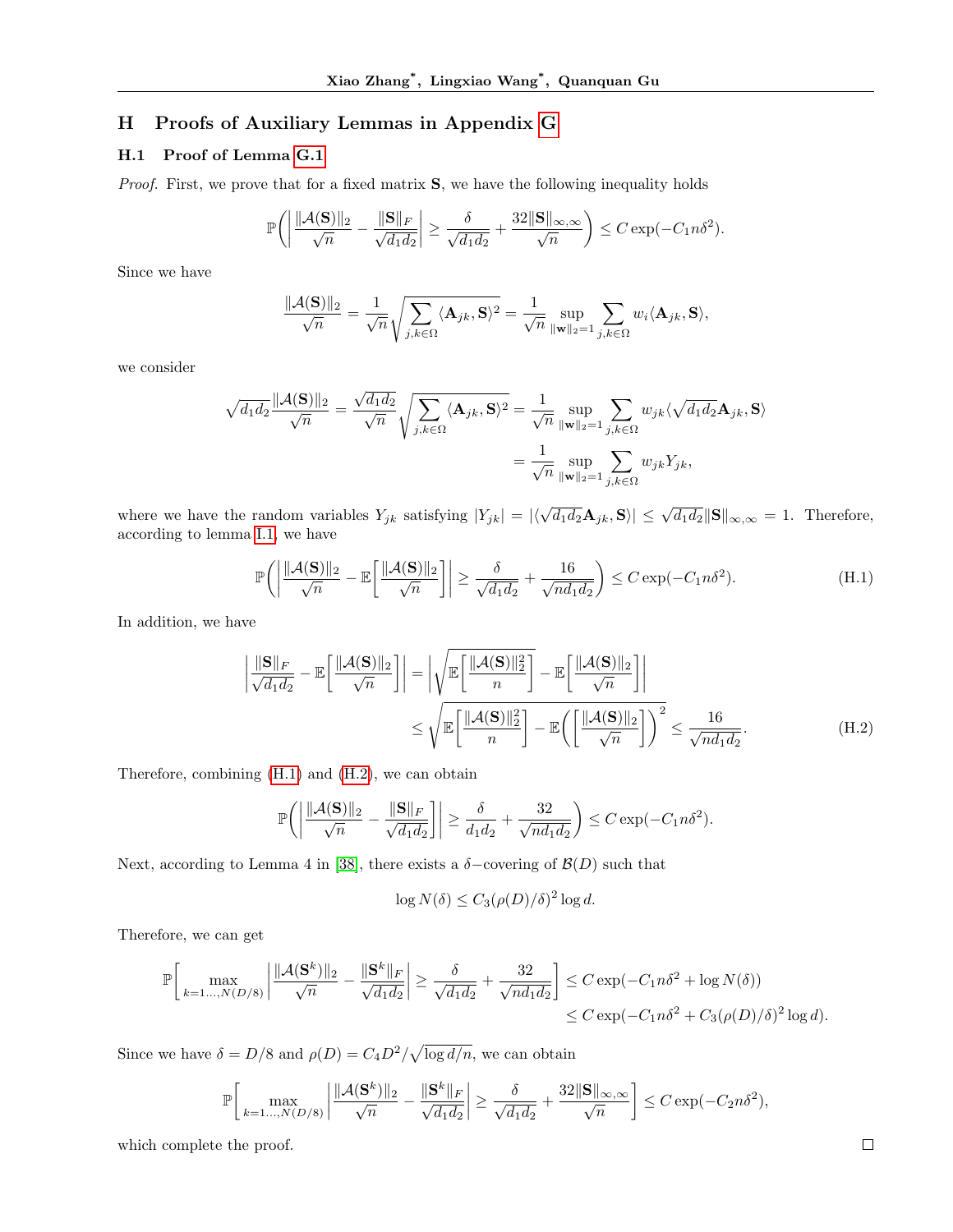## H Proofs of Auxiliary Lemmas in Appendix G

### H.1 Proof of Lemma G.1

*Proof.* First, we prove that for a fixed matrix $\mathbf{S}$, we have the following inequality holds

$$\mathbb{P}\bigg(\bigg|\frac{\|\mathcal{A}(\mathbf{S})\|_2}{\sqrt{n}} - \frac{\|\mathbf{S}\|_F}{\sqrt{d_1d_2}}\bigg| \geq \frac{\delta}{\sqrt{d_1d_2}} + \frac{32\|\mathbf{S}\|_{\infty,\infty}}{\sqrt{n}}\bigg) \leq C\exp(-C_1n\delta^2).$$

Since we have

$$\frac{\|\mathcal{A}(\mathbf{S})\|_2}{\sqrt{n}} = \frac{1}{\sqrt{n}}\sqrt{\sum_{j,k\in\Omega}\langle\mathbf{A}_{jk},\mathbf{S}\rangle^2} = \frac{1}{\sqrt{n}}\sup_{\|\mathbf{w}\|_2=1}\sum_{j,k\in\Omega}w_i\langle\mathbf{A}_{jk},\mathbf{S}\rangle,$$

we consider

$$\begin{aligned}\sqrt{d_1d_2}\frac{\|\mathcal{A}(\mathbf{S})\|_2}{\sqrt{n}} = \frac{\sqrt{d_1d_2}}{\sqrt{n}}\sqrt{\sum_{j,k\in\Omega}\langle\mathbf{A}_{jk},\mathbf{S}\rangle^2} &= \frac{1}{\sqrt{n}}\sup_{\|\mathbf{w}\|_2=1}\sum_{j,k\in\Omega}w_{jk}\langle\sqrt{d_1d_2}\mathbf{A}_{jk},\mathbf{S}\rangle \\ &= \frac{1}{\sqrt{n}}\sup_{\|\mathbf{w}\|_2=1}\sum_{j,k\in\Omega}w_{jk}Y_{jk},\end{aligned}$$

where we have the random variables $Y_{jk}$ satisfying $|Y_{jk}| = |\langle\sqrt{d_1d_2}\mathbf{A}_{jk},\mathbf{S}\rangle| \leq \sqrt{d_1d_2}\|\mathbf{S}\|_{\infty,\infty} = 1$. Therefore, according to lemma I.1, we have

$$\mathbb{P}\bigg(\bigg|\frac{\|\mathcal{A}(\mathbf{S})\|_2}{\sqrt{n}} - \mathbb{E}\bigg[\frac{\|\mathcal{A}(\mathbf{S})\|_2}{\sqrt{n}}\bigg]\bigg| \geq \frac{\delta}{\sqrt{d_1d_2}} + \frac{16}{\sqrt{nd_1d_2}}\bigg) \leq C\exp(-C_1n\delta^2). \tag{H.1}$$

In addition, we have

$$\begin{aligned}\bigg|\frac{\|\mathbf{S}\|_F}{\sqrt{d_1d_2}} - \mathbb{E}\bigg[\frac{\|\mathcal{A}(\mathbf{S})\|_2}{\sqrt{n}}\bigg]\bigg| &= \bigg|\sqrt{\mathbb{E}\bigg[\frac{\|\mathcal{A}(\mathbf{S})\|_2^2}{n}\bigg]} - \mathbb{E}\bigg[\frac{\|\mathcal{A}(\mathbf{S})\|_2}{\sqrt{n}}\bigg]\bigg| \\ &\leq \sqrt{\mathbb{E}\bigg[\frac{\|\mathcal{A}(\mathbf{S})\|_2^2}{n}\bigg] - \mathbb{E}\bigg(\bigg[\frac{\|\mathcal{A}(\mathbf{S})\|_2}{\sqrt{n}}\bigg]\bigg)^2} \leq \frac{16}{\sqrt{nd_1d_2}}.\end{aligned} \tag{H.2}$$

Therefore, combining (H.1) and (H.2), we can obtain

$$\mathbb{P}\bigg(\bigg|\frac{\|\mathcal{A}(\mathbf{S})\|_2}{\sqrt{n}} - \frac{\|\mathbf{S}\|_F}{\sqrt{d_1d_2}}\bigg]\bigg| \geq \frac{\delta}{d_1d_2} + \frac{32}{\sqrt{nd_1d_2}}\bigg) \leq C\exp(-C_1n\delta^2).$$

Next, according to Lemma 4 in [38], there exists a $\delta-$covering of $\mathcal{B}(D)$ such that

$$\log N(\delta) \leq C_3(\rho(D)/\delta)^2\log d.$$

Therefore, we can get

$$\begin{aligned}\mathbb{P}\bigg[\max_{k=1\ldots,N(D/8)}\bigg|\frac{\|\mathcal{A}(\mathbf{S}^k)\|_2}{\sqrt{n}} - \frac{\|\mathbf{S}^k\|_F}{\sqrt{d_1d_2}}\bigg| \geq \frac{\delta}{\sqrt{d_1d_2}} + \frac{32}{\sqrt{nd_1d_2}}\bigg] &\leq C\exp(-C_1n\delta^2 + \log N(\delta)) \\ &\leq C\exp(-C_1n\delta^2 + C_3(\rho(D)/\delta)^2\log d).\end{aligned}$$

Since we have $\delta = D/8$ and $\rho(D) = C_4D^2/\sqrt{\log d/n}$, we can obtain

$$\mathbb{P}\bigg[\max_{k=1\ldots,N(D/8)}\bigg|\frac{\|\mathcal{A}(\mathbf{S}^k)\|_2}{\sqrt{n}} - \frac{\|\mathbf{S}^k\|_F}{\sqrt{d_1d_2}}\bigg| \geq \frac{\delta}{\sqrt{d_1d_2}} + \frac{32\|\mathbf{S}\|_{\infty,\infty}}{\sqrt{n}}\bigg] \leq C\exp(-C_2n\delta^2),$$

which complete the proof. $\square$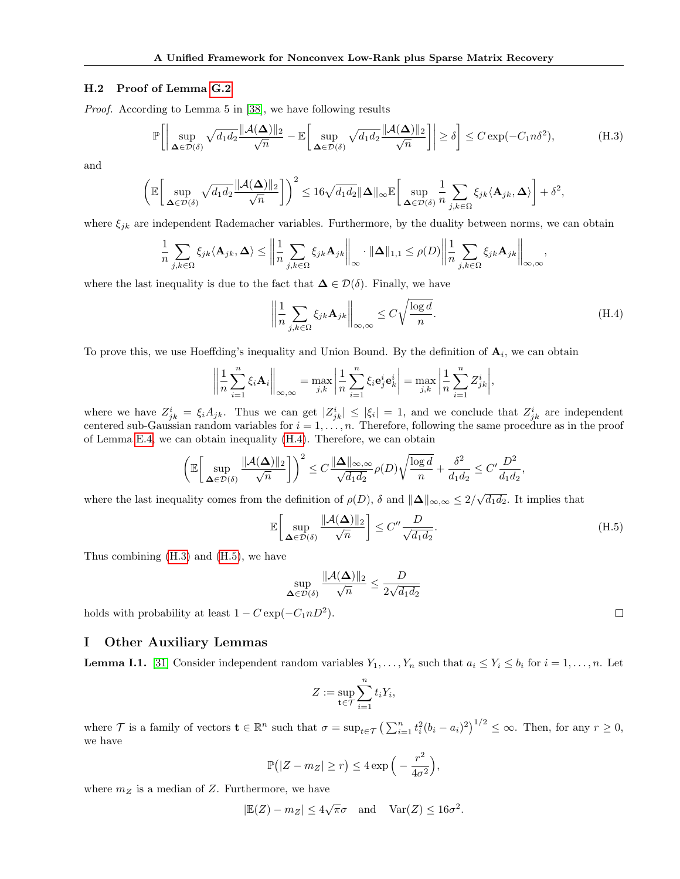### H.2 Proof of Lemma G.2

*Proof.* According to Lemma 5 in [38], we have following results

$$\mathbb{P}\bigg[\bigg|\sup_{\mathbf{\Delta}\in\mathcal{D}(\delta)}\sqrt{d_1d_2}\frac{\|\mathcal{A}(\mathbf{\Delta})\|_2}{\sqrt{n}} - \mathbb{E}\bigg[\sup_{\mathbf{\Delta}\in\mathcal{D}(\delta)}\sqrt{d_1d_2}\frac{\|\mathcal{A}(\mathbf{\Delta})\|_2}{\sqrt{n}}\bigg]\bigg| \geq \delta\bigg] \leq C\exp(-C_1 n\delta^2), \tag{H.3}$$

and

$$\bigg(\mathbb{E}\bigg[\sup_{\mathbf{\Delta}\in\mathcal{D}(\delta)}\sqrt{d_1d_2}\frac{\|\mathcal{A}(\mathbf{\Delta})\|_2}{\sqrt{n}}\bigg]\bigg)^2 \leq 16\sqrt{d_1d_2}\|\mathbf{\Delta}\|_\infty \mathbb{E}\bigg[\sup_{\mathbf{\Delta}\in\mathcal{D}(\delta)}\frac{1}{n}\sum_{j,k\in\Omega}\xi_{jk}\langle\mathbf{A}_{jk},\mathbf{\Delta}\rangle\bigg] + \delta^2,$$

where $\xi_{jk}$ are independent Rademacher variables. Furthermore, by the duality between norms, we can obtain

$$\frac{1}{n}\sum_{j,k\in\Omega}\xi_{jk}\langle\mathbf{A}_{jk},\mathbf{\Delta}\rangle \leq \bigg\|\frac{1}{n}\sum_{j,k\in\Omega}\xi_{jk}\mathbf{A}_{jk}\bigg\|_\infty \cdot \|\mathbf{\Delta}\|_{1,1} \leq \rho(D)\bigg\|\frac{1}{n}\sum_{j,k\in\Omega}\xi_{jk}\mathbf{A}_{jk}\bigg\|_{\infty,\infty},$$

where the last inequality is due to the fact that $\mathbf{\Delta}\in\mathcal{D}(\delta)$. Finally, we have

$$\bigg\|\frac{1}{n}\sum_{j,k\in\Omega}\xi_{jk}\mathbf{A}_{jk}\bigg\|_{\infty,\infty} \leq C\sqrt{\frac{\log d}{n}}. \tag{H.4}$$

To prove this, we use Hoeffding's inequality and Union Bound. By the definition of $\mathbf{A}_i$, we can obtain

$$\bigg\|\frac{1}{n}\sum_{i=1}^n\xi_i\mathbf{A}_i\bigg\|_{\infty,\infty} = \max_{j,k}\bigg|\frac{1}{n}\sum_{i=1}^n\xi_i\mathbf{e}_j^i\mathbf{e}_k^i\bigg| = \max_{j,k}\bigg|\frac{1}{n}\sum_{i=1}^n Z_{jk}^i\bigg|,$$

where we have $Z_{jk}^i = \xi_i A_{jk}$. Thus we can get $|Z_{jk}^i| \leq |\xi_i| = 1$, and we conclude that $Z_{jk}^i$ are independent centered sub-Gaussian random variables for $i = 1,\ldots,n$. Therefore, following the same procedure as in the proof of Lemma E.4, we can obtain inequality (H.4). Therefore, we can obtain

$$\bigg(\mathbb{E}\bigg[\sup_{\mathbf{\Delta}\in\mathcal{D}(\delta)}\frac{\|\mathcal{A}(\mathbf{\Delta})\|_2}{\sqrt{n}}\bigg]\bigg)^2 \leq C\frac{\|\mathbf{\Delta}\|_{\infty,\infty}}{\sqrt{d_1d_2}}\rho(D)\sqrt{\frac{\log d}{n}} + \frac{\delta^2}{d_1d_2} \leq C'\frac{D^2}{d_1d_2},$$

where the last inequality comes from the definition of $\rho(D)$, $\delta$ and $\|\mathbf{\Delta}\|_{\infty,\infty} \leq 2/\sqrt{d_1d_2}$. It implies that

$$\mathbb{E}\bigg[\sup_{\mathbf{\Delta}\in\mathcal{D}(\delta)}\frac{\|\mathcal{A}(\mathbf{\Delta})\|_2}{\sqrt{n}}\bigg] \leq C''\frac{D}{\sqrt{d_1d_2}}. \tag{H.5}$$

Thus combining (H.3) and (H.5), we have

$$\sup_{\mathbf{\Delta}\in\mathcal{D}(\delta)}\frac{\|\mathcal{A}(\mathbf{\Delta})\|_2}{\sqrt{n}} \leq \frac{D}{2\sqrt{d_1d_2}}$$

holds with probability at least $1 - C\exp(-C_1nD^2)$. □

## I Other Auxiliary Lemmas

**Lemma I.1.** [31] Consider independent random variables $Y_1,\ldots,Y_n$ such that $a_i \leq Y_i \leq b_i$ for $i = 1,\ldots,n$. Let

$$Z := \sup_{\mathbf{t}\in\mathcal{T}}\sum_{i=1}^n t_iY_i,$$

where $\mathcal{T}$ is a family of vectors $\mathbf{t}\in\mathbb{R}^n$ such that $\sigma = \sup_{t\in\mathcal{T}}\big(\sum_{i=1}^n t_i^2(b_i-a_i)^2\big)^{1/2} \leq \infty$. Then, for any $r \geq 0$, we have

$$\mathbb{P}\big(|Z - m_Z| \geq r\big) \leq 4\exp\Big(-\frac{r^2}{4\sigma^2}\Big),$$

where $m_Z$ is a median of $Z$. Furthermore, we have

$$|\mathbb{E}(Z) - m_Z| \leq 4\sqrt{\pi}\sigma \quad \text{and} \quad \mathrm{Var}(Z) \leq 16\sigma^2.$$